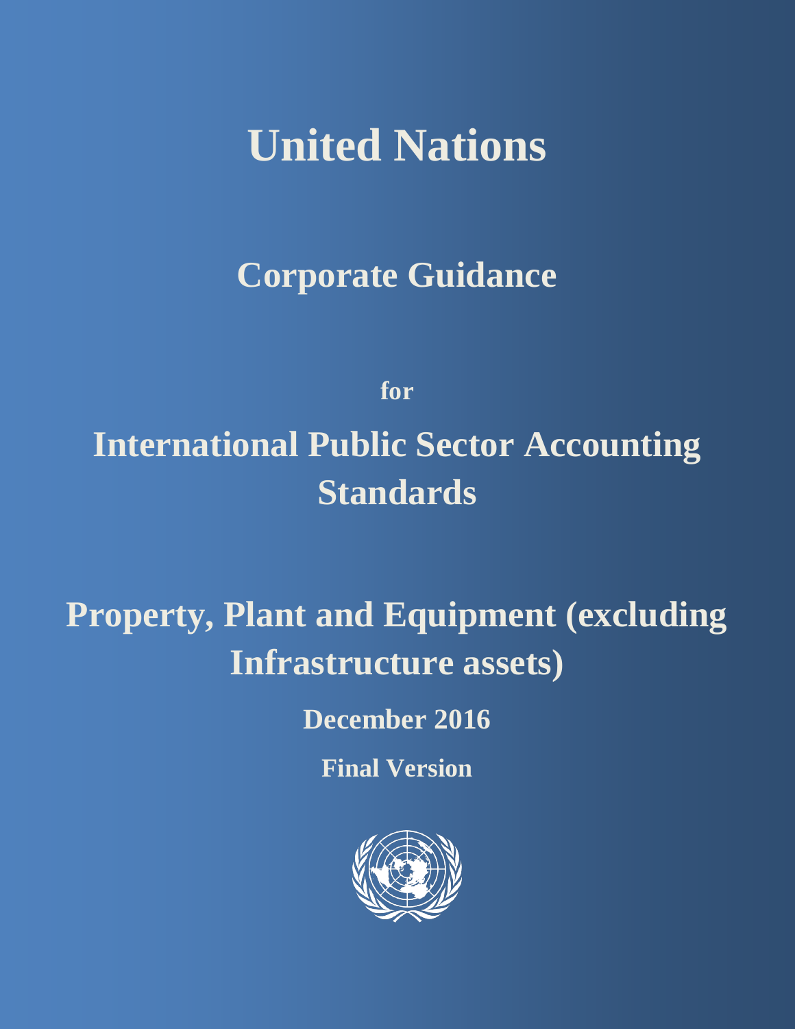# United Nations

## Corporate Guidance

for

## International Public Sector Accounting Standards

# Property, Plant and Equipment (excluding Infrastructure assets)

**December 2016**

**Final Version**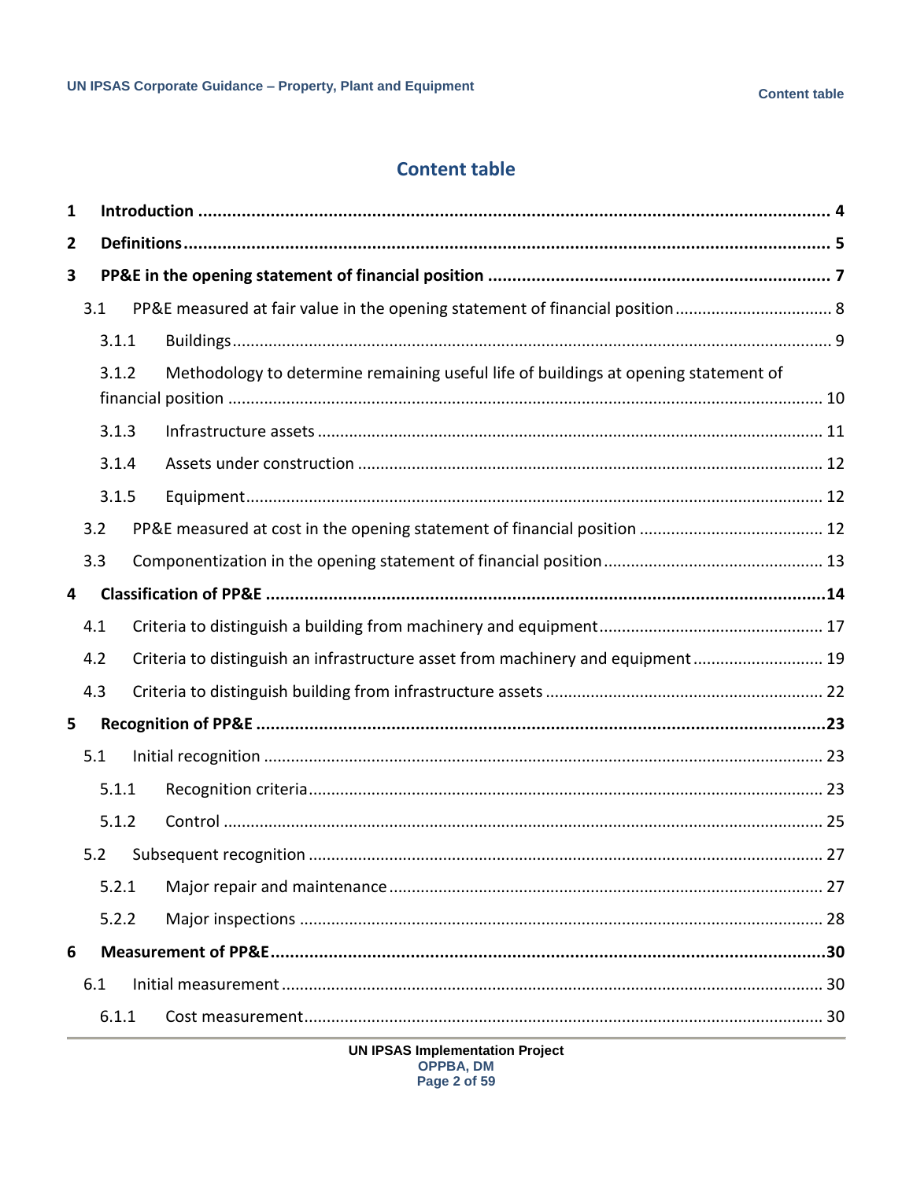# Content table

**1 Introduction** .......... **4**

**2 Definitions** .......... **5**

**3 PP&E in the opening statement of financial position** .......... **7**

- 3.1 PP&E measured at fair value in the opening statement of financial position .......... 8
  - 3.1.1 Buildings .......... 9
  - 3.1.2 Methodology to determine remaining useful life of buildings at opening statement of financial position .......... 10
  - 3.1.3 Infrastructure assets .......... 11
  - 3.1.4 Assets under construction .......... 12
  - 3.1.5 Equipment .......... 12
- 3.2 PP&E measured at cost in the opening statement of financial position .......... 12
- 3.3 Componentization in the opening statement of financial position .......... 13

**4 Classification of PP&E** .......... **14**

- 4.1 Criteria to distinguish a building from machinery and equipment .......... 17
- 4.2 Criteria to distinguish an infrastructure asset from machinery and equipment .......... 19
- 4.3 Criteria to distinguish building from infrastructure assets .......... 22

**5 Recognition of PP&E** .......... **23**

- 5.1 Initial recognition .......... 23
  - 5.1.1 Recognition criteria .......... 23
  - 5.1.2 Control .......... 25
- 5.2 Subsequent recognition .......... 27
  - 5.2.1 Major repair and maintenance .......... 27
  - 5.2.2 Major inspections .......... 28

**6 Measurement of PP&E** .......... **30**

- 6.1 Initial measurement .......... 30
  - 6.1.1 Cost measurement .......... 30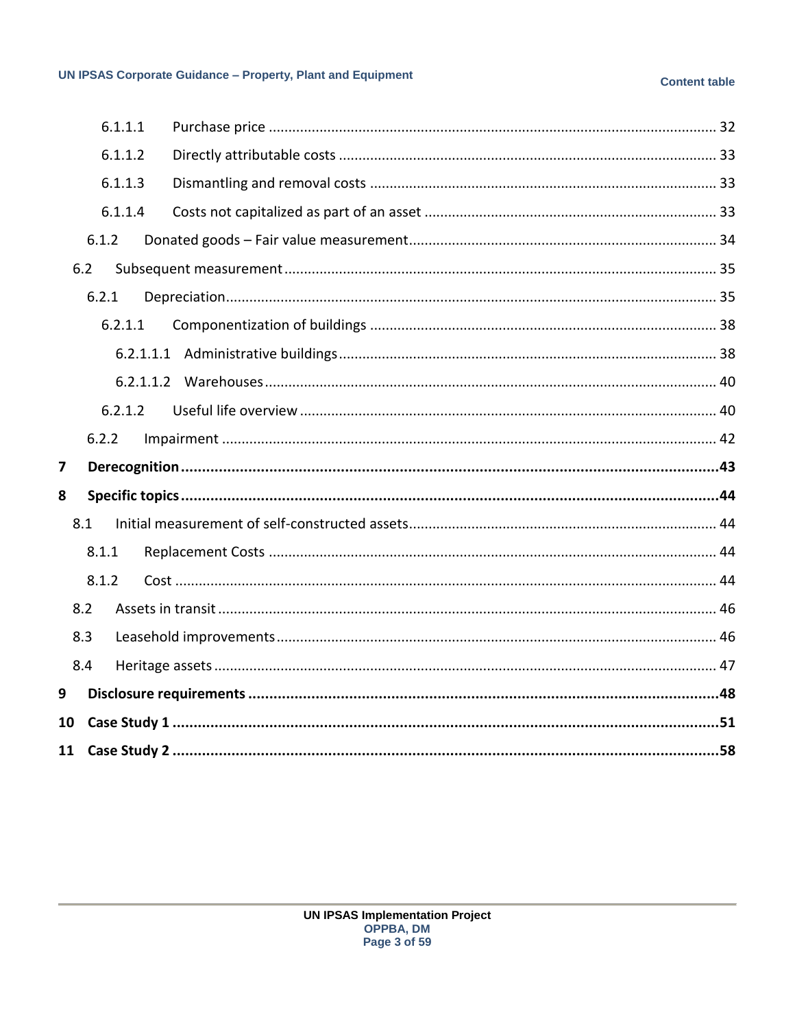- 6.1.1.1 Purchase price ... 32
- 6.1.1.2 Directly attributable costs ... 33
- 6.1.1.3 Dismantling and removal costs ... 33
- 6.1.1.4 Costs not capitalized as part of an asset ... 33
- 6.1.2 Donated goods – Fair value measurement ... 34
- 6.2 Subsequent measurement ... 35
- 6.2.1 Depreciation ... 35
- 6.2.1.1 Componentization of buildings ... 38
- 6.2.1.1.1 Administrative buildings ... 38
- 6.2.1.1.2 Warehouses ... 40
- 6.2.1.2 Useful life overview ... 40
- 6.2.2 Impairment ... 42
- **7 Derecognition ... 43**
- **8 Specific topics ... 44**
- 8.1 Initial measurement of self-constructed assets ... 44
- 8.1.1 Replacement Costs ... 44
- 8.1.2 Cost ... 44
- 8.2 Assets in transit ... 46
- 8.3 Leasehold improvements ... 46
- 8.4 Heritage assets ... 47
- **9 Disclosure requirements ... 48**
- **10 Case Study 1 ... 51**
- **11 Case Study 2 ... 58**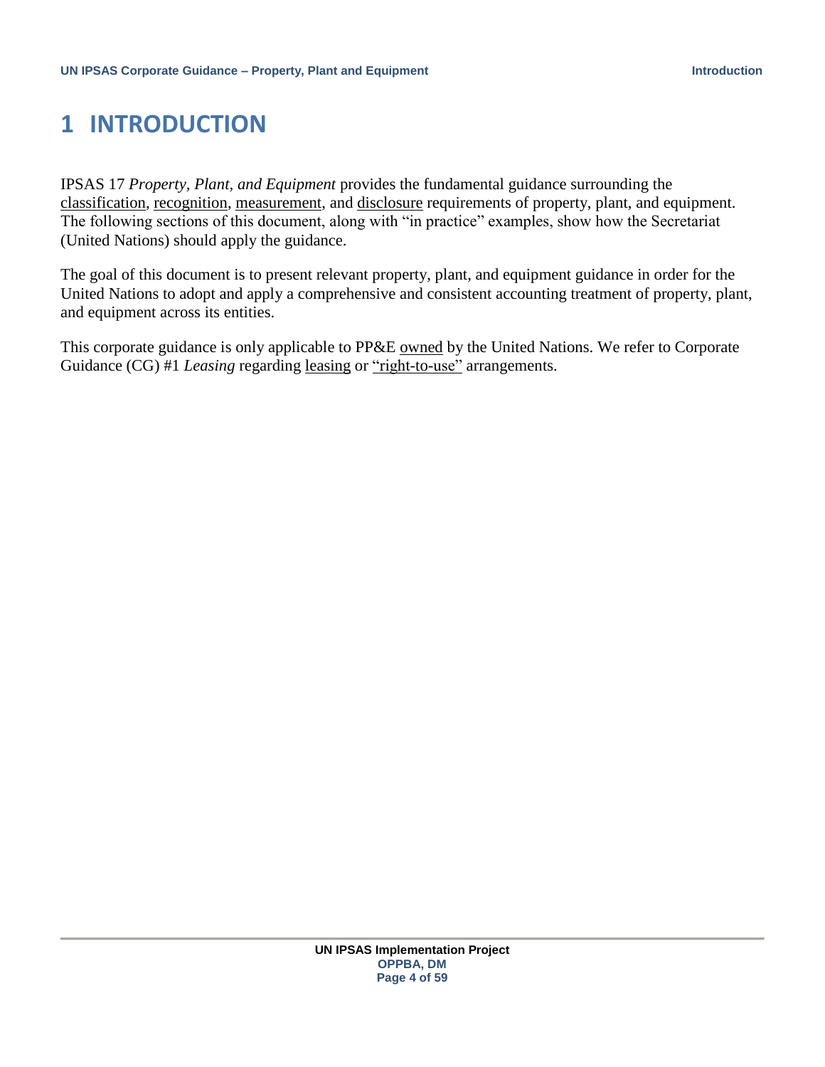# 1 INTRODUCTION

IPSAS 17 *Property, Plant, and Equipment* provides the fundamental guidance surrounding the classification, recognition, measurement, and disclosure requirements of property, plant, and equipment. The following sections of this document, along with "in practice" examples, show how the Secretariat (United Nations) should apply the guidance.

The goal of this document is to present relevant property, plant, and equipment guidance in order for the United Nations to adopt and apply a comprehensive and consistent accounting treatment of property, plant, and equipment across its entities.

This corporate guidance is only applicable to PP&E owned by the United Nations. We refer to Corporate Guidance (CG) #1 *Leasing* regarding leasing or "right-to-use" arrangements.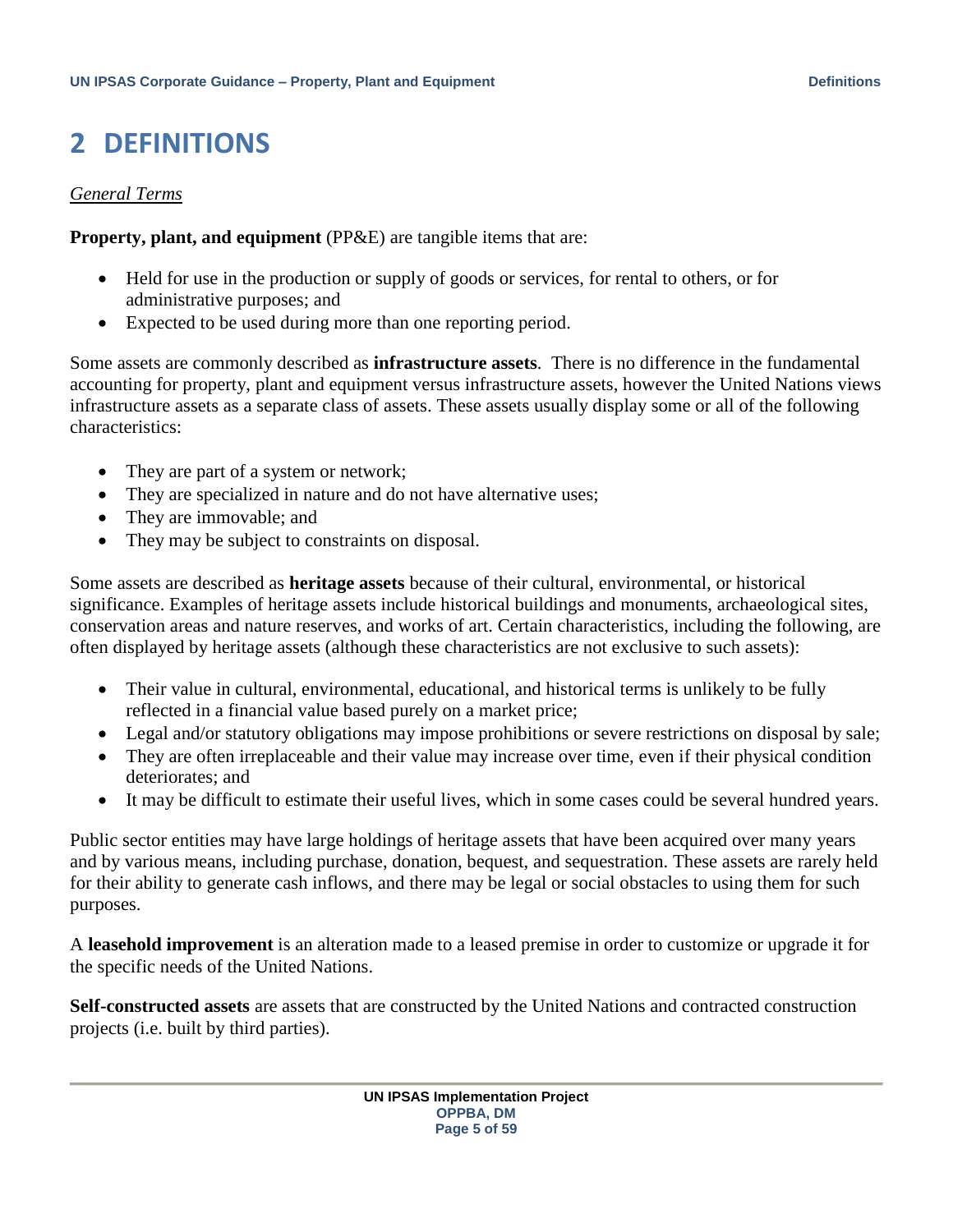# 2 DEFINITIONS

*General Terms*

**Property, plant, and equipment** (PP&E) are tangible items that are:

- Held for use in the production or supply of goods or services, for rental to others, or for administrative purposes; and
- Expected to be used during more than one reporting period.

Some assets are commonly described as **infrastructure assets**. There is no difference in the fundamental accounting for property, plant and equipment versus infrastructure assets, however the United Nations views infrastructure assets as a separate class of assets. These assets usually display some or all of the following characteristics:

- They are part of a system or network;
- They are specialized in nature and do not have alternative uses;
- They are immovable; and
- They may be subject to constraints on disposal.

Some assets are described as **heritage assets** because of their cultural, environmental, or historical significance. Examples of heritage assets include historical buildings and monuments, archaeological sites, conservation areas and nature reserves, and works of art. Certain characteristics, including the following, are often displayed by heritage assets (although these characteristics are not exclusive to such assets):

- Their value in cultural, environmental, educational, and historical terms is unlikely to be fully reflected in a financial value based purely on a market price;
- Legal and/or statutory obligations may impose prohibitions or severe restrictions on disposal by sale;
- They are often irreplaceable and their value may increase over time, even if their physical condition deteriorates; and
- It may be difficult to estimate their useful lives, which in some cases could be several hundred years.

Public sector entities may have large holdings of heritage assets that have been acquired over many years and by various means, including purchase, donation, bequest, and sequestration. These assets are rarely held for their ability to generate cash inflows, and there may be legal or social obstacles to using them for such purposes.

A **leasehold improvement** is an alteration made to a leased premise in order to customize or upgrade it for the specific needs of the United Nations.

**Self-constructed assets** are assets that are constructed by the United Nations and contracted construction projects (i.e. built by third parties).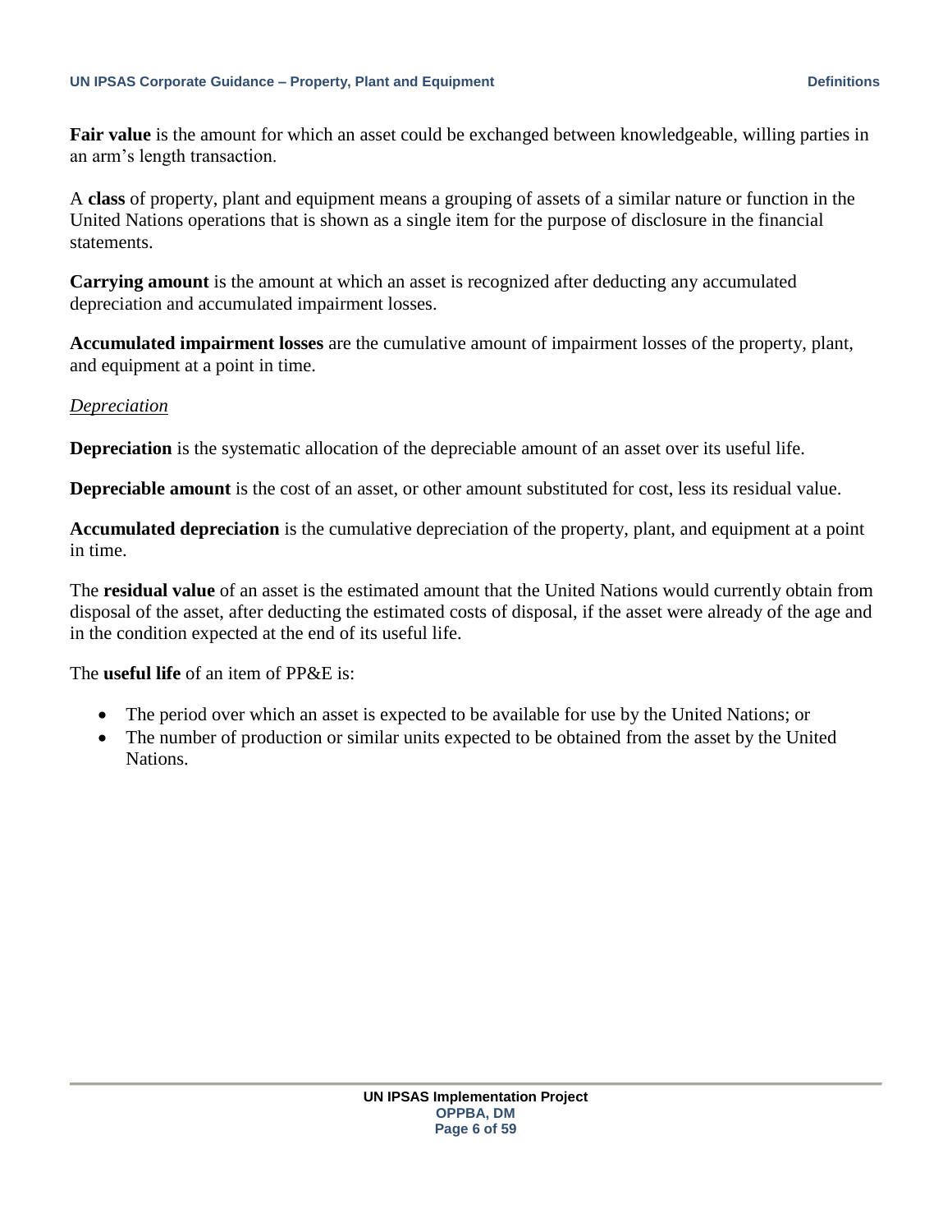**Fair value** is the amount for which an asset could be exchanged between knowledgeable, willing parties in an arm's length transaction.

A **class** of property, plant and equipment means a grouping of assets of a similar nature or function in the United Nations operations that is shown as a single item for the purpose of disclosure in the financial statements.

**Carrying amount** is the amount at which an asset is recognized after deducting any accumulated depreciation and accumulated impairment losses.

**Accumulated impairment losses** are the cumulative amount of impairment losses of the property, plant, and equipment at a point in time.

<u>*Depreciation*</u>

**Depreciation** is the systematic allocation of the depreciable amount of an asset over its useful life.

**Depreciable amount** is the cost of an asset, or other amount substituted for cost, less its residual value.

**Accumulated depreciation** is the cumulative depreciation of the property, plant, and equipment at a point in time.

The **residual value** of an asset is the estimated amount that the United Nations would currently obtain from disposal of the asset, after deducting the estimated costs of disposal, if the asset were already of the age and in the condition expected at the end of its useful life.

The **useful life** of an item of PP&E is:

- The period over which an asset is expected to be available for use by the United Nations; or
- The number of production or similar units expected to be obtained from the asset by the United Nations.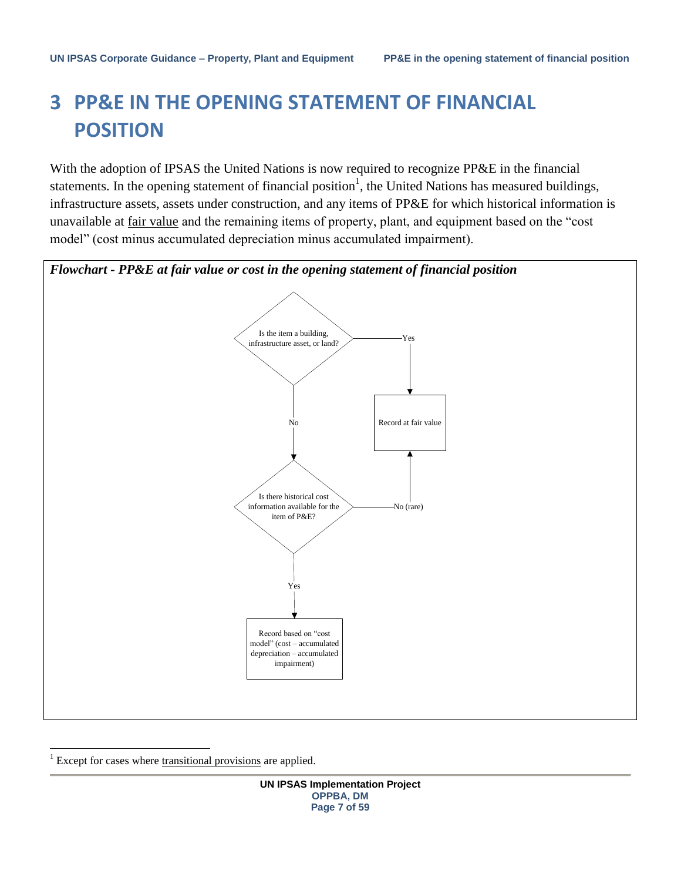# 3 PP&E IN THE OPENING STATEMENT OF FINANCIAL POSITION

With the adoption of IPSAS the United Nations is now required to recognize PP&E in the financial statements. In the opening statement of financial position[1], the United Nations has measured buildings, infrastructure assets, assets under construction, and any items of PP&E for which historical information is unavailable at fair value and the remaining items of property, plant, and equipment based on the "cost model" (cost minus accumulated depreciation minus accumulated impairment).

***Flowchart - PP&E at fair value or cost in the opening statement of financial position***

Is the item a building, infrastructure asset, or land?

Yes

Record at fair value

No

Is there historical cost information available for the item of P&E?

No (rare)

Yes

Record based on "cost model" (cost – accumulated depreciation – accumulated impairment)

[1] Except for cases where transitional provisions are applied.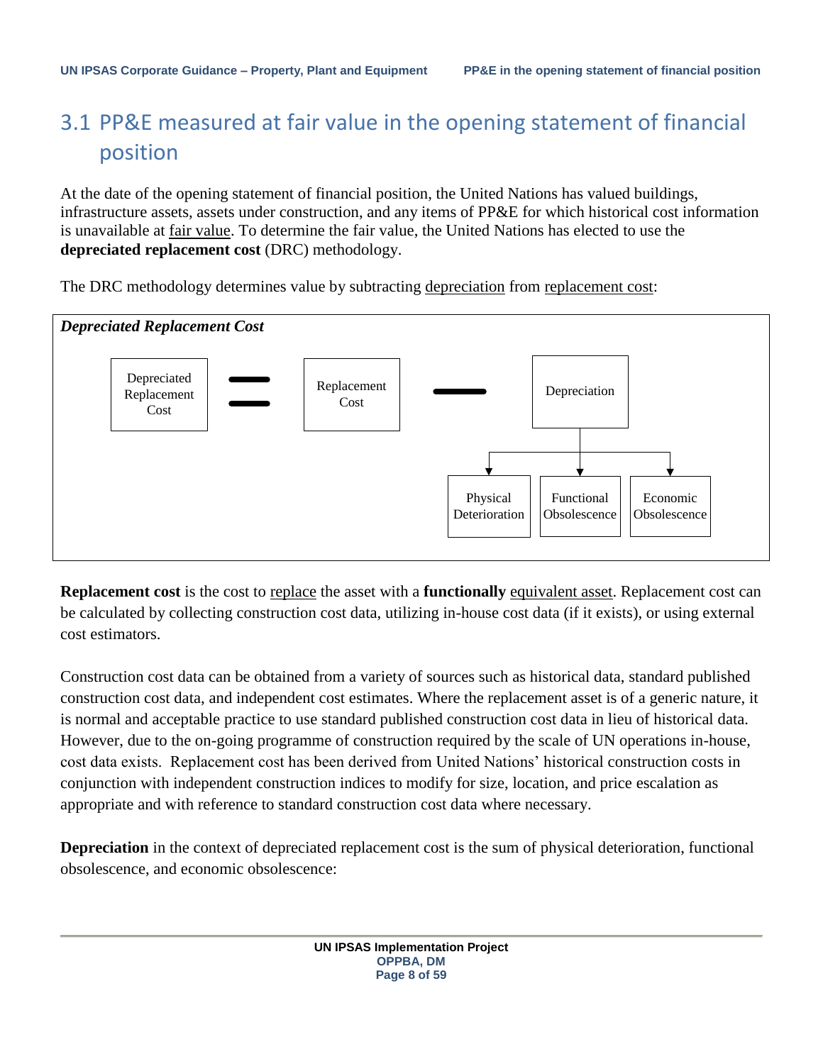## 3.1 PP&E measured at fair value in the opening statement of financial position

At the date of the opening statement of financial position, the United Nations has valued buildings, infrastructure assets, assets under construction, and any items of PP&E for which historical cost information is unavailable at fair value. To determine the fair value, the United Nations has elected to use the **depreciated replacement cost** (DRC) methodology.

The DRC methodology determines value by subtracting depreciation from replacement cost:

***Depreciated Replacement Cost***

Depreciated Replacement Cost = Replacement Cost − Depreciation

Depreciation: Physical Deterioration, Functional Obsolescence, Economic Obsolescence

**Replacement cost** is the cost to replace the asset with a **functionally** equivalent asset. Replacement cost can be calculated by collecting construction cost data, utilizing in-house cost data (if it exists), or using external cost estimators.

Construction cost data can be obtained from a variety of sources such as historical data, standard published construction cost data, and independent cost estimates. Where the replacement asset is of a generic nature, it is normal and acceptable practice to use standard published construction cost data in lieu of historical data. However, due to the on-going programme of construction required by the scale of UN operations in-house, cost data exists. Replacement cost has been derived from United Nations' historical construction costs in conjunction with independent construction indices to modify for size, location, and price escalation as appropriate and with reference to standard construction cost data where necessary.

**Depreciation** in the context of depreciated replacement cost is the sum of physical deterioration, functional obsolescence, and economic obsolescence: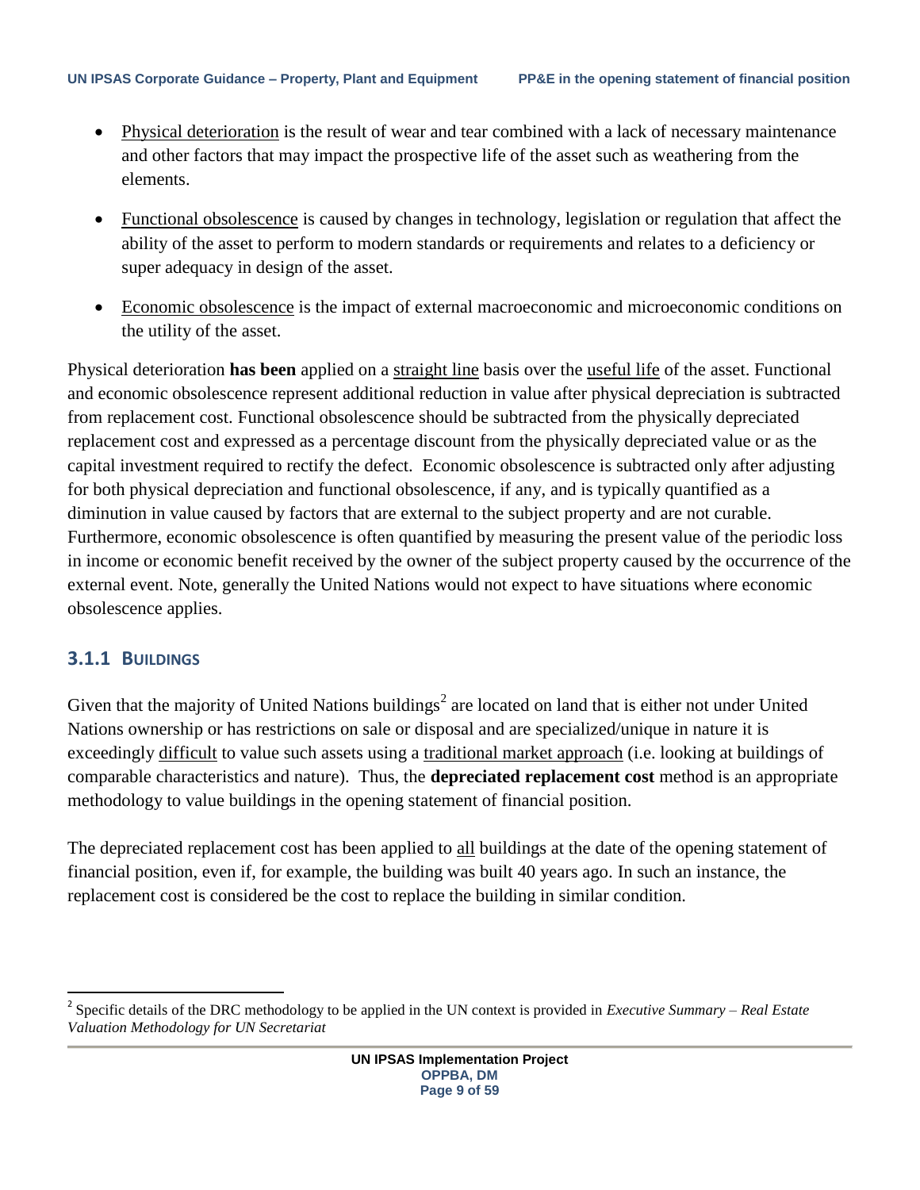- Physical deterioration is the result of wear and tear combined with a lack of necessary maintenance and other factors that may impact the prospective life of the asset such as weathering from the elements.

- Functional obsolescence is caused by changes in technology, legislation or regulation that affect the ability of the asset to perform to modern standards or requirements and relates to a deficiency or super adequacy in design of the asset.

- Economic obsolescence is the impact of external macroeconomic and microeconomic conditions on the utility of the asset.

Physical deterioration **has been** applied on a straight line basis over the useful life of the asset. Functional and economic obsolescence represent additional reduction in value after physical depreciation is subtracted from replacement cost. Functional obsolescence should be subtracted from the physically depreciated replacement cost and expressed as a percentage discount from the physically depreciated value or as the capital investment required to rectify the defect. Economic obsolescence is subtracted only after adjusting for both physical depreciation and functional obsolescence, if any, and is typically quantified as a diminution in value caused by factors that are external to the subject property and are not curable. Furthermore, economic obsolescence is often quantified by measuring the present value of the periodic loss in income or economic benefit received by the owner of the subject property caused by the occurrence of the external event. Note, generally the United Nations would not expect to have situations where economic obsolescence applies.

### 3.1.1 Buildings

Given that the majority of United Nations buildings[2] are located on land that is either not under United Nations ownership or has restrictions on sale or disposal and are specialized/unique in nature it is exceedingly difficult to value such assets using a traditional market approach (i.e. looking at buildings of comparable characteristics and nature). Thus, the **depreciated replacement cost** method is an appropriate methodology to value buildings in the opening statement of financial position.

The depreciated replacement cost has been applied to all buildings at the date of the opening statement of financial position, even if, for example, the building was built 40 years ago. In such an instance, the replacement cost is considered be the cost to replace the building in similar condition.

[2] Specific details of the DRC methodology to be applied in the UN context is provided in *Executive Summary – Real Estate Valuation Methodology for UN Secretariat*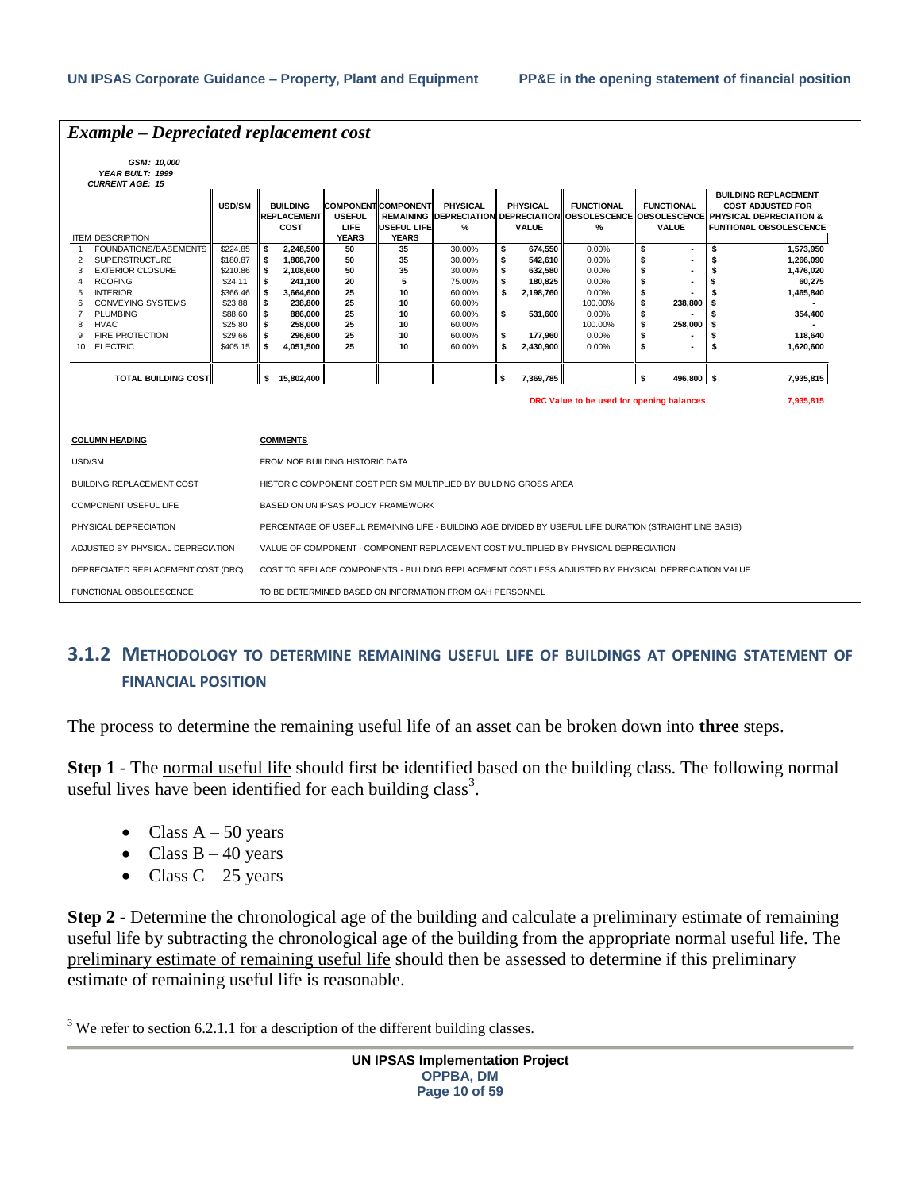## *Example – Depreciated replacement cost*

***GSM: 10,000***
***YEAR BUILT: 1999***
***CURRENT AGE: 15***

| | ITEM DESCRIPTION | USD/SM | BUILDING REPLACEMENT COST | COMPONENT USEFUL LIFE YEARS | COMPONENT REMAINING USEFUL LIFE YEARS | PHYSICAL DEPRECIATION % | PHYSICAL DEPRECIATION VALUE | FUNCTIONAL OBSOLESCENCE % | FUNCTIONAL OBSOLESCENCE VALUE | BUILDING REPLACEMENT COST ADJUSTED FOR PHYSICAL DEPRECIATION & FUNTIONAL OBSOLESCENCE |
|---|---|---|---|---|---|---|---|---|---|---|
| 1 | FOUNDATIONS/BASEMENTS | $224.85 | $ 2,248,500 | 50 | 35 | 30.00% | $ 674,550 | 0.00% | $ - | $ 1,573,950 |
| 2 | SUPERSTRUCTURE | $180.87 | $ 1,808,700 | 50 | 35 | 30.00% | $ 542,610 | 0.00% | $ - | $ 1,266,090 |
| 3 | EXTERIOR CLOSURE | $210.86 | $ 2,108,600 | 50 | 35 | 30.00% | $ 632,580 | 0.00% | $ - | $ 1,476,020 |
| 4 | ROOFING | $24.11 | $ 241,100 | 20 | 5 | 75.00% | $ 180,825 | 0.00% | $ - | $ 60,275 |
| 5 | INTERIOR | $366.46 | $ 3,664,600 | 25 | 10 | 60.00% | $ 2,198,760 | 0.00% | $ - | $ 1,465,840 |
| 6 | CONVEYING SYSTEMS | $23.88 | $ 238,800 | 25 | 10 | 60.00% | | 100.00% | $ 238,800 | $ - |
| 7 | PLUMBING | $88.60 | $ 886,000 | 25 | 10 | 60.00% | $ 531,600 | 0.00% | $ - | $ 354,400 |
| 8 | HVAC | $25.80 | $ 258,000 | 25 | 10 | 60.00% | | 100.00% | $ 258,000 | $ - |
| 9 | FIRE PROTECTION | $29.66 | $ 296,600 | 25 | 10 | 60.00% | $ 177,960 | 0.00% | $ - | $ 118,640 |
| 10 | ELECTRIC | $405.15 | $ 4,051,500 | 25 | 10 | 60.00% | $ 2,430,900 | 0.00% | $ - | $ 1,620,600 |
| | **TOTAL BUILDING COST** | | $ 15,802,400 | | | | $ 7,369,785 | | $ 496,800 | $ 7,935,815 |

**DRC Value to be used for opening balances** 7,935,815

| COLUMN HEADING | COMMENTS |
|---|---|
| USD/SM | FROM NOF BUILDING HISTORIC DATA |
| BUILDING REPLACEMENT COST | HISTORIC COMPONENT COST PER SM MULTIPLIED BY BUILDING GROSS AREA |
| COMPONENT USEFUL LIFE | BASED ON UN IPSAS POLICY FRAMEWORK |
| PHYSICAL DEPRECIATION | PERCENTAGE OF USEFUL REMAINING LIFE - BUILDING AGE DIVIDED BY USEFUL LIFE DURATION (STRAIGHT LINE BASIS) |
| ADJUSTED BY PHYSICAL DEPRECIATION | VALUE OF COMPONENT - COMPONENT REPLACEMENT COST MULTIPLIED BY PHYSICAL DEPRECIATION |
| DEPRECIATED REPLACEMENT COST (DRC) | COST TO REPLACE COMPONENTS - BUILDING REPLACEMENT COST LESS ADJUSTED BY PHYSICAL DEPRECIATION VALUE |
| FUNCTIONAL OBSOLESCENCE | TO BE DETERMINED BASED ON INFORMATION FROM OAH PERSONNEL |

### 3.1.2 METHODOLOGY TO DETERMINE REMAINING USEFUL LIFE OF BUILDINGS AT OPENING STATEMENT OF FINANCIAL POSITION

The process to determine the remaining useful life of an asset can be broken down into **three** steps.

**Step 1** - The normal useful life should first be identified based on the building class. The following normal useful lives have been identified for each building class[3].

- Class A – 50 years
- Class B – 40 years
- Class C – 25 years

**Step 2** - Determine the chronological age of the building and calculate a preliminary estimate of remaining useful life by subtracting the chronological age of the building from the appropriate normal useful life. The preliminary estimate of remaining useful life should then be assessed to determine if this preliminary estimate of remaining useful life is reasonable.

[3] We refer to section 6.2.1.1 for a description of the different building classes.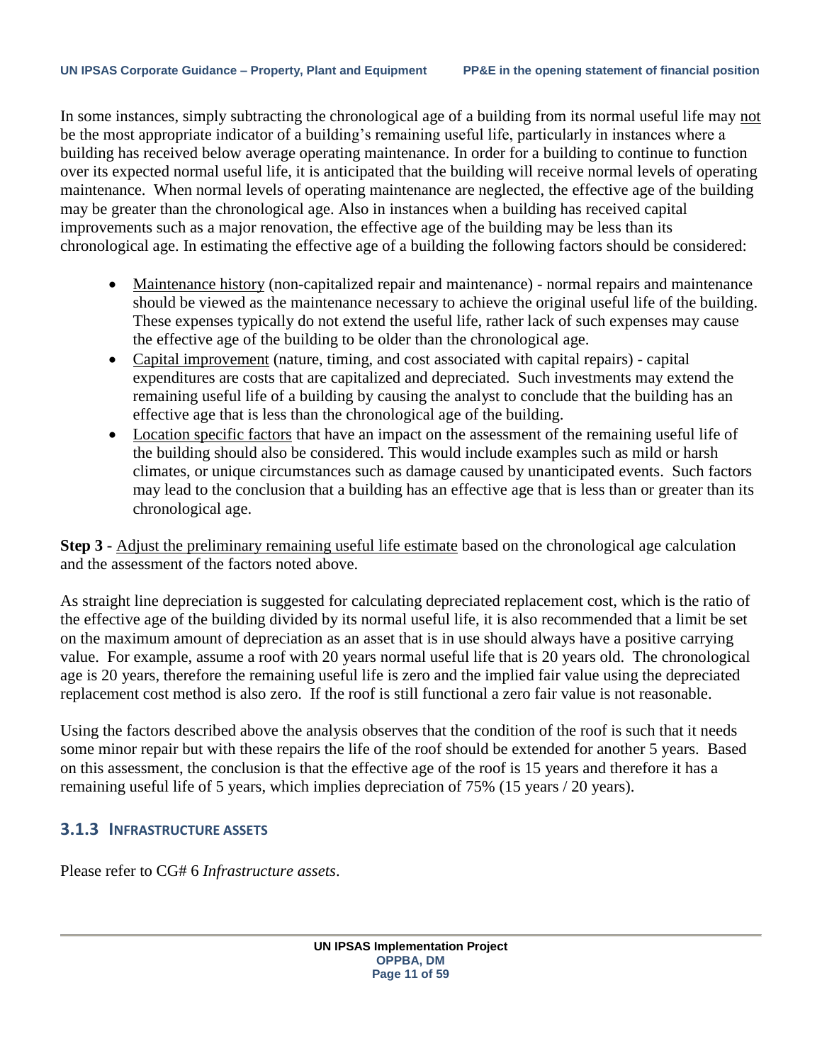In some instances, simply subtracting the chronological age of a building from its normal useful life may not be the most appropriate indicator of a building's remaining useful life, particularly in instances where a building has received below average operating maintenance. In order for a building to continue to function over its expected normal useful life, it is anticipated that the building will receive normal levels of operating maintenance. When normal levels of operating maintenance are neglected, the effective age of the building may be greater than the chronological age. Also in instances when a building has received capital improvements such as a major renovation, the effective age of the building may be less than its chronological age. In estimating the effective age of a building the following factors should be considered:

- Maintenance history (non-capitalized repair and maintenance) - normal repairs and maintenance should be viewed as the maintenance necessary to achieve the original useful life of the building. These expenses typically do not extend the useful life, rather lack of such expenses may cause the effective age of the building to be older than the chronological age.
- Capital improvement (nature, timing, and cost associated with capital repairs) - capital expenditures are costs that are capitalized and depreciated. Such investments may extend the remaining useful life of a building by causing the analyst to conclude that the building has an effective age that is less than the chronological age of the building.
- Location specific factors that have an impact on the assessment of the remaining useful life of the building should also be considered. This would include examples such as mild or harsh climates, or unique circumstances such as damage caused by unanticipated events. Such factors may lead to the conclusion that a building has an effective age that is less than or greater than its chronological age.

**Step 3** - Adjust the preliminary remaining useful life estimate based on the chronological age calculation and the assessment of the factors noted above.

As straight line depreciation is suggested for calculating depreciated replacement cost, which is the ratio of the effective age of the building divided by its normal useful life, it is also recommended that a limit be set on the maximum amount of depreciation as an asset that is in use should always have a positive carrying value. For example, assume a roof with 20 years normal useful life that is 20 years old. The chronological age is 20 years, therefore the remaining useful life is zero and the implied fair value using the depreciated replacement cost method is also zero. If the roof is still functional a zero fair value is not reasonable.

Using the factors described above the analysis observes that the condition of the roof is such that it needs some minor repair but with these repairs the life of the roof should be extended for another 5 years. Based on this assessment, the conclusion is that the effective age of the roof is 15 years and therefore it has a remaining useful life of 5 years, which implies depreciation of 75% (15 years / 20 years).

### 3.1.3 Infrastructure assets

Please refer to CG# 6 *Infrastructure assets*.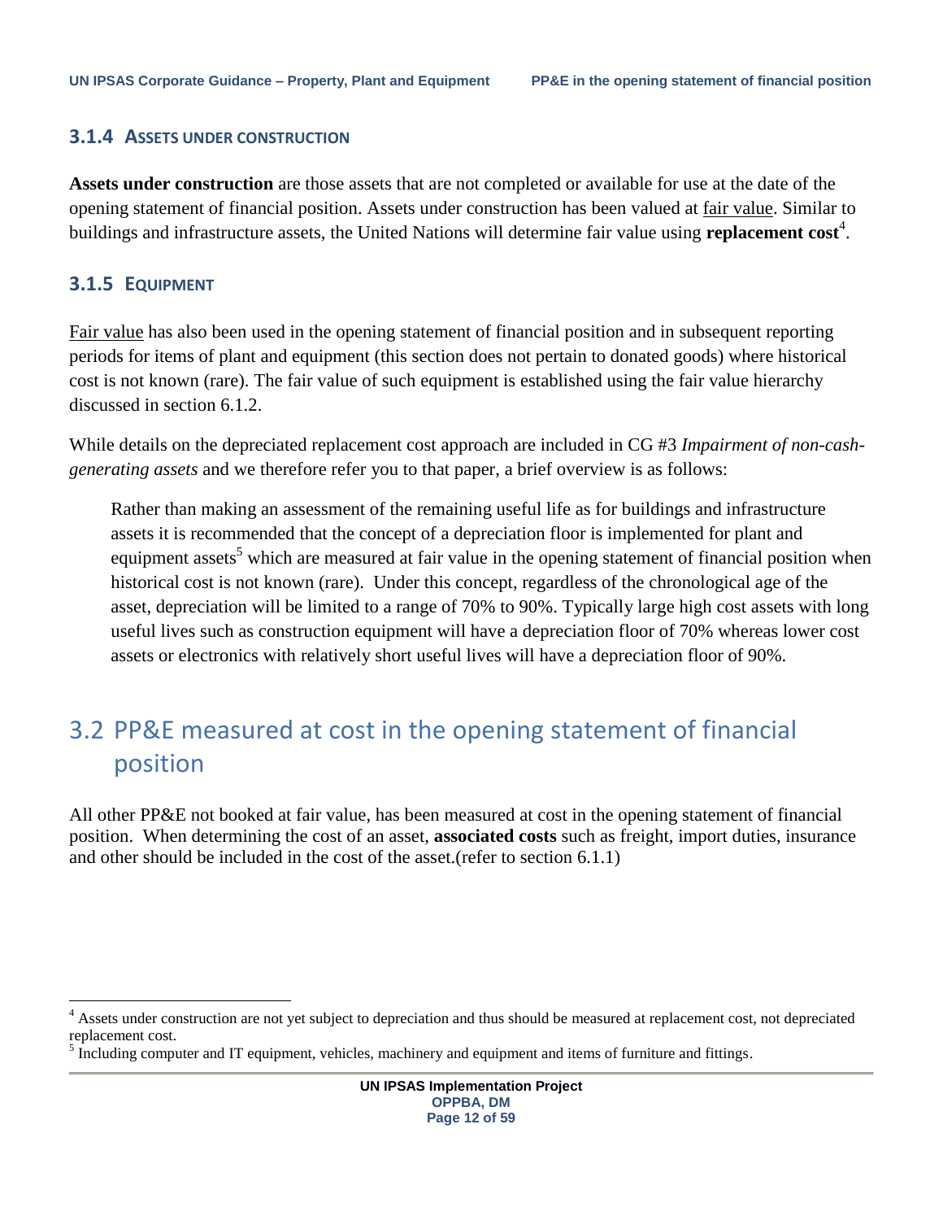### 3.1.4 ASSETS UNDER CONSTRUCTION

**Assets under construction** are those assets that are not completed or available for use at the date of the opening statement of financial position. Assets under construction has been valued at fair value. Similar to buildings and infrastructure assets, the United Nations will determine fair value using **replacement cost**[4].

### 3.1.5 EQUIPMENT

Fair value has also been used in the opening statement of financial position and in subsequent reporting periods for items of plant and equipment (this section does not pertain to donated goods) where historical cost is not known (rare). The fair value of such equipment is established using the fair value hierarchy discussed in section 6.1.2.

While details on the depreciated replacement cost approach are included in CG #3 *Impairment of non-cash-generating assets* and we therefore refer you to that paper, a brief overview is as follows:

> Rather than making an assessment of the remaining useful life as for buildings and infrastructure assets it is recommended that the concept of a depreciation floor is implemented for plant and equipment assets[5] which are measured at fair value in the opening statement of financial position when historical cost is not known (rare). Under this concept, regardless of the chronological age of the asset, depreciation will be limited to a range of 70% to 90%. Typically large high cost assets with long useful lives such as construction equipment will have a depreciation floor of 70% whereas lower cost assets or electronics with relatively short useful lives will have a depreciation floor of 90%.

## 3.2 PP&E measured at cost in the opening statement of financial position

All other PP&E not booked at fair value, has been measured at cost in the opening statement of financial position. When determining the cost of an asset, **associated costs** such as freight, import duties, insurance and other should be included in the cost of the asset.(refer to section 6.1.1)

---

[4] Assets under construction are not yet subject to depreciation and thus should be measured at replacement cost, not depreciated replacement cost.

[5] Including computer and IT equipment, vehicles, machinery and equipment and items of furniture and fittings.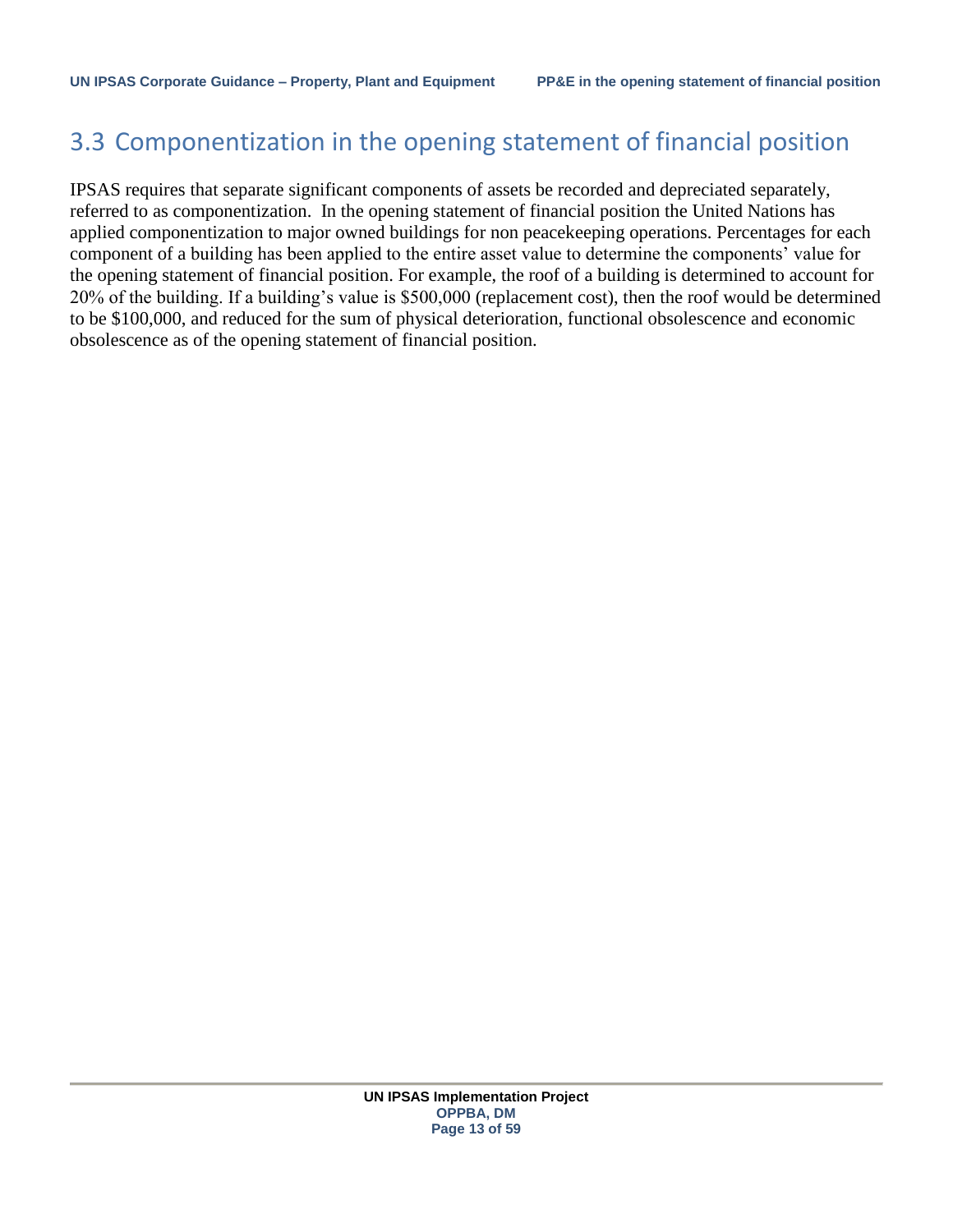## 3.3 Componentization in the opening statement of financial position

IPSAS requires that separate significant components of assets be recorded and depreciated separately, referred to as componentization. In the opening statement of financial position the United Nations has applied componentization to major owned buildings for non peacekeeping operations. Percentages for each component of a building has been applied to the entire asset value to determine the components' value for the opening statement of financial position. For example, the roof of a building is determined to account for 20% of the building. If a building's value is $500,000 (replacement cost), then the roof would be determined to be $100,000, and reduced for the sum of physical deterioration, functional obsolescence and economic obsolescence as of the opening statement of financial position.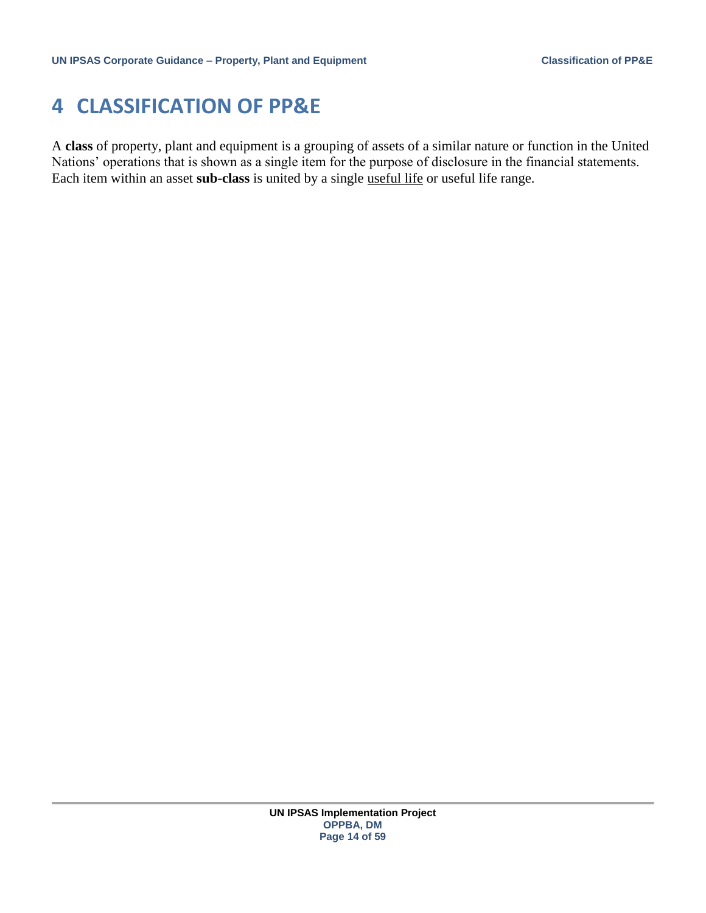# 4 CLASSIFICATION OF PP&E

A **class** of property, plant and equipment is a grouping of assets of a similar nature or function in the United Nations' operations that is shown as a single item for the purpose of disclosure in the financial statements. Each item within an asset **sub-class** is united by a single useful life or useful life range.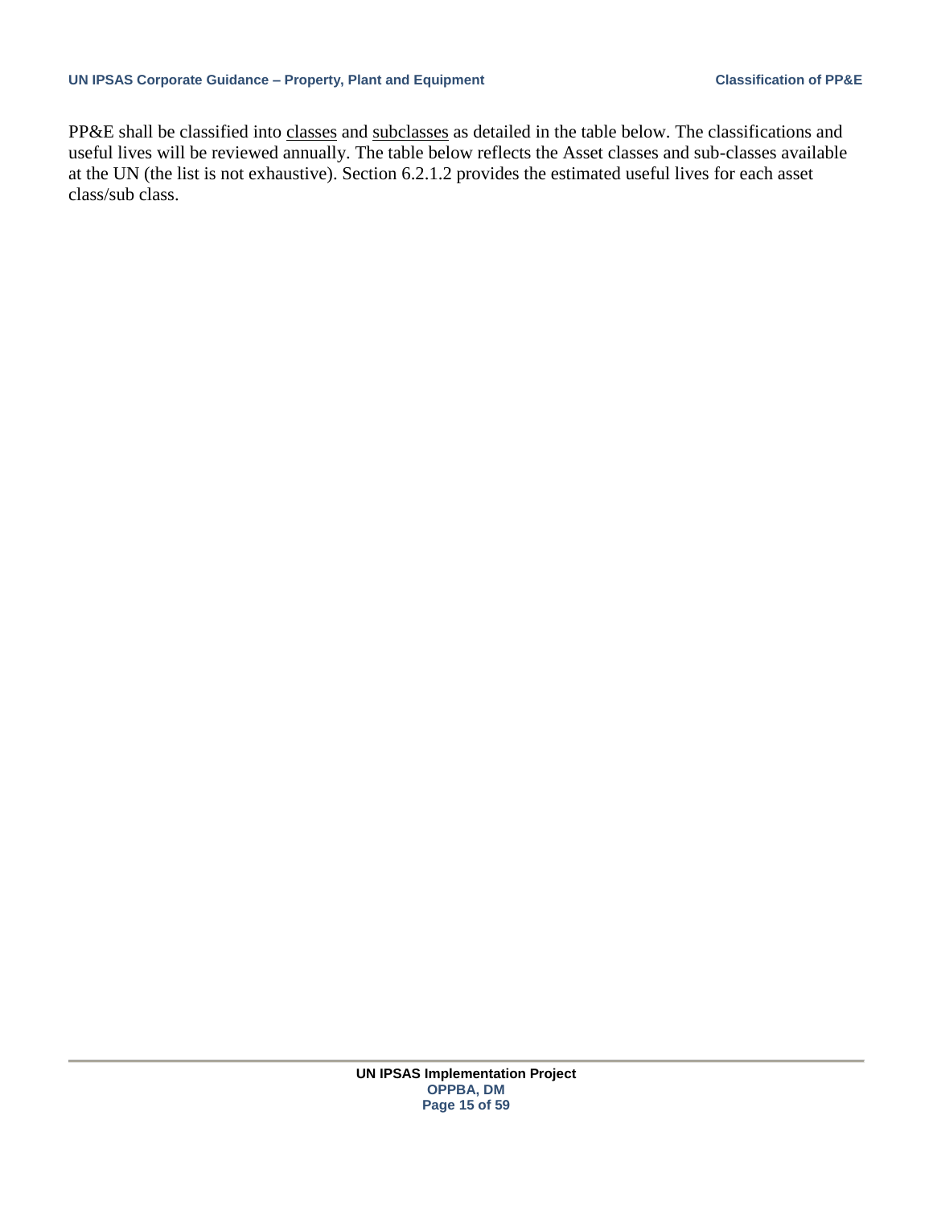PP&E shall be classified into classes and subclasses as detailed in the table below. The classifications and useful lives will be reviewed annually. The table below reflects the Asset classes and sub-classes available at the UN (the list is not exhaustive). Section 6.2.1.2 provides the estimated useful lives for each asset class/sub class.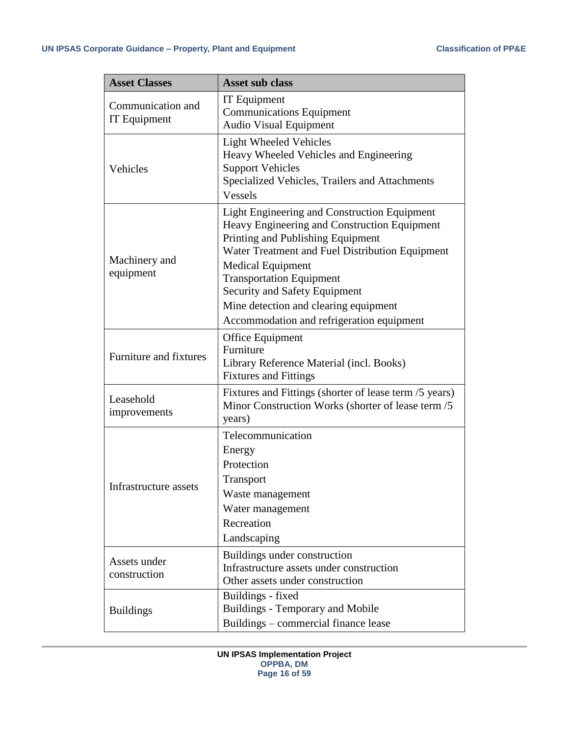| Asset Classes | Asset sub class |
|---|---|
| Communication and IT Equipment | IT Equipment<br>Communications Equipment<br>Audio Visual Equipment |
| Vehicles | Light Wheeled Vehicles<br>Heavy Wheeled Vehicles and Engineering Support Vehicles<br>Specialized Vehicles, Trailers and Attachments<br>Vessels |
| Machinery and equipment | Light Engineering and Construction Equipment<br>Heavy Engineering and Construction Equipment<br>Printing and Publishing Equipment<br>Water Treatment and Fuel Distribution Equipment<br>Medical Equipment<br>Transportation Equipment<br>Security and Safety Equipment<br>Mine detection and clearing equipment<br>Accommodation and refrigeration equipment |
| Furniture and fixtures | Office Equipment<br>Furniture<br>Library Reference Material (incl. Books)<br>Fixtures and Fittings |
| Leasehold improvements | Fixtures and Fittings (shorter of lease term /5 years)<br>Minor Construction Works (shorter of lease term /5 years) |
| Infrastructure assets | Telecommunication<br>Energy<br>Protection<br>Transport<br>Waste management<br>Water management<br>Recreation<br>Landscaping |
| Assets under construction | Buildings under construction<br>Infrastructure assets under construction<br>Other assets under construction |
| Buildings | Buildings - fixed<br>Buildings - Temporary and Mobile<br>Buildings – commercial finance lease |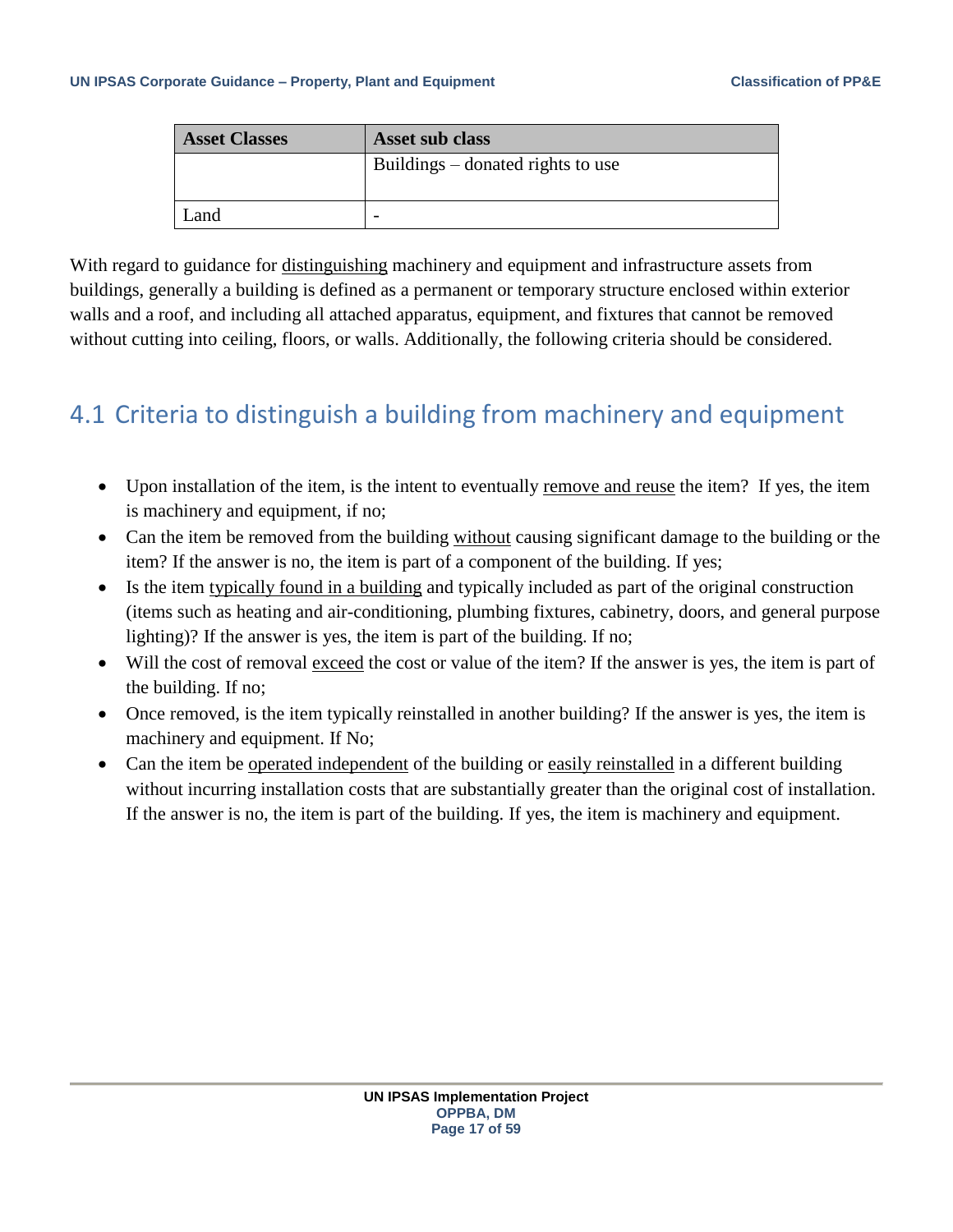| Asset Classes | Asset sub class |
| --- | --- |
| | Buildings – donated rights to use |
| Land | - |

With regard to guidance for distinguishing machinery and equipment and infrastructure assets from buildings, generally a building is defined as a permanent or temporary structure enclosed within exterior walls and a roof, and including all attached apparatus, equipment, and fixtures that cannot be removed without cutting into ceiling, floors, or walls. Additionally, the following criteria should be considered.

## 4.1 Criteria to distinguish a building from machinery and equipment

- Upon installation of the item, is the intent to eventually remove and reuse the item? If yes, the item is machinery and equipment, if no;
- Can the item be removed from the building without causing significant damage to the building or the item? If the answer is no, the item is part of a component of the building. If yes;
- Is the item typically found in a building and typically included as part of the original construction (items such as heating and air-conditioning, plumbing fixtures, cabinetry, doors, and general purpose lighting)? If the answer is yes, the item is part of the building. If no;
- Will the cost of removal exceed the cost or value of the item? If the answer is yes, the item is part of the building. If no;
- Once removed, is the item typically reinstalled in another building? If the answer is yes, the item is machinery and equipment. If No;
- Can the item be operated independent of the building or easily reinstalled in a different building without incurring installation costs that are substantially greater than the original cost of installation. If the answer is no, the item is part of the building. If yes, the item is machinery and equipment.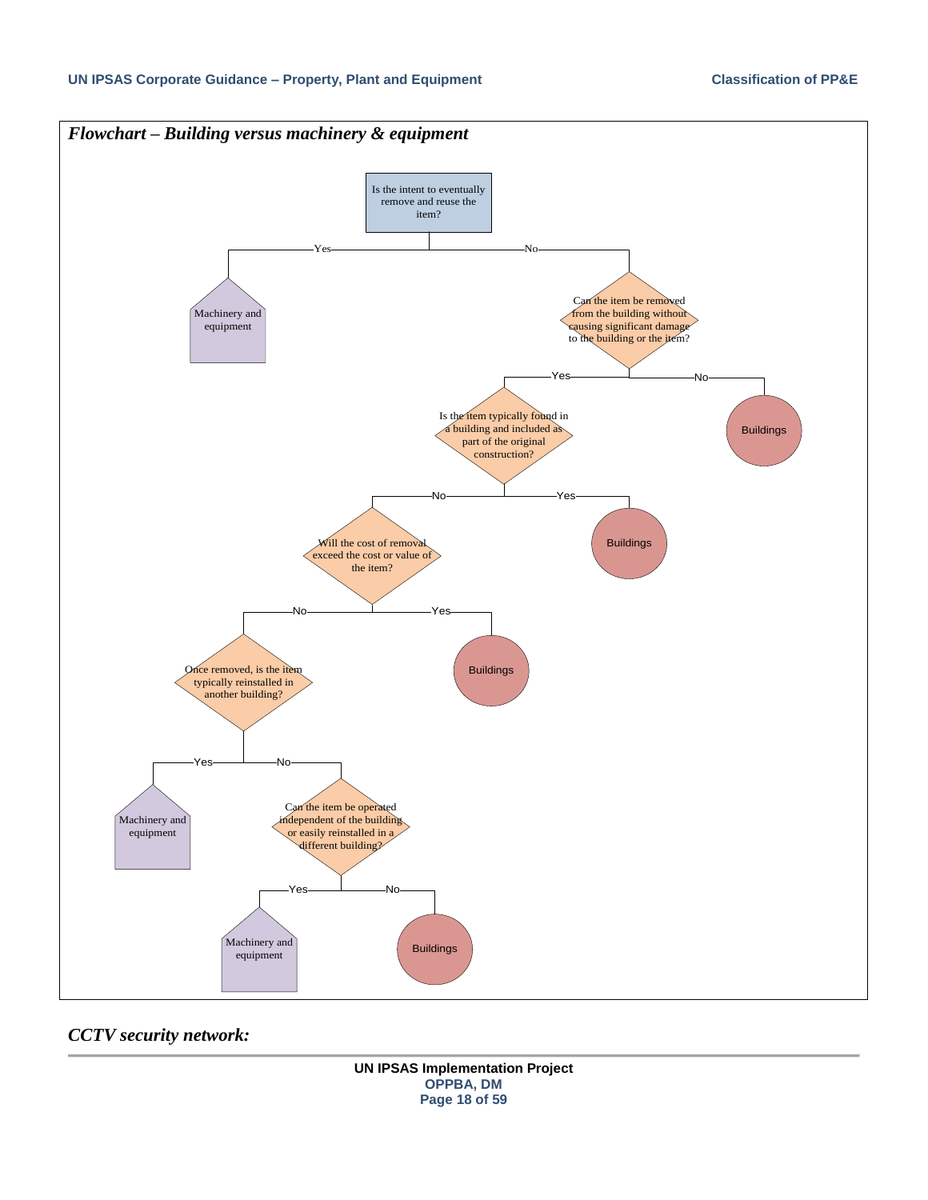***Flowchart – Building versus machinery & equipment***

- **Is the intent to eventually remove and reuse the item?**
  - Yes → Machinery and equipment
  - No → **Can the item be removed from the building without causing significant damage to the building or the item?**
    - No → Buildings
    - Yes → **Is the item typically found in a building and included as part of the original construction?**
      - Yes → Buildings
      - No → **Will the cost of removal exceed the cost or value of the item?**
        - Yes → Buildings
        - No → **Once removed, is the item typically reinstalled in another building?**
          - Yes → Machinery and equipment
          - No → **Can the item be operated independent of the building or easily reinstalled in a different building?**
            - Yes → Machinery and equipment
            - No → Buildings

***CCTV security network:***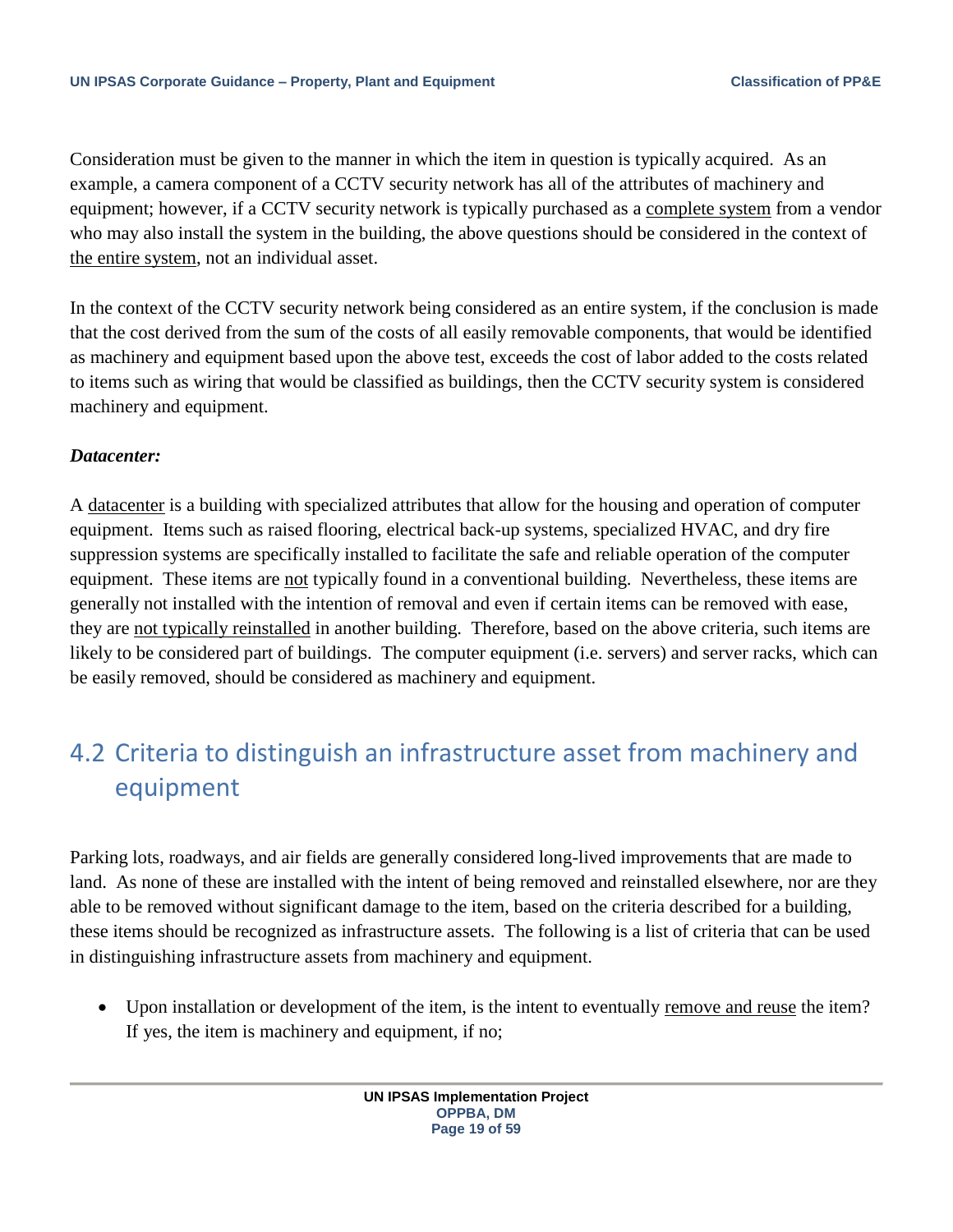Consideration must be given to the manner in which the item in question is typically acquired. As an example, a camera component of a CCTV security network has all of the attributes of machinery and equipment; however, if a CCTV security network is typically purchased as a complete system from a vendor who may also install the system in the building, the above questions should be considered in the context of the entire system, not an individual asset.

In the context of the CCTV security network being considered as an entire system, if the conclusion is made that the cost derived from the sum of the costs of all easily removable components, that would be identified as machinery and equipment based upon the above test, exceeds the cost of labor added to the costs related to items such as wiring that would be classified as buildings, then the CCTV security system is considered machinery and equipment.

***Datacenter:***

A datacenter is a building with specialized attributes that allow for the housing and operation of computer equipment. Items such as raised flooring, electrical back-up systems, specialized HVAC, and dry fire suppression systems are specifically installed to facilitate the safe and reliable operation of the computer equipment. These items are not typically found in a conventional building. Nevertheless, these items are generally not installed with the intention of removal and even if certain items can be removed with ease, they are not typically reinstalled in another building. Therefore, based on the above criteria, such items are likely to be considered part of buildings. The computer equipment (i.e. servers) and server racks, which can be easily removed, should be considered as machinery and equipment.

## 4.2 Criteria to distinguish an infrastructure asset from machinery and equipment

Parking lots, roadways, and air fields are generally considered long-lived improvements that are made to land. As none of these are installed with the intent of being removed and reinstalled elsewhere, nor are they able to be removed without significant damage to the item, based on the criteria described for a building, these items should be recognized as infrastructure assets. The following is a list of criteria that can be used in distinguishing infrastructure assets from machinery and equipment.

- Upon installation or development of the item, is the intent to eventually remove and reuse the item? If yes, the item is machinery and equipment, if no;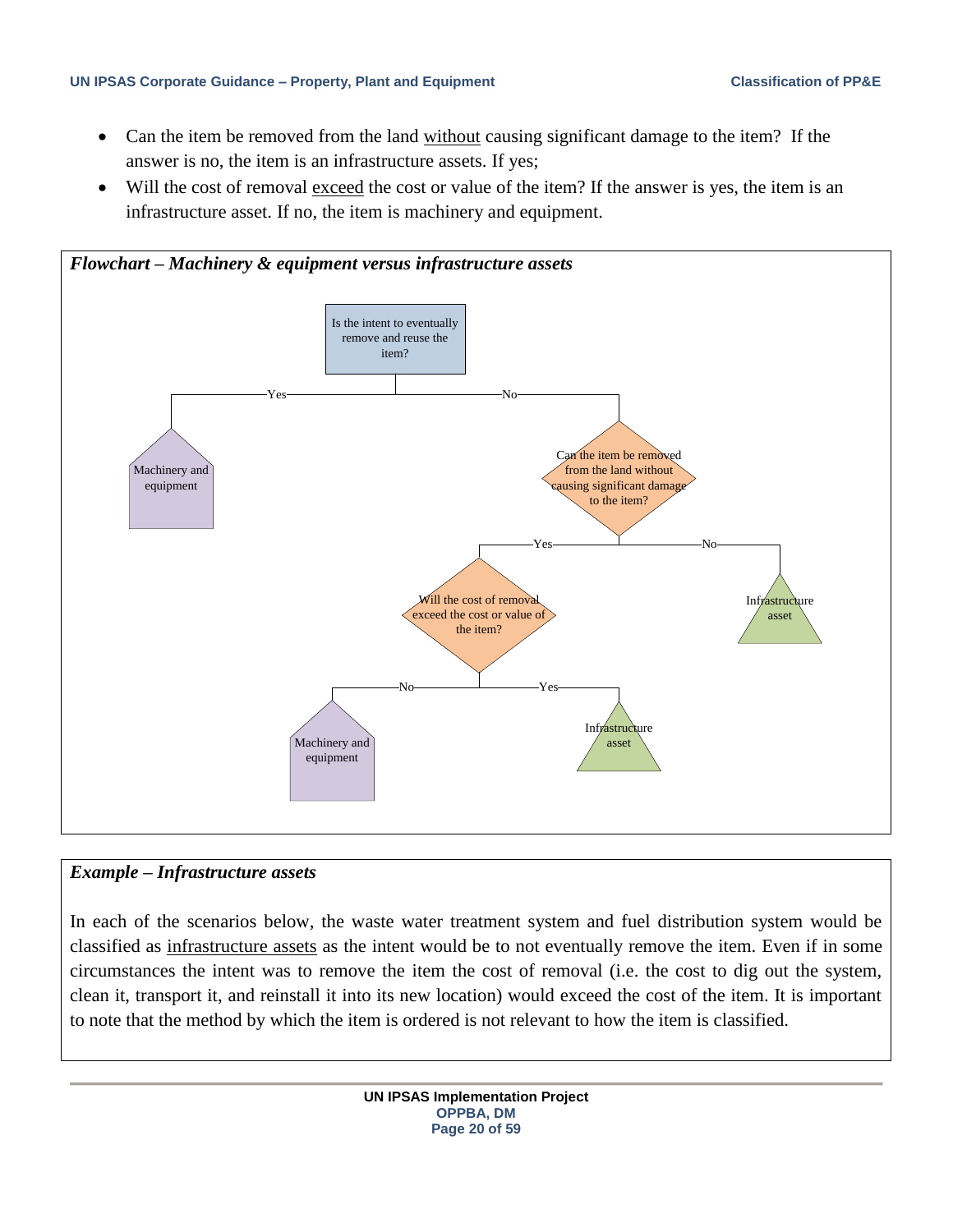- Can the item be removed from the land without causing significant damage to the item? If the answer is no, the item is an infrastructure assets. If yes;
- Will the cost of removal exceed the cost or value of the item? If the answer is yes, the item is an infrastructure asset. If no, the item is machinery and equipment.

***Flowchart – Machinery & equipment versus infrastructure assets***

Is the intent to eventually remove and reuse the item?

- Yes → Machinery and equipment
- No → Can the item be removed from the land without causing significant damage to the item?
  - No → Infrastructure asset
  - Yes → Will the cost of removal exceed the cost or value of the item?
    - No → Machinery and equipment
    - Yes → Infrastructure asset

***Example – Infrastructure assets***

In each of the scenarios below, the waste water treatment system and fuel distribution system would be classified as infrastructure assets as the intent would be to not eventually remove the item. Even if in some circumstances the intent was to remove the item the cost of removal (i.e. the cost to dig out the system, clean it, transport it, and reinstall it into its new location) would exceed the cost of the item. It is important to note that the method by which the item is ordered is not relevant to how the item is classified.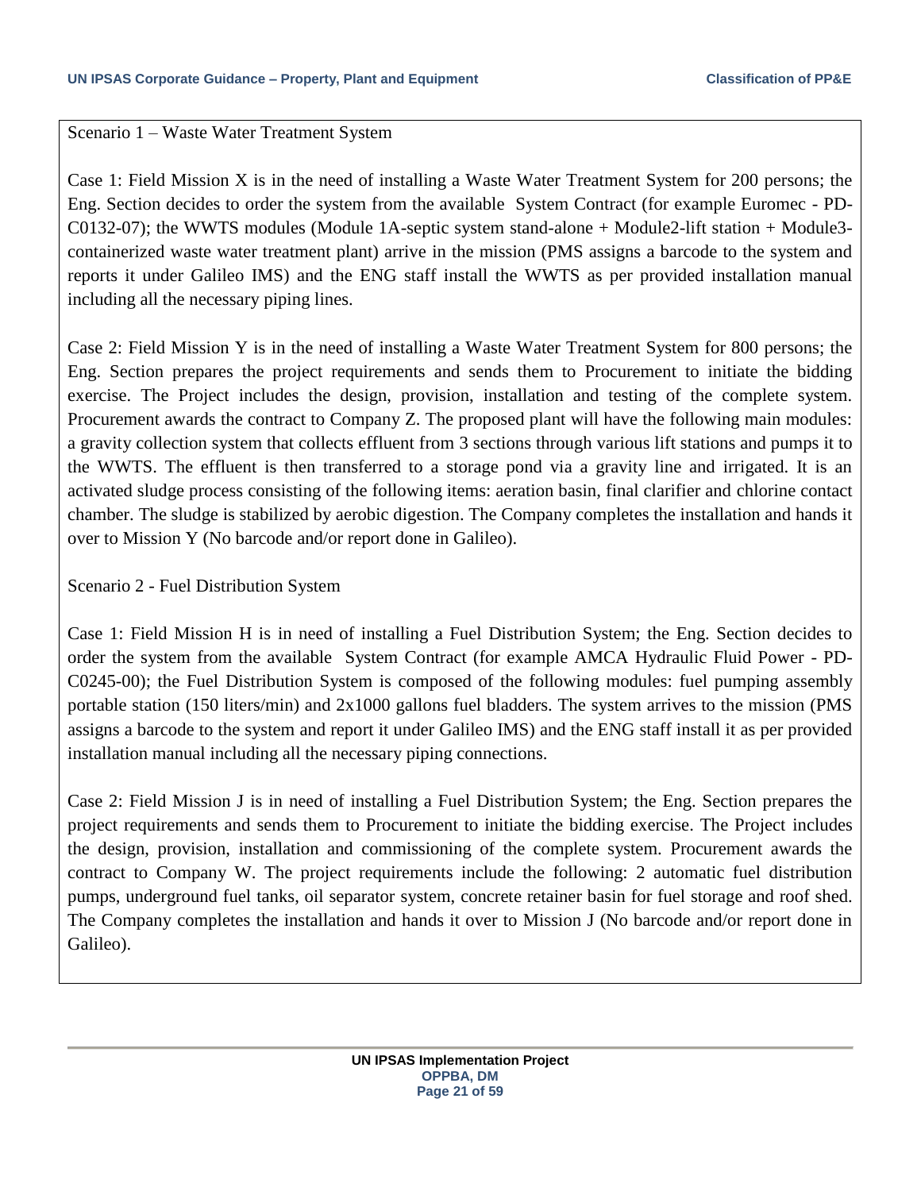Scenario 1 – Waste Water Treatment System

Case 1: Field Mission X is in the need of installing a Waste Water Treatment System for 200 persons; the Eng. Section decides to order the system from the available System Contract (for example Euromec - PD-C0132-07); the WWTS modules (Module 1A-septic system stand-alone + Module2-lift station + Module3-containerized waste water treatment plant) arrive in the mission (PMS assigns a barcode to the system and reports it under Galileo IMS) and the ENG staff install the WWTS as per provided installation manual including all the necessary piping lines.

Case 2: Field Mission Y is in the need of installing a Waste Water Treatment System for 800 persons; the Eng. Section prepares the project requirements and sends them to Procurement to initiate the bidding exercise. The Project includes the design, provision, installation and testing of the complete system. Procurement awards the contract to Company Z. The proposed plant will have the following main modules: a gravity collection system that collects effluent from 3 sections through various lift stations and pumps it to the WWTS. The effluent is then transferred to a storage pond via a gravity line and irrigated. It is an activated sludge process consisting of the following items: aeration basin, final clarifier and chlorine contact chamber. The sludge is stabilized by aerobic digestion. The Company completes the installation and hands it over to Mission Y (No barcode and/or report done in Galileo).

Scenario 2 - Fuel Distribution System

Case 1: Field Mission H is in need of installing a Fuel Distribution System; the Eng. Section decides to order the system from the available System Contract (for example AMCA Hydraulic Fluid Power - PD-C0245-00); the Fuel Distribution System is composed of the following modules: fuel pumping assembly portable station (150 liters/min) and 2x1000 gallons fuel bladders. The system arrives to the mission (PMS assigns a barcode to the system and report it under Galileo IMS) and the ENG staff install it as per provided installation manual including all the necessary piping connections.

Case 2: Field Mission J is in need of installing a Fuel Distribution System; the Eng. Section prepares the project requirements and sends them to Procurement to initiate the bidding exercise. The Project includes the design, provision, installation and commissioning of the complete system. Procurement awards the contract to Company W. The project requirements include the following: 2 automatic fuel distribution pumps, underground fuel tanks, oil separator system, concrete retainer basin for fuel storage and roof shed. The Company completes the installation and hands it over to Mission J (No barcode and/or report done in Galileo).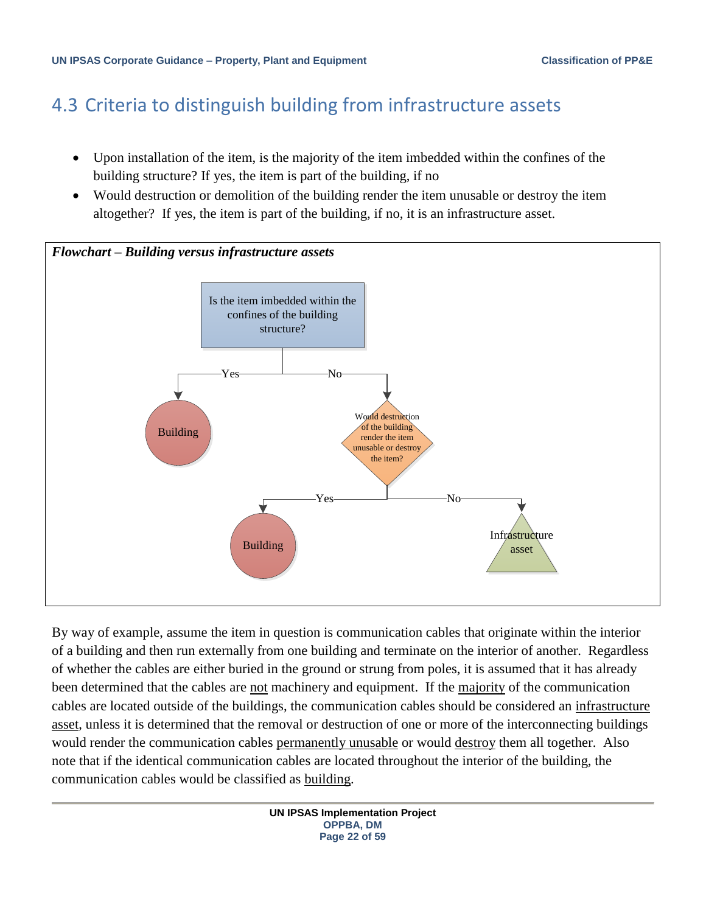## 4.3 Criteria to distinguish building from infrastructure assets

- Upon installation of the item, is the majority of the item imbedded within the confines of the building structure? If yes, the item is part of the building, if no
- Would destruction or demolition of the building render the item unusable or destroy the item altogether? If yes, the item is part of the building, if no, it is an infrastructure asset.

***Flowchart – Building versus infrastructure assets***

Is the item imbedded within the confines of the building structure?

Yes → Building

No → Would destruction of the building render the item unusable or destroy the item?

Yes → Building

No → Infrastructure asset

By way of example, assume the item in question is communication cables that originate within the interior of a building and then run externally from one building and terminate on the interior of another. Regardless of whether the cables are either buried in the ground or strung from poles, it is assumed that it has already been determined that the cables are not machinery and equipment. If the majority of the communication cables are located outside of the buildings, the communication cables should be considered an infrastructure asset, unless it is determined that the removal or destruction of one or more of the interconnecting buildings would render the communication cables permanently unusable or would destroy them all together. Also note that if the identical communication cables are located throughout the interior of the building, the communication cables would be classified as building.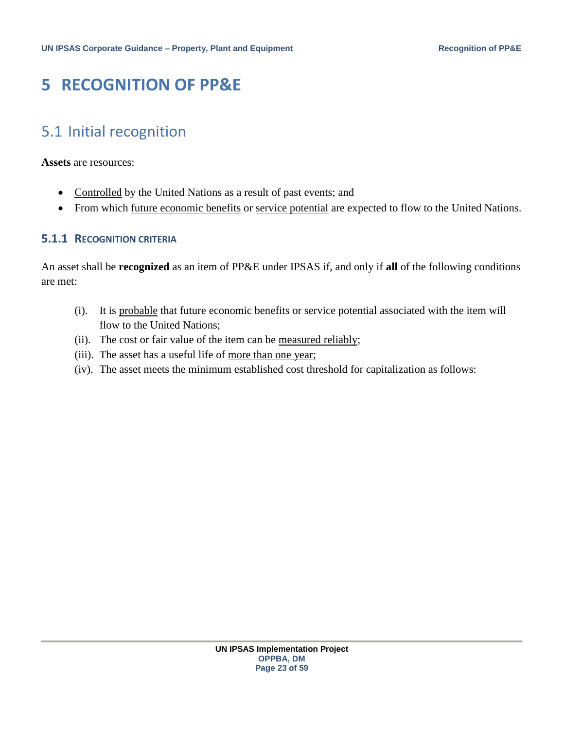# 5 RECOGNITION OF PP&E

## 5.1 Initial recognition

**Assets** are resources:

- Controlled by the United Nations as a result of past events; and
- From which future economic benefits or service potential are expected to flow to the United Nations.

### 5.1.1 RECOGNITION CRITERIA

An asset shall be **recognized** as an item of PP&E under IPSAS if, and only if **all** of the following conditions are met:

(i). It is probable that future economic benefits or service potential associated with the item will flow to the United Nations;

(ii). The cost or fair value of the item can be measured reliably;

(iii). The asset has a useful life of more than one year;

(iv). The asset meets the minimum established cost threshold for capitalization as follows: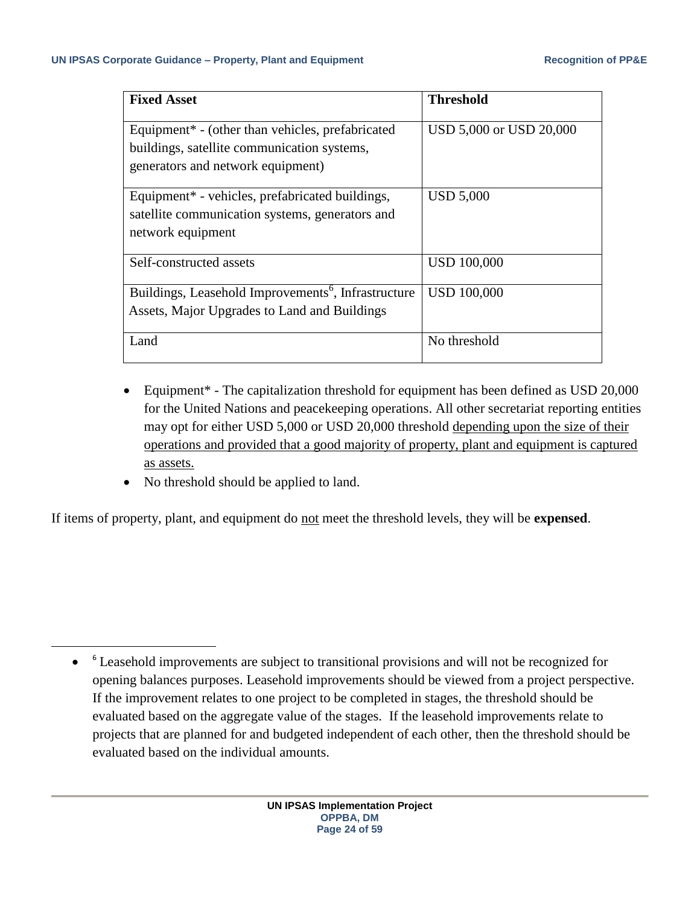| Fixed Asset | Threshold |
|---|---|
| Equipment* - (other than vehicles, prefabricated buildings, satellite communication systems, generators and network equipment) | USD 5,000 or USD 20,000 |
| Equipment* - vehicles, prefabricated buildings, satellite communication systems, generators and network equipment | USD 5,000 |
| Self-constructed assets | USD 100,000 |
| Buildings, Leasehold Improvements[6], Infrastructure Assets, Major Upgrades to Land and Buildings | USD 100,000 |
| Land | No threshold |

- Equipment* - The capitalization threshold for equipment has been defined as USD 20,000 for the United Nations and peacekeeping operations. All other secretariat reporting entities may opt for either USD 5,000 or USD 20,000 threshold depending upon the size of their operations and provided that a good majority of property, plant and equipment is captured as assets.
- No threshold should be applied to land.

If items of property, plant, and equipment do not meet the threshold levels, they will be **expensed**.

---

- [6] Leasehold improvements are subject to transitional provisions and will not be recognized for opening balances purposes. Leasehold improvements should be viewed from a project perspective. If the improvement relates to one project to be completed in stages, the threshold should be evaluated based on the aggregate value of the stages. If the leasehold improvements relate to projects that are planned for and budgeted independent of each other, then the threshold should be evaluated based on the individual amounts.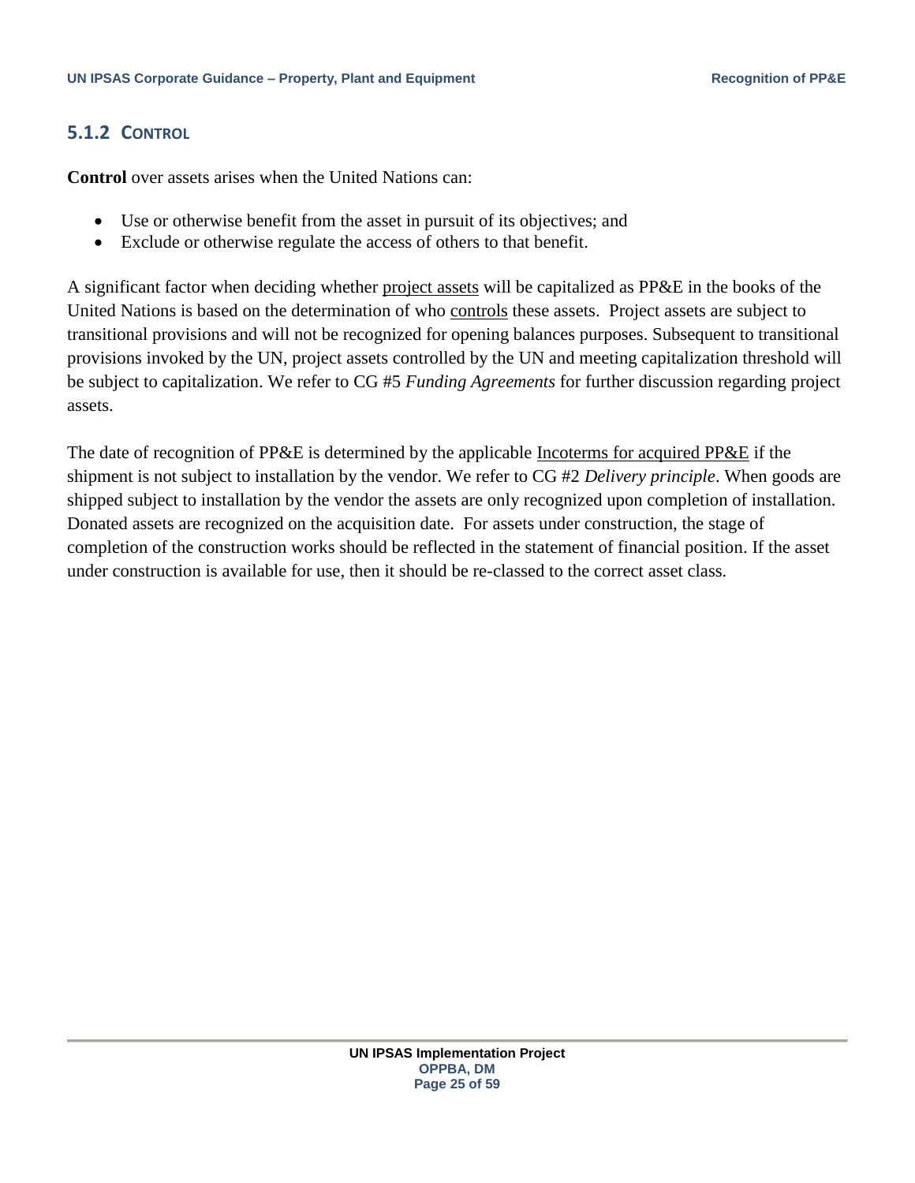### 5.1.2 CONTROL

**Control** over assets arises when the United Nations can:

- Use or otherwise benefit from the asset in pursuit of its objectives; and
- Exclude or otherwise regulate the access of others to that benefit.

A significant factor when deciding whether project assets will be capitalized as PP&E in the books of the United Nations is based on the determination of who controls these assets. Project assets are subject to transitional provisions and will not be recognized for opening balances purposes. Subsequent to transitional provisions invoked by the UN, project assets controlled by the UN and meeting capitalization threshold will be subject to capitalization. We refer to CG #5 *Funding Agreements* for further discussion regarding project assets.

The date of recognition of PP&E is determined by the applicable Incoterms for acquired PP&E if the shipment is not subject to installation by the vendor. We refer to CG #2 *Delivery principle*. When goods are shipped subject to installation by the vendor the assets are only recognized upon completion of installation. Donated assets are recognized on the acquisition date. For assets under construction, the stage of completion of the construction works should be reflected in the statement of financial position. If the asset under construction is available for use, then it should be re-classed to the correct asset class.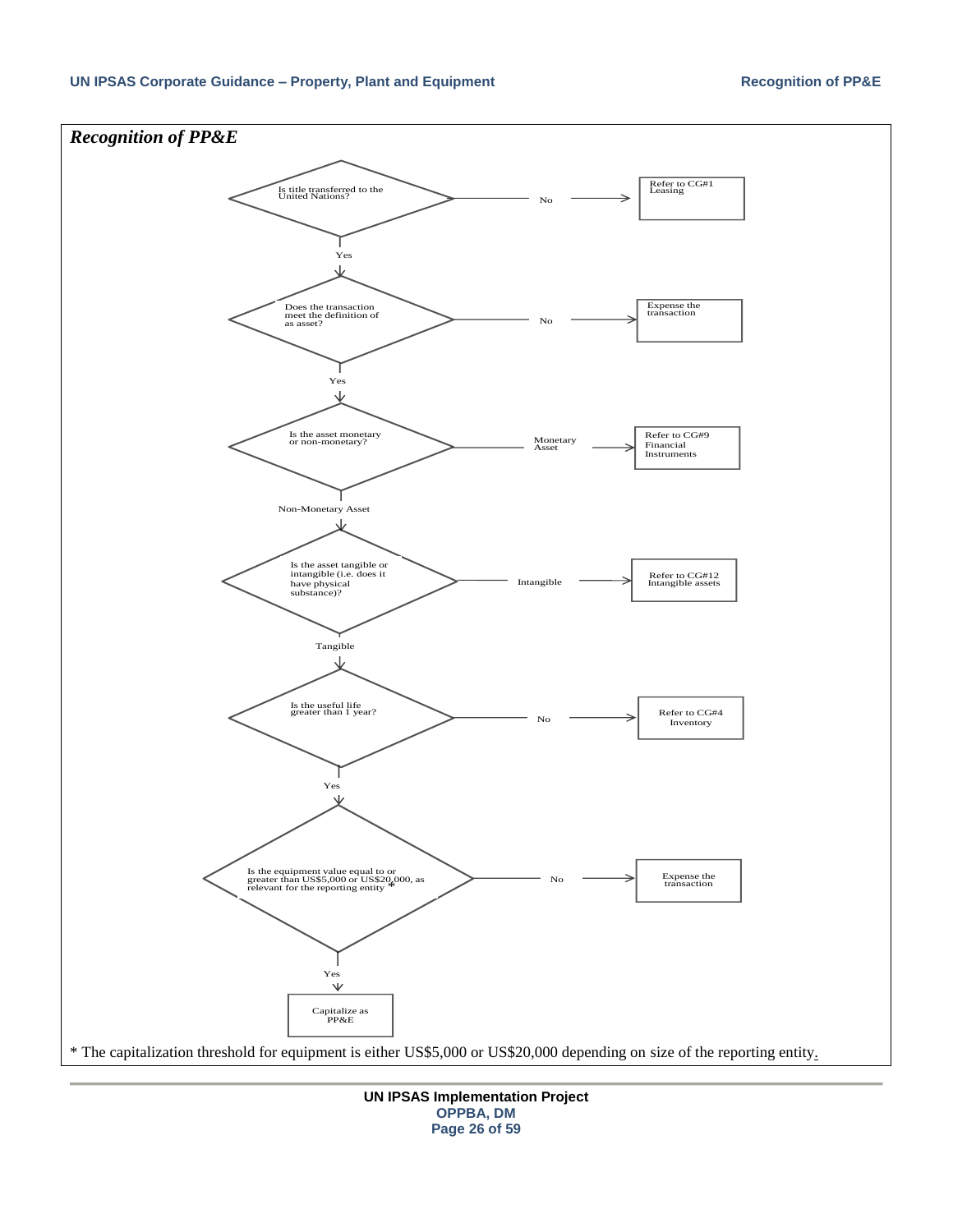## *Recognition of PP&E*

- **Is title transferred to the United Nations?**
  - No → Refer to CG#1 Leasing
  - Yes ↓
- **Does the transaction meet the definition of as asset?**
  - No → Expense the transaction
  - Yes ↓
- **Is the asset monetary or non-monetary?**
  - Monetary Asset → Refer to CG#9 Financial Instruments
  - Non-Monetary Asset ↓
- **Is the asset tangible or intangible (i.e. does it have physical substance)?**
  - Intangible → Refer to CG#12 Intangible assets
  - Tangible ↓
- **Is the useful life greater than 1 year?**
  - No → Refer to CG#4 Inventory
  - Yes ↓
- **Is the equipment value equal to or greater than US$5,000 or US$20,000, as relevant for the reporting entity \***
  - No → Expense the transaction
  - Yes → Capitalize as PP&E

\* The capitalization threshold for equipment is either US$5,000 or US$20,000 depending on size of the reporting entity.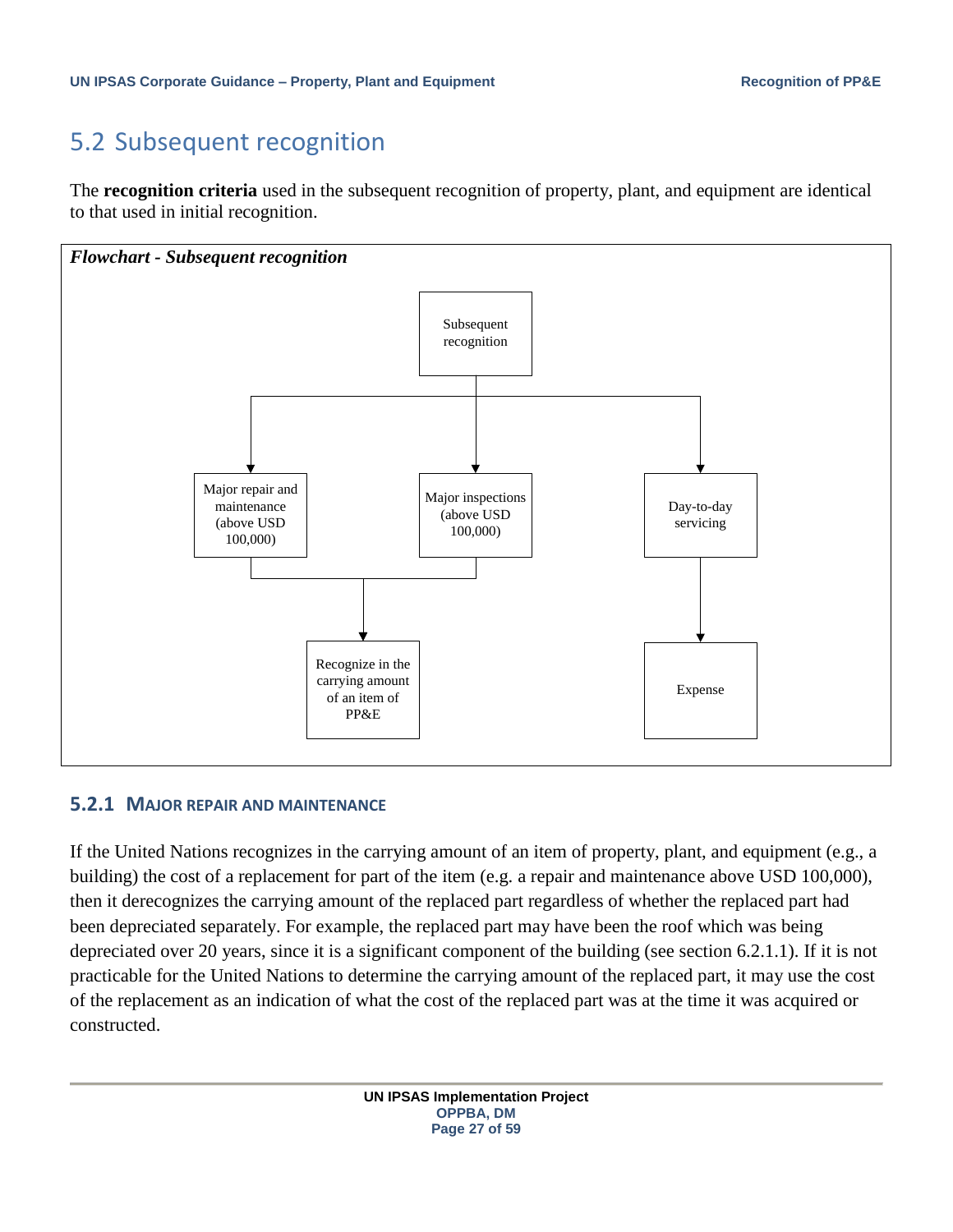## 5.2 Subsequent recognition

The **recognition criteria** used in the subsequent recognition of property, plant, and equipment are identical to that used in initial recognition.

***Flowchart - Subsequent recognition***

Subsequent recognition

Major repair and maintenance (above USD 100,000)

Major inspections (above USD 100,000)

Day-to-day servicing

Recognize in the carrying amount of an item of PP&E

Expense

### 5.2.1 MAJOR REPAIR AND MAINTENANCE

If the United Nations recognizes in the carrying amount of an item of property, plant, and equipment (e.g., a building) the cost of a replacement for part of the item (e.g. a repair and maintenance above USD 100,000), then it derecognizes the carrying amount of the replaced part regardless of whether the replaced part had been depreciated separately. For example, the replaced part may have been the roof which was being depreciated over 20 years, since it is a significant component of the building (see section 6.2.1.1). If it is not practicable for the United Nations to determine the carrying amount of the replaced part, it may use the cost of the replacement as an indication of what the cost of the replaced part was at the time it was acquired or constructed.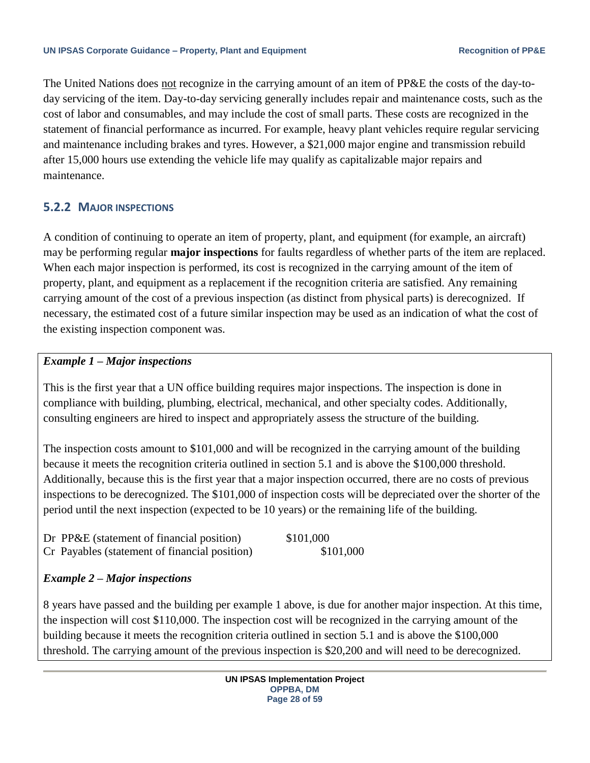The United Nations does not recognize in the carrying amount of an item of PP&E the costs of the day-to-day servicing of the item. Day-to-day servicing generally includes repair and maintenance costs, such as the cost of labor and consumables, and may include the cost of small parts. These costs are recognized in the statement of financial performance as incurred. For example, heavy plant vehicles require regular servicing and maintenance including brakes and tyres. However, a $21,000 major engine and transmission rebuild after 15,000 hours use extending the vehicle life may qualify as capitalizable major repairs and maintenance.

### 5.2.2 MAJOR INSPECTIONS

A condition of continuing to operate an item of property, plant, and equipment (for example, an aircraft) may be performing regular **major inspections** for faults regardless of whether parts of the item are replaced. When each major inspection is performed, its cost is recognized in the carrying amount of the item of property, plant, and equipment as a replacement if the recognition criteria are satisfied. Any remaining carrying amount of the cost of a previous inspection (as distinct from physical parts) is derecognized. If necessary, the estimated cost of a future similar inspection may be used as an indication of what the cost of the existing inspection component was.

***Example 1 – Major inspections***

This is the first year that a UN office building requires major inspections. The inspection is done in compliance with building, plumbing, electrical, mechanical, and other specialty codes. Additionally, consulting engineers are hired to inspect and appropriately assess the structure of the building.

The inspection costs amount to $101,000 and will be recognized in the carrying amount of the building because it meets the recognition criteria outlined in section 5.1 and is above the $100,000 threshold. Additionally, because this is the first year that a major inspection occurred, there are no costs of previous inspections to be derecognized. The $101,000 of inspection costs will be depreciated over the shorter of the period until the next inspection (expected to be 10 years) or the remaining life of the building.

| | Dr | Cr |
|---|---|---|
| Dr PP&E (statement of financial position) | $101,000 | |
| Cr Payables (statement of financial position) | | $101,000 |

***Example 2 – Major inspections***

8 years have passed and the building per example 1 above, is due for another major inspection. At this time, the inspection will cost $110,000. The inspection cost will be recognized in the carrying amount of the building because it meets the recognition criteria outlined in section 5.1 and is above the $100,000 threshold. The carrying amount of the previous inspection is $20,200 and will need to be derecognized.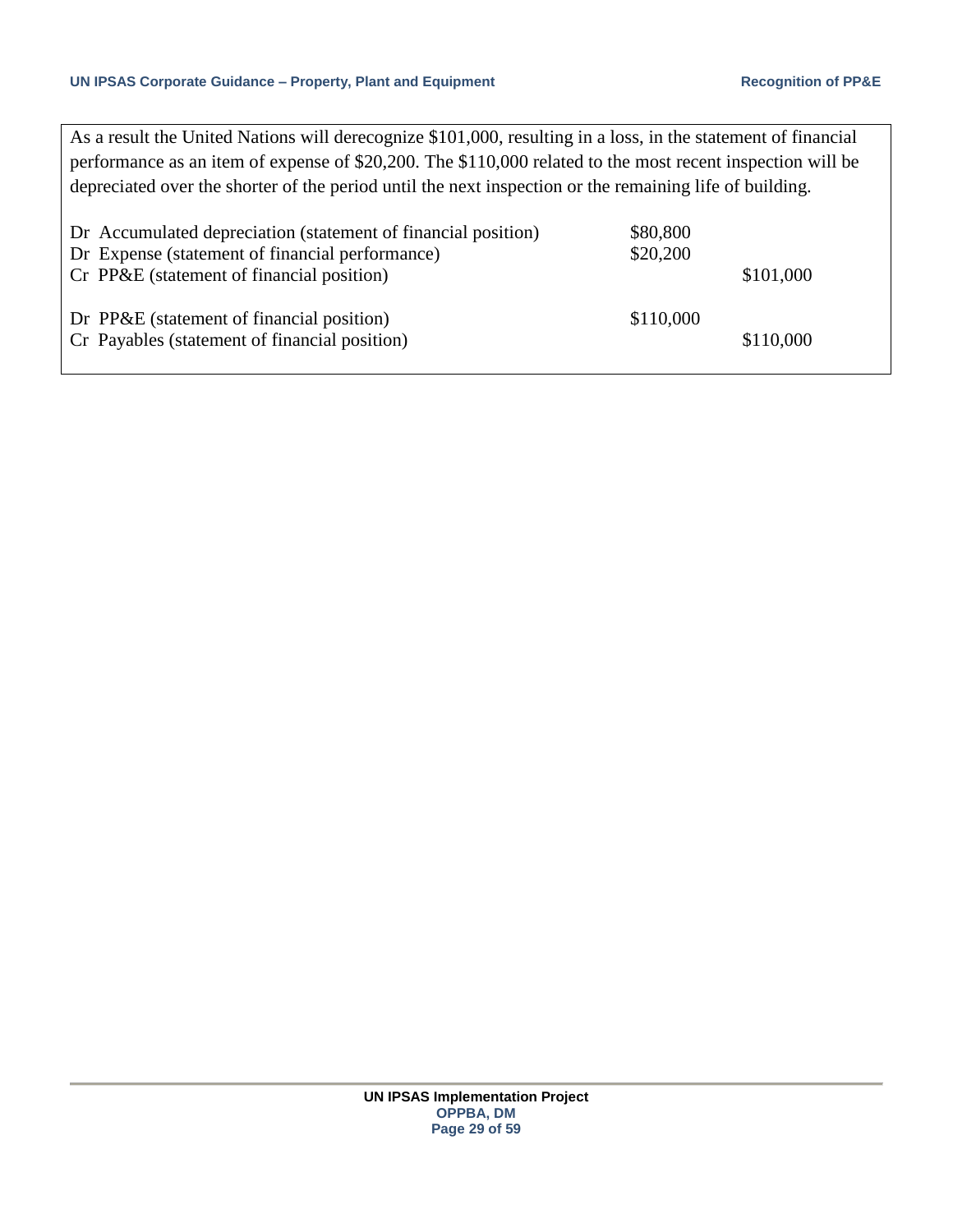As a result the United Nations will derecognize $101,000, resulting in a loss, in the statement of financial performance as an item of expense of $20,200. The $110,000 related to the most recent inspection will be depreciated over the shorter of the period until the next inspection or the remaining life of building.

| | | |
|---|---|---|
| Dr Accumulated depreciation (statement of financial position) | $80,800 | |
| Dr Expense (statement of financial performance) | $20,200 | |
| Cr PP&E (statement of financial position) | | $101,000 |
| | | |
| Dr PP&E (statement of financial position) | $110,000 | |
| Cr Payables (statement of financial position) | | $110,000 |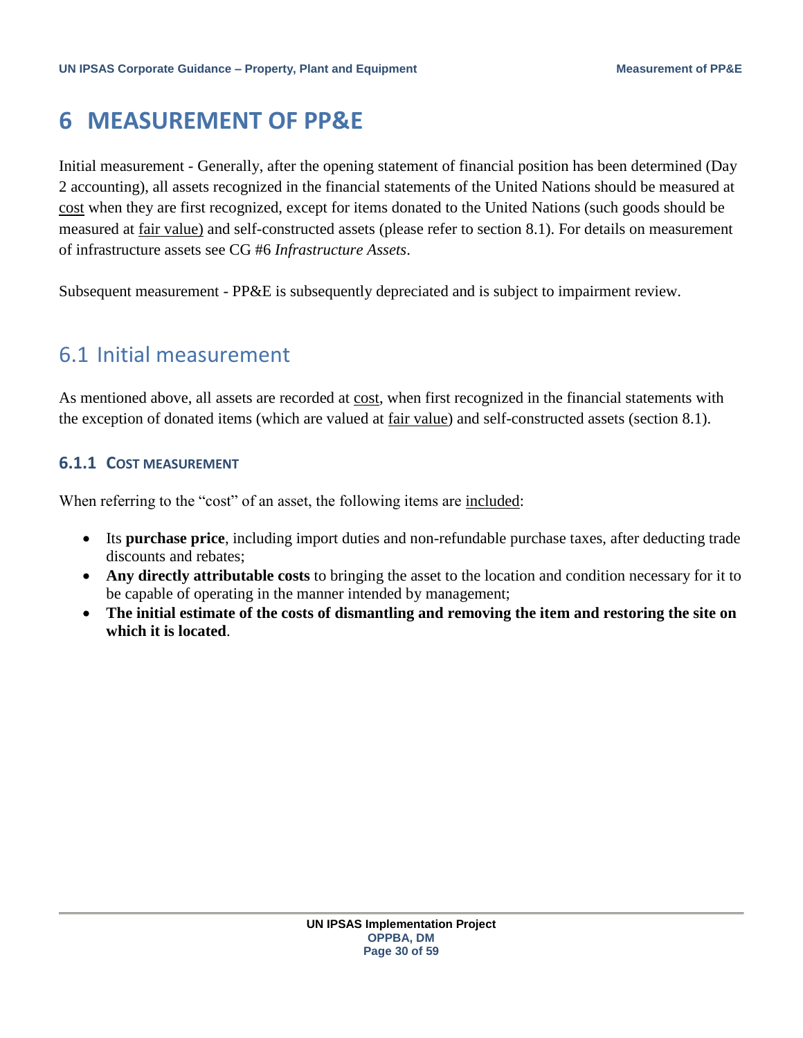# 6 MEASUREMENT OF PP&E

Initial measurement - Generally, after the opening statement of financial position has been determined (Day 2 accounting), all assets recognized in the financial statements of the United Nations should be measured at <u>cost</u> when they are first recognized, except for items donated to the United Nations (such goods should be measured at <u>fair value)</u> and self-constructed assets (please refer to section 8.1). For details on measurement of infrastructure assets see CG #6 *Infrastructure Assets*.

Subsequent measurement - PP&E is subsequently depreciated and is subject to impairment review.

## 6.1 Initial measurement

As mentioned above, all assets are recorded at <u>cost</u>, when first recognized in the financial statements with the exception of donated items (which are valued at <u>fair value</u>) and self-constructed assets (section 8.1).

### 6.1.1 COST MEASUREMENT

When referring to the "cost" of an asset, the following items are <u>included</u>:

- Its **purchase price**, including import duties and non-refundable purchase taxes, after deducting trade discounts and rebates;
- **Any directly attributable costs** to bringing the asset to the location and condition necessary for it to be capable of operating in the manner intended by management;
- **The initial estimate of the costs of dismantling and removing the item and restoring the site on which it is located**.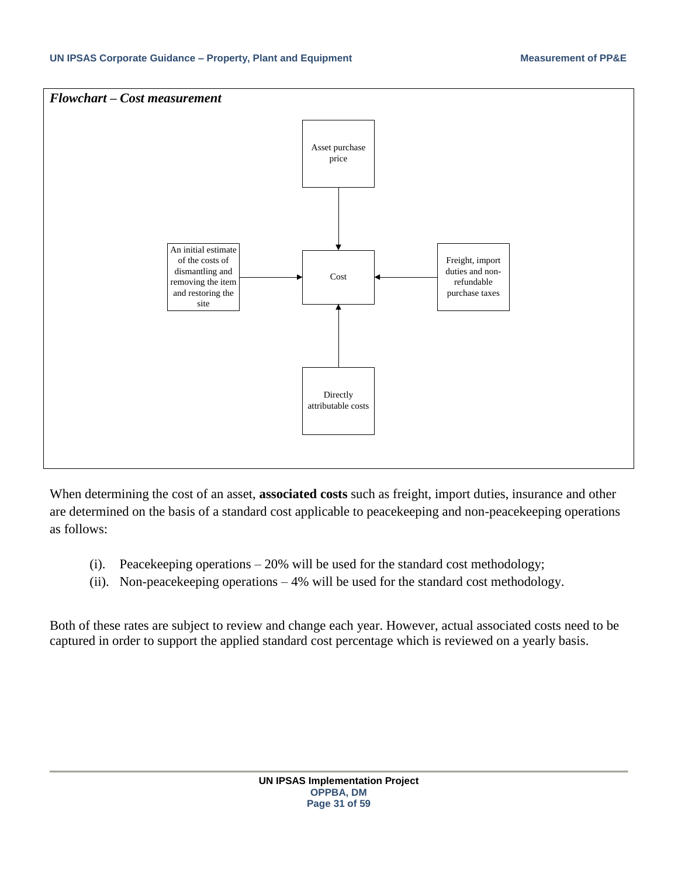***Flowchart – Cost measurement***

Asset purchase price

An initial estimate of the costs of dismantling and removing the item and restoring the site

Cost

Freight, import duties and non-refundable purchase taxes

Directly attributable costs

When determining the cost of an asset, **associated costs** such as freight, import duties, insurance and other are determined on the basis of a standard cost applicable to peacekeeping and non-peacekeeping operations as follows:

(i). Peacekeeping operations – 20% will be used for the standard cost methodology;
(ii). Non-peacekeeping operations – 4% will be used for the standard cost methodology.

Both of these rates are subject to review and change each year. However, actual associated costs need to be captured in order to support the applied standard cost percentage which is reviewed on a yearly basis.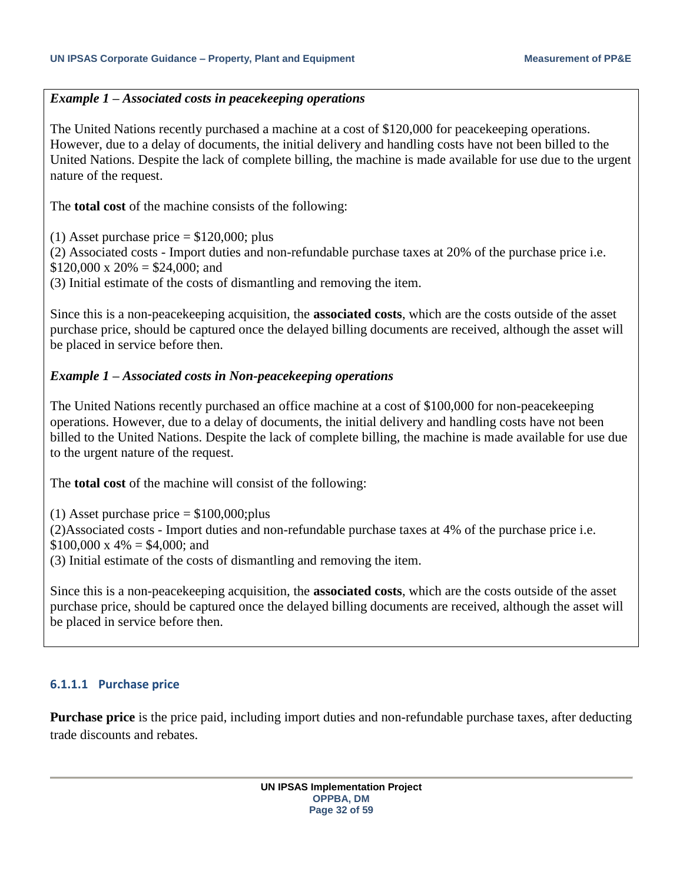***Example 1 – Associated costs in peacekeeping operations***

The United Nations recently purchased a machine at a cost of $120,000 for peacekeeping operations. However, due to a delay of documents, the initial delivery and handling costs have not been billed to the United Nations. Despite the lack of complete billing, the machine is made available for use due to the urgent nature of the request.

The **total cost** of the machine consists of the following:

(1) Asset purchase price = $120,000; plus
(2) Associated costs - Import duties and non-refundable purchase taxes at 20% of the purchase price i.e. $120,000 x 20% = $24,000; and
(3) Initial estimate of the costs of dismantling and removing the item.

Since this is a non-peacekeeping acquisition, the **associated costs**, which are the costs outside of the asset purchase price, should be captured once the delayed billing documents are received, although the asset will be placed in service before then.

***Example 1 – Associated costs in Non-peacekeeping operations***

The United Nations recently purchased an office machine at a cost of $100,000 for non-peacekeeping operations. However, due to a delay of documents, the initial delivery and handling costs have not been billed to the United Nations. Despite the lack of complete billing, the machine is made available for use due to the urgent nature of the request.

The **total cost** of the machine will consist of the following:

(1) Asset purchase price = $100,000;plus
(2)Associated costs - Import duties and non-refundable purchase taxes at 4% of the purchase price i.e. $100,000 x 4% = $4,000; and
(3) Initial estimate of the costs of dismantling and removing the item.

Since this is a non-peacekeeping acquisition, the **associated costs**, which are the costs outside of the asset purchase price, should be captured once the delayed billing documents are received, although the asset will be placed in service before then.

#### 6.1.1.1 Purchase price

**Purchase price** is the price paid, including import duties and non-refundable purchase taxes, after deducting trade discounts and rebates.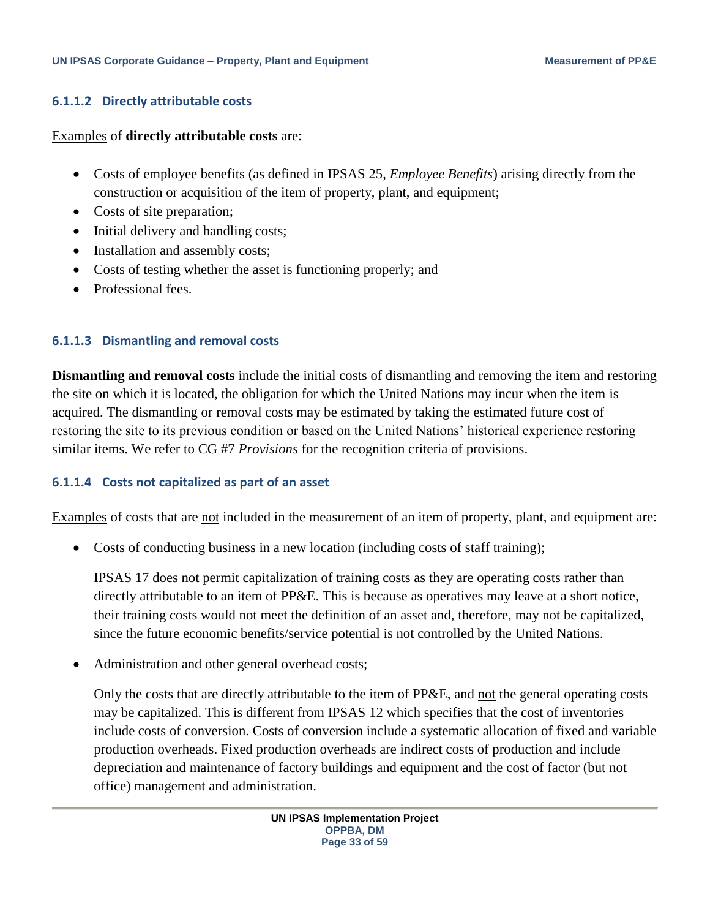#### 6.1.1.2 Directly attributable costs

<u>Examples</u> of **directly attributable costs** are:

- Costs of employee benefits (as defined in IPSAS 25, *Employee Benefits*) arising directly from the construction or acquisition of the item of property, plant, and equipment;
- Costs of site preparation;
- Initial delivery and handling costs;
- Installation and assembly costs;
- Costs of testing whether the asset is functioning properly; and
- Professional fees.

#### 6.1.1.3 Dismantling and removal costs

**Dismantling and removal costs** include the initial costs of dismantling and removing the item and restoring the site on which it is located, the obligation for which the United Nations may incur when the item is acquired. The dismantling or removal costs may be estimated by taking the estimated future cost of restoring the site to its previous condition or based on the United Nations' historical experience restoring similar items. We refer to CG #7 *Provisions* for the recognition criteria of provisions.

#### 6.1.1.4 Costs not capitalized as part of an asset

<u>Examples</u> of costs that are <u>not</u> included in the measurement of an item of property, plant, and equipment are:

- Costs of conducting business in a new location (including costs of staff training);

  IPSAS 17 does not permit capitalization of training costs as they are operating costs rather than directly attributable to an item of PP&E. This is because as operatives may leave at a short notice, their training costs would not meet the definition of an asset and, therefore, may not be capitalized, since the future economic benefits/service potential is not controlled by the United Nations.

- Administration and other general overhead costs;

  Only the costs that are directly attributable to the item of PP&E, and <u>not</u> the general operating costs may be capitalized. This is different from IPSAS 12 which specifies that the cost of inventories include costs of conversion. Costs of conversion include a systematic allocation of fixed and variable production overheads. Fixed production overheads are indirect costs of production and include depreciation and maintenance of factory buildings and equipment and the cost of factor (but not office) management and administration.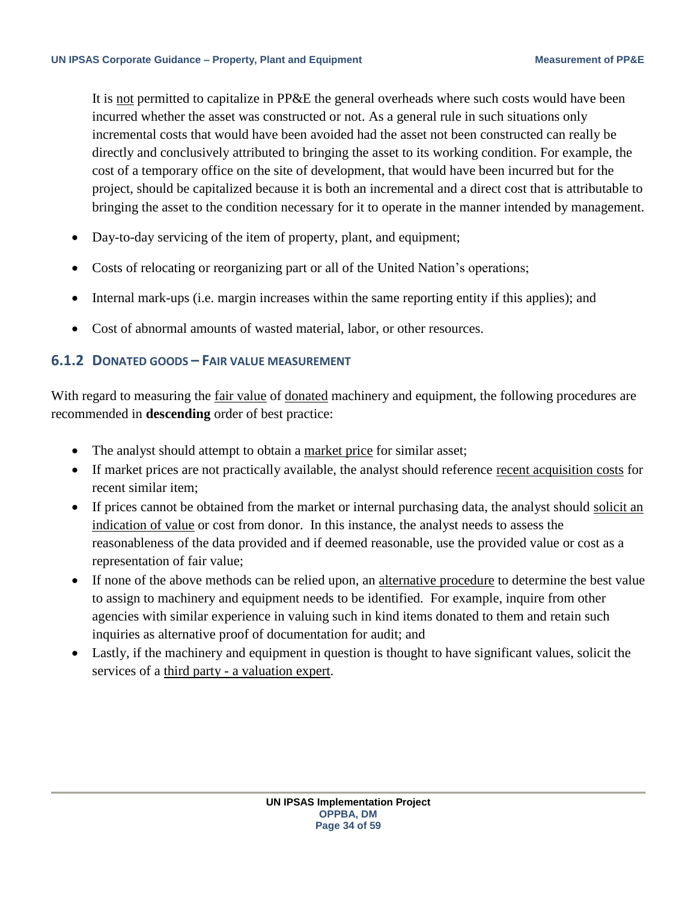It is <u>not</u> permitted to capitalize in PP&E the general overheads where such costs would have been incurred whether the asset was constructed or not. As a general rule in such situations only incremental costs that would have been avoided had the asset not been constructed can really be directly and conclusively attributed to bringing the asset to its working condition. For example, the cost of a temporary office on the site of development, that would have been incurred but for the project, should be capitalized because it is both an incremental and a direct cost that is attributable to bringing the asset to the condition necessary for it to operate in the manner intended by management.

- Day-to-day servicing of the item of property, plant, and equipment;
- Costs of relocating or reorganizing part or all of the United Nation's operations;
- Internal mark-ups (i.e. margin increases within the same reporting entity if this applies); and
- Cost of abnormal amounts of wasted material, labor, or other resources.

### 6.1.2 Donated Goods – Fair Value Measurement

With regard to measuring the <u>fair value</u> of <u>donated</u> machinery and equipment, the following procedures are recommended in **descending** order of best practice:

- The analyst should attempt to obtain a <u>market price</u> for similar asset;
- If market prices are not practically available, the analyst should reference <u>recent acquisition costs</u> for recent similar item;
- If prices cannot be obtained from the market or internal purchasing data, the analyst should <u>solicit an indication of value</u> or cost from donor. In this instance, the analyst needs to assess the reasonableness of the data provided and if deemed reasonable, use the provided value or cost as a representation of fair value;
- If none of the above methods can be relied upon, an <u>alternative procedure</u> to determine the best value to assign to machinery and equipment needs to be identified. For example, inquire from other agencies with similar experience in valuing such in kind items donated to them and retain such inquiries as alternative proof of documentation for audit; and
- Lastly, if the machinery and equipment in question is thought to have significant values, solicit the services of a <u>third party - a valuation expert</u>.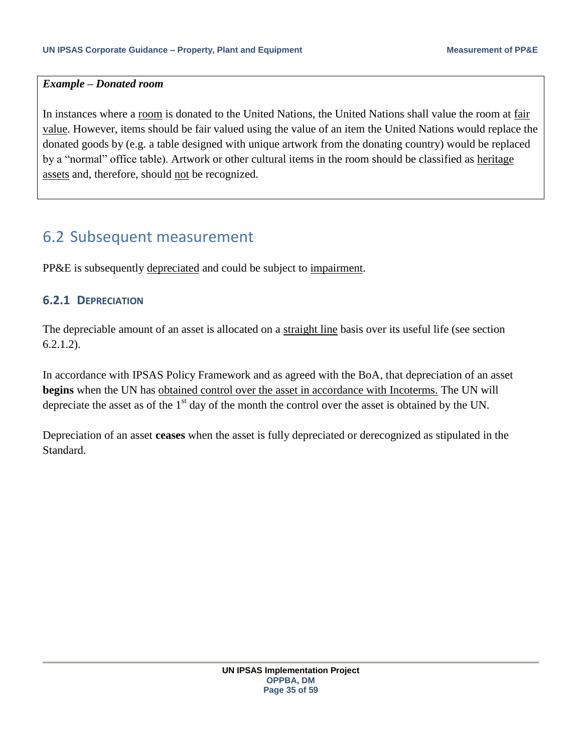***Example – Donated room***

In instances where a room is donated to the United Nations, the United Nations shall value the room at fair value. However, items should be fair valued using the value of an item the United Nations would replace the donated goods by (e.g. a table designed with unique artwork from the donating country) would be replaced by a "normal" office table). Artwork or other cultural items in the room should be classified as heritage assets and, therefore, should not be recognized.

## 6.2 Subsequent measurement

PP&E is subsequently depreciated and could be subject to impairment.

### 6.2.1 Depreciation

The depreciable amount of an asset is allocated on a straight line basis over its useful life (see section 6.2.1.2).

In accordance with IPSAS Policy Framework and as agreed with the BoA, that depreciation of an asset **begins** when the UN has obtained control over the asset in accordance with Incoterms. The UN will depreciate the asset as of the 1st day of the month the control over the asset is obtained by the UN.

Depreciation of an asset **ceases** when the asset is fully depreciated or derecognized as stipulated in the Standard.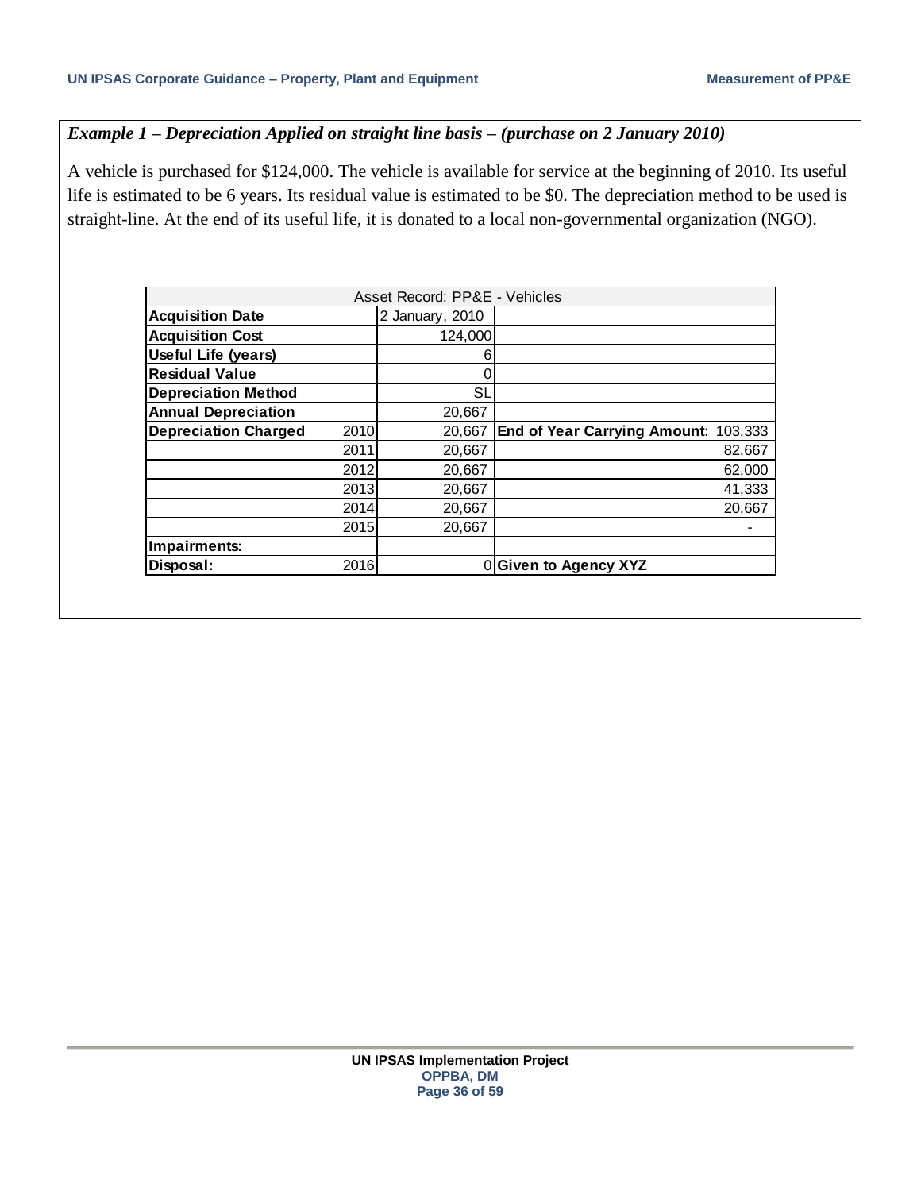*Example 1 – Depreciation Applied on straight line basis – (purchase on 2 January 2010)*

A vehicle is purchased for $124,000. The vehicle is available for service at the beginning of 2010. Its useful life is estimated to be 6 years. Its residual value is estimated to be $0. The depreciation method to be used is straight-line. At the end of its useful life, it is donated to a local non-governmental organization (NGO).

| Asset Record: PP&E - Vehicles | | | |
|---|---|---|---|
| **Acquisition Date** | | 2 January, 2010 | |
| **Acquisition Cost** | | 124,000 | |
| **Useful Life (years)** | | 6 | |
| **Residual Value** | | 0 | |
| **Depreciation Method** | | SL | |
| **Annual Depreciation** | | 20,667 | |
| **Depreciation Charged** | 2010 | 20,667 | **End of Year Carrying Amount:** 103,333 |
| | 2011 | 20,667 | 82,667 |
| | 2012 | 20,667 | 62,000 |
| | 2013 | 20,667 | 41,333 |
| | 2014 | 20,667 | 20,667 |
| | 2015 | 20,667 | - |
| **Impairments:** | | | |
| **Disposal:** | 2016 | 0 | **Given to Agency XYZ** |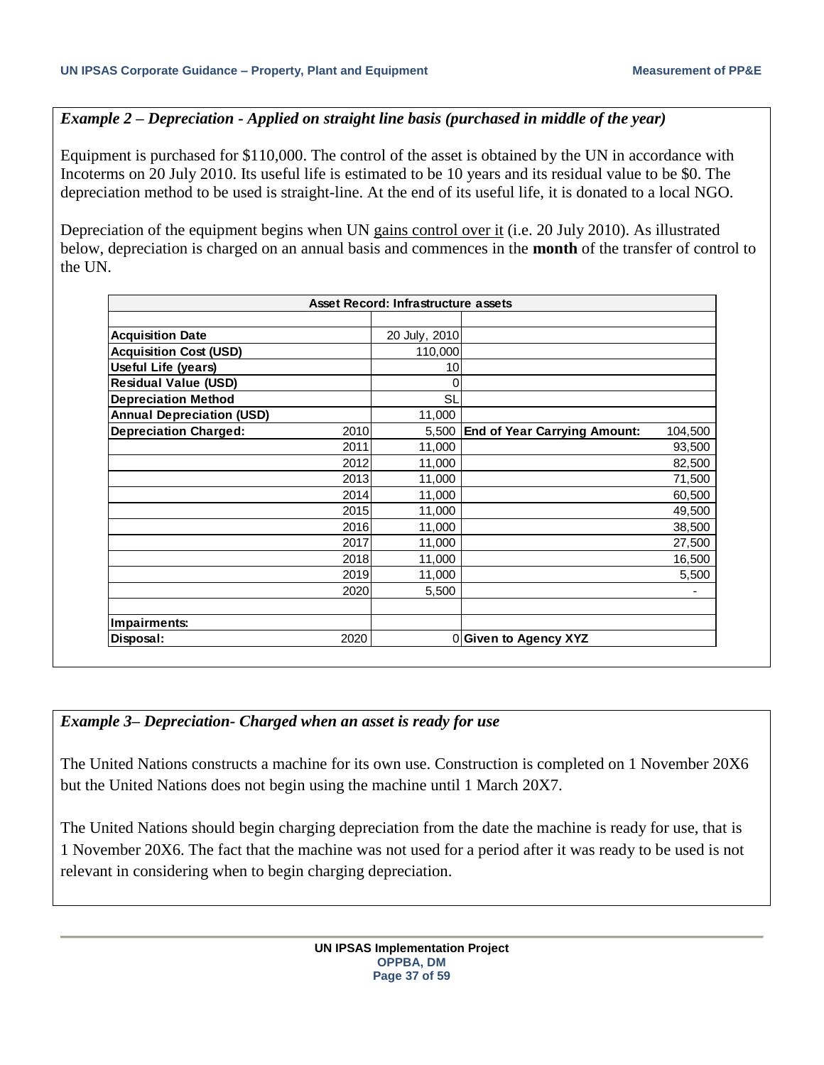*Example 2 – Depreciation - Applied on straight line basis (purchased in middle of the year)*

Equipment is purchased for $110,000. The control of the asset is obtained by the UN in accordance with Incoterms on 20 July 2010. Its useful life is estimated to be 10 years and its residual value to be $0. The depreciation method to be used is straight-line. At the end of its useful life, it is donated to a local NGO.

Depreciation of the equipment begins when UN gains control over it (i.e. 20 July 2010). As illustrated below, depreciation is charged on an annual basis and commences in the **month** of the transfer of control to the UN.

| **Asset Record: Infrastructure assets** | | | | |
|---|---|---|---|---|
| | | | | |
| **Acquisition Date** | | 20 July, 2010 | | |
| **Acquisition Cost (USD)** | | 110,000 | | |
| **Useful Life (years)** | | 10 | | |
| **Residual Value (USD)** | | 0 | | |
| **Depreciation Method** | | SL | | |
| **Annual Depreciation (USD)** | | 11,000 | | |
| **Depreciation Charged:** | 2010 | 5,500 | **End of Year Carrying Amount:** | 104,500 |
| | 2011 | 11,000 | | 93,500 |
| | 2012 | 11,000 | | 82,500 |
| | 2013 | 11,000 | | 71,500 |
| | 2014 | 11,000 | | 60,500 |
| | 2015 | 11,000 | | 49,500 |
| | 2016 | 11,000 | | 38,500 |
| | 2017 | 11,000 | | 27,500 |
| | 2018 | 11,000 | | 16,500 |
| | 2019 | 11,000 | | 5,500 |
| | 2020 | 5,500 | | - |
| | | | | |
| **Impairments:** | | | | |
| **Disposal:** | 2020 | 0 | **Given to Agency XYZ** | |

*Example 3– Depreciation- Charged when an asset is ready for use*

The United Nations constructs a machine for its own use. Construction is completed on 1 November 20X6 but the United Nations does not begin using the machine until 1 March 20X7.

The United Nations should begin charging depreciation from the date the machine is ready for use, that is 1 November 20X6. The fact that the machine was not used for a period after it was ready to be used is not relevant in considering when to begin charging depreciation.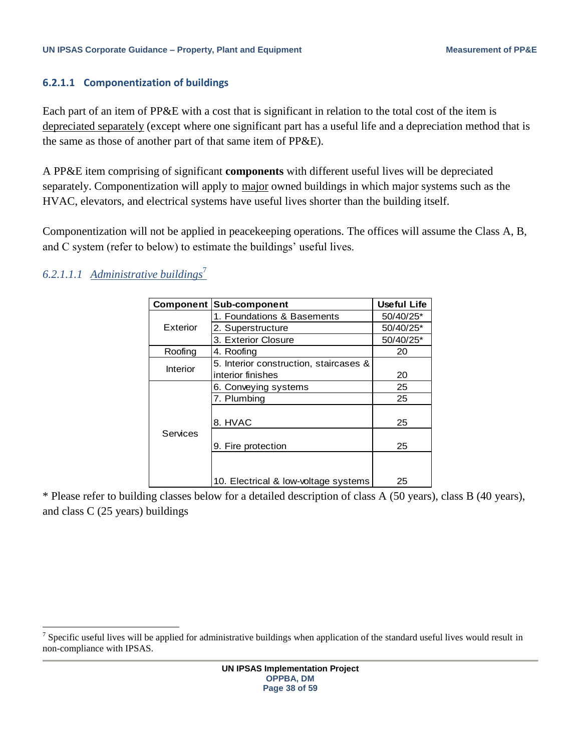#### 6.2.1.1 Componentization of buildings

Each part of an item of PP&E with a cost that is significant in relation to the total cost of the item is depreciated separately (except where one significant part has a useful life and a depreciation method that is the same as those of another part of that same item of PP&E).

A PP&E item comprising of significant **components** with different useful lives will be depreciated separately. Componentization will apply to major owned buildings in which major systems such as the HVAC, elevators, and electrical systems have useful lives shorter than the building itself.

Componentization will not be applied in peacekeeping operations. The offices will assume the Class A, B, and C system (refer to below) to estimate the buildings' useful lives.

##### *6.2.1.1.1 Administrative buildings*[7]

| Component | Sub-component | Useful Life |
|---|---|---|
| Exterior | 1. Foundations & Basements | 50/40/25* |
| | 2. Superstructure | 50/40/25* |
| | 3. Exterior Closure | 50/40/25* |
| Roofing | 4. Roofing | 20 |
| Interior | 5. Interior construction, staircases & interior finishes | 20 |
| Services | 6. Conveying systems | 25 |
| | 7. Plumbing | 25 |
| | 8. HVAC | 25 |
| | 9. Fire protection | 25 |
| | 10. Electrical & low-voltage systems | 25 |

* Please refer to building classes below for a detailed description of class A (50 years), class B (40 years), and class C (25 years) buildings

[7] Specific useful lives will be applied for administrative buildings when application of the standard useful lives would result in non-compliance with IPSAS.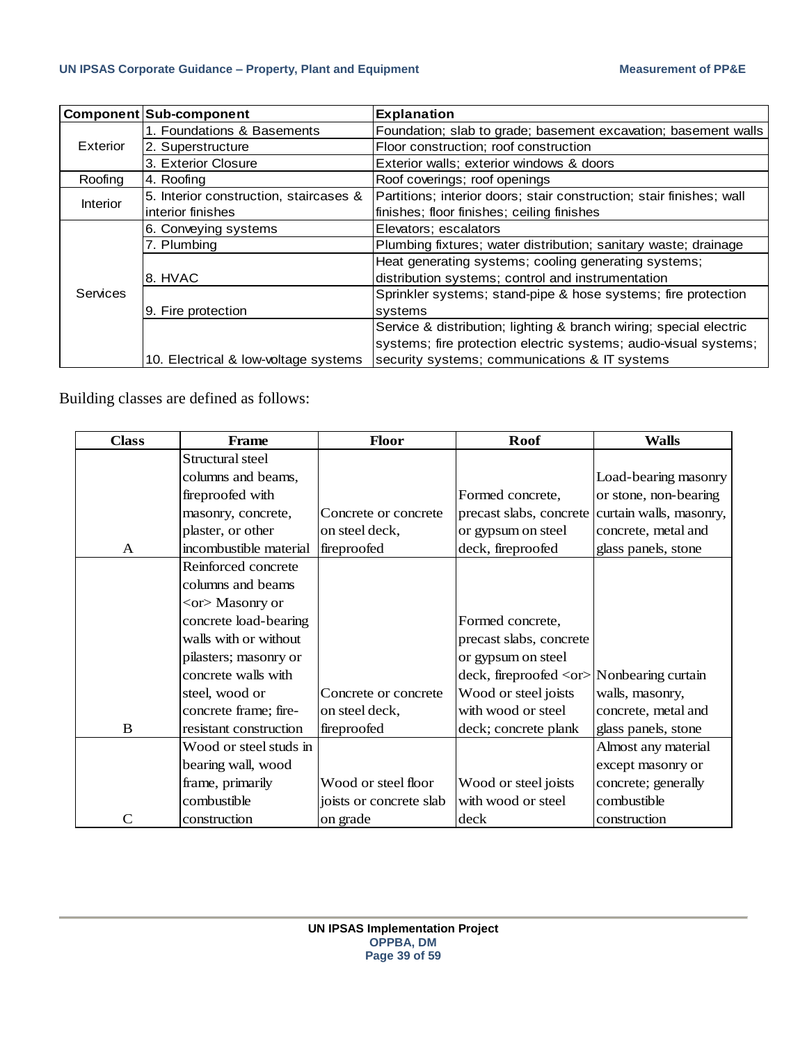| Component | Sub-component | Explanation |
|---|---|---|
| Exterior | 1. Foundations & Basements | Foundation; slab to grade; basement excavation; basement walls |
| | 2. Superstructure | Floor construction; roof construction |
| | 3. Exterior Closure | Exterior walls; exterior windows & doors |
| Roofing | 4. Roofing | Roof coverings; roof openings |
| Interior | 5. Interior construction, staircases & interior finishes | Partitions; interior doors; stair construction; stair finishes; wall finishes; floor finishes; ceiling finishes |
| Services | 6. Conveying systems | Elevators; escalators |
| | 7. Plumbing | Plumbing fixtures; water distribution; sanitary waste; drainage |
| | 8. HVAC | Heat generating systems; cooling generating systems; distribution systems; control and instrumentation |
| | 9. Fire protection | Sprinkler systems; stand-pipe & hose systems; fire protection systems |
| | 10. Electrical & low-voltage systems | Service & distribution; lighting & branch wiring; special electric systems; fire protection electric systems; audio-visual systems; security systems; communications & IT systems |

Building classes are defined as follows:

| Class | Frame | Floor | Roof | Walls |
|---|---|---|---|---|
| A | Structural steel columns and beams, fireproofed with masonry, concrete, plaster, or other incombustible material | Concrete or concrete on steel deck, fireproofed | Formed concrete, precast slabs, concrete or gypsum on steel deck, fireproofed | Load-bearing masonry or stone, non-bearing curtain walls, masonry, concrete, metal and glass panels, stone |
| B | Reinforced concrete columns and beams <or> Masonry or concrete load-bearing walls with or without pilasters; masonry or concrete walls with steel, wood or concrete frame; fire-resistant construction | Concrete or concrete on steel deck, fireproofed | Formed concrete, precast slabs, concrete or gypsum on steel deck, fireproofed <or> Wood or steel joists with wood or steel deck; concrete plank | Nonbearing curtain walls, masonry, concrete, metal and glass panels, stone |
| C | Wood or steel studs in bearing wall, wood frame, primarily combustible construction | Wood or steel floor joists or concrete slab on grade | Wood or steel joists with wood or steel deck | Almost any material except masonry or concrete; generally combustible construction |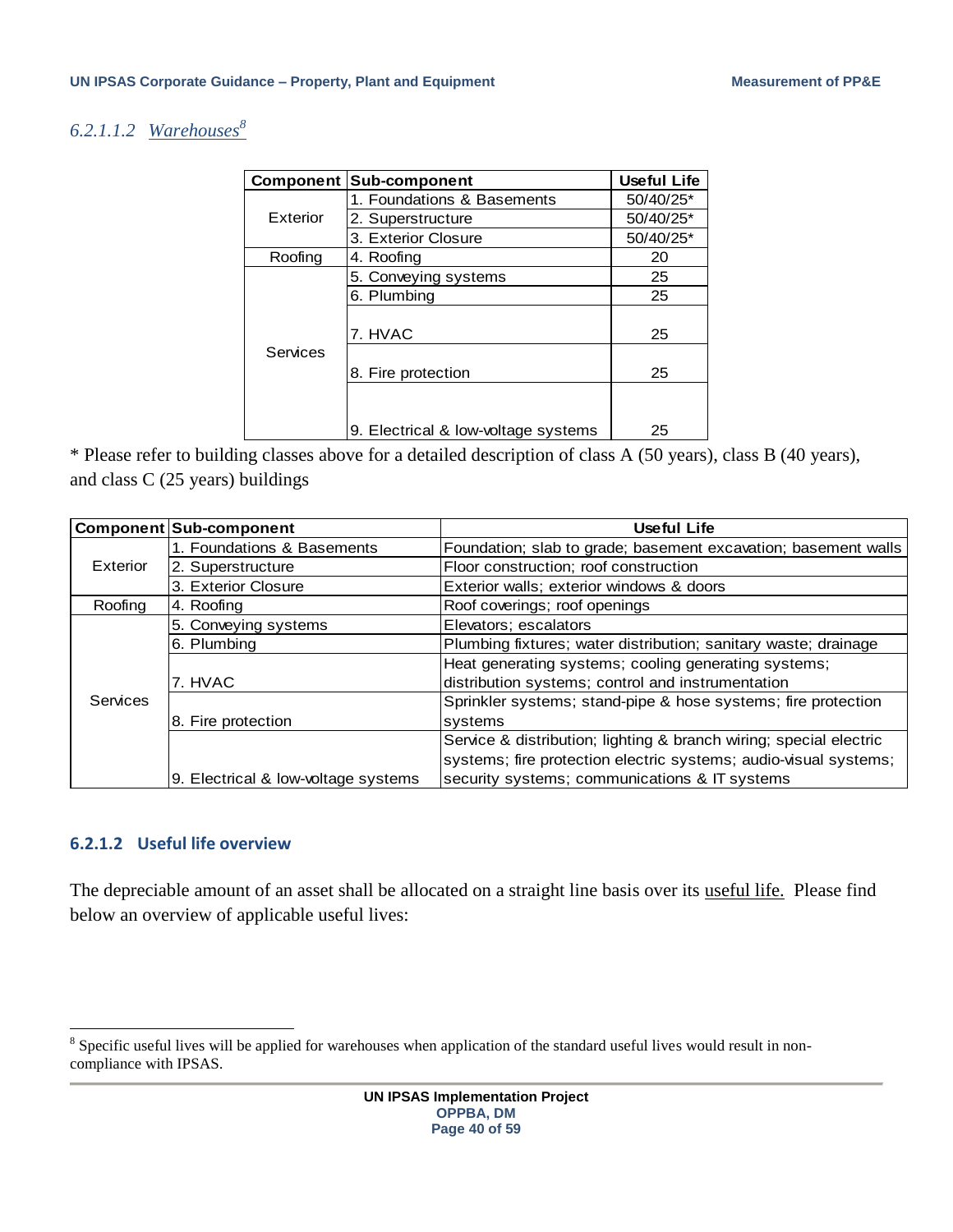#### 6.2.1.1.2 Warehouses[8]

| Component | Sub-component | Useful Life |
|---|---|---|
| Exterior | 1. Foundations & Basements | 50/40/25* |
| | 2. Superstructure | 50/40/25* |
| | 3. Exterior Closure | 50/40/25* |
| Roofing | 4. Roofing | 20 |
| Services | 5. Conveying systems | 25 |
| | 6. Plumbing | 25 |
| | 7. HVAC | 25 |
| | 8. Fire protection | 25 |
| | 9. Electrical & low-voltage systems | 25 |

* Please refer to building classes above for a detailed description of class A (50 years), class B (40 years), and class C (25 years) buildings

| Component | Sub-component | Useful Life |
|---|---|---|
| Exterior | 1. Foundations & Basements | Foundation; slab to grade; basement excavation; basement walls |
| | 2. Superstructure | Floor construction; roof construction |
| | 3. Exterior Closure | Exterior walls; exterior windows & doors |
| Roofing | 4. Roofing | Roof coverings; roof openings |
| Services | 5. Conveying systems | Elevators; escalators |
| | 6. Plumbing | Plumbing fixtures; water distribution; sanitary waste; drainage |
| | 7. HVAC | Heat generating systems; cooling generating systems; distribution systems; control and instrumentation |
| | 8. Fire protection | Sprinkler systems; stand-pipe & hose systems; fire protection systems |
| | 9. Electrical & low-voltage systems | Service & distribution; lighting & branch wiring; special electric systems; fire protection electric systems; audio-visual systems; security systems; communications & IT systems |

### 6.2.1.2 Useful life overview

The depreciable amount of an asset shall be allocated on a straight line basis over its useful life. Please find below an overview of applicable useful lives:

---

[8] Specific useful lives will be applied for warehouses when application of the standard useful lives would result in non-compliance with IPSAS.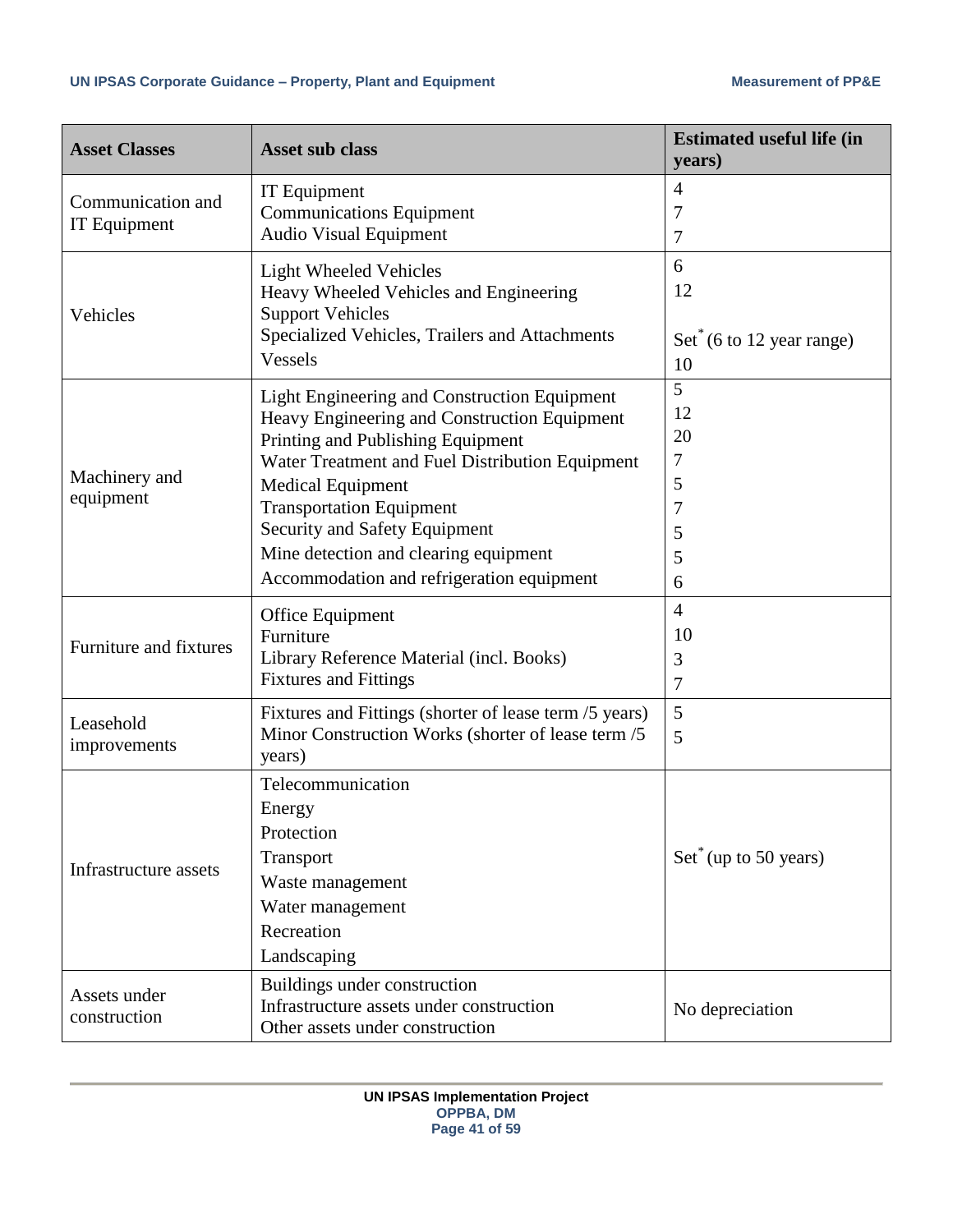| Asset Classes | Asset sub class | Estimated useful life (in years) |
|---|---|---|
| Communication and IT Equipment | IT Equipment<br>Communications Equipment<br>Audio Visual Equipment | 4<br>7<br>7 |
| Vehicles | Light Wheeled Vehicles<br>Heavy Wheeled Vehicles and Engineering Support Vehicles<br>Specialized Vehicles, Trailers and Attachments<br>Vessels | 6<br>12<br>Set* (6 to 12 year range)<br>10 |
| Machinery and equipment | Light Engineering and Construction Equipment<br>Heavy Engineering and Construction Equipment<br>Printing and Publishing Equipment<br>Water Treatment and Fuel Distribution Equipment<br>Medical Equipment<br>Transportation Equipment<br>Security and Safety Equipment<br>Mine detection and clearing equipment<br>Accommodation and refrigeration equipment | 5<br>12<br>20<br>7<br>5<br>7<br>5<br>5<br>6 |
| Furniture and fixtures | Office Equipment<br>Furniture<br>Library Reference Material (incl. Books)<br>Fixtures and Fittings | 4<br>10<br>3<br>7 |
| Leasehold improvements | Fixtures and Fittings (shorter of lease term /5 years)<br>Minor Construction Works (shorter of lease term /5 years) | 5<br>5 |
| Infrastructure assets | Telecommunication<br>Energy<br>Protection<br>Transport<br>Waste management<br>Water management<br>Recreation<br>Landscaping | Set* (up to 50 years) |
| Assets under construction | Buildings under construction<br>Infrastructure assets under construction<br>Other assets under construction | No depreciation |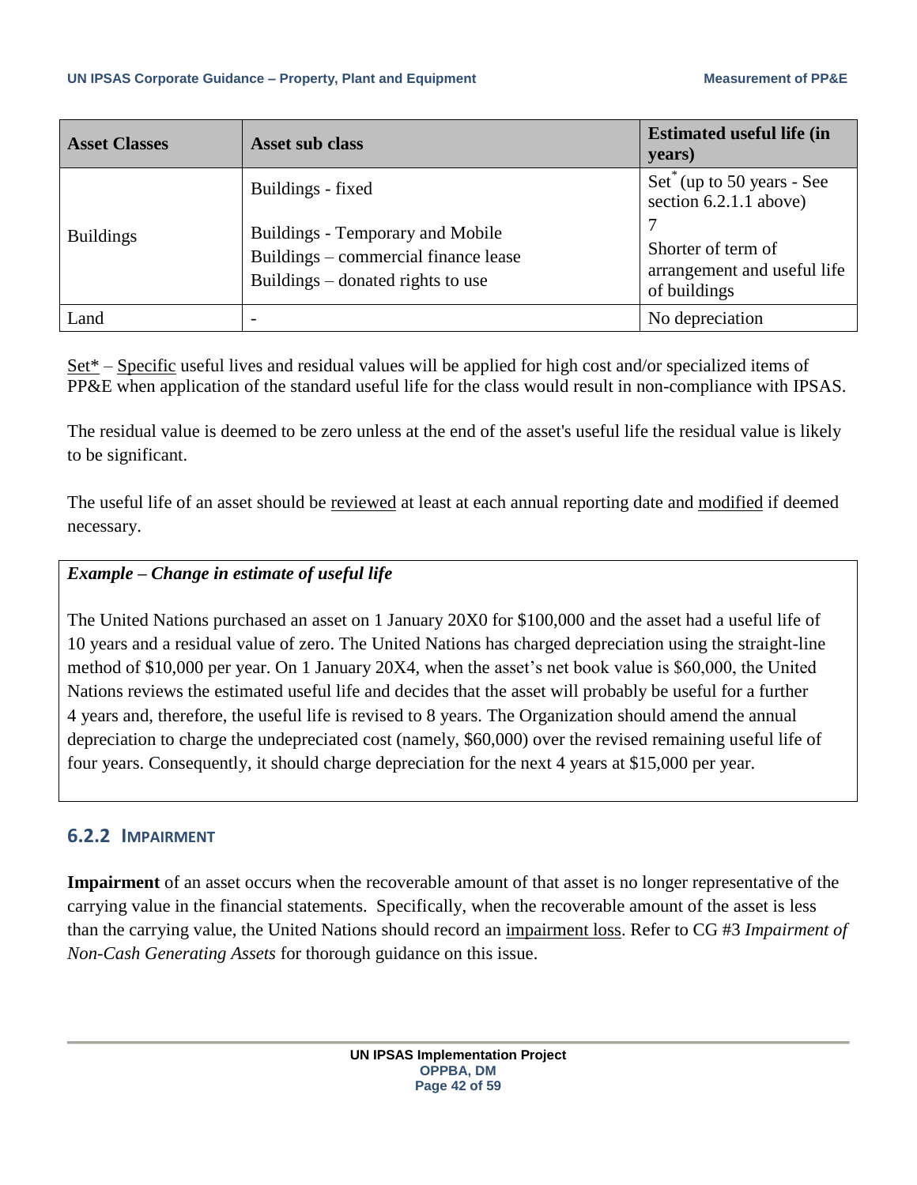| Asset Classes | Asset sub class | Estimated useful life (in years) |
|---|---|---|
| Buildings | Buildings - fixed | Set* (up to 50 years - See section 6.2.1.1 above) |
| | Buildings - Temporary and Mobile | 7 |
| | Buildings – commercial finance lease<br>Buildings – donated rights to use | Shorter of term of arrangement and useful life of buildings |
| Land | - | No depreciation |

Set* – Specific useful lives and residual values will be applied for high cost and/or specialized items of PP&E when application of the standard useful life for the class would result in non-compliance with IPSAS.

The residual value is deemed to be zero unless at the end of the asset's useful life the residual value is likely to be significant.

The useful life of an asset should be reviewed at least at each annual reporting date and modified if deemed necessary.

> ***Example – Change in estimate of useful life***
>
> The United Nations purchased an asset on 1 January 20X0 for $100,000 and the asset had a useful life of 10 years and a residual value of zero. The United Nations has charged depreciation using the straight-line method of $10,000 per year. On 1 January 20X4, when the asset's net book value is $60,000, the United Nations reviews the estimated useful life and decides that the asset will probably be useful for a further 4 years and, therefore, the useful life is revised to 8 years. The Organization should amend the annual depreciation to charge the undepreciated cost (namely, $60,000) over the revised remaining useful life of four years. Consequently, it should charge depreciation for the next 4 years at $15,000 per year.

### 6.2.2 IMPAIRMENT

**Impairment** of an asset occurs when the recoverable amount of that asset is no longer representative of the carrying value in the financial statements. Specifically, when the recoverable amount of the asset is less than the carrying value, the United Nations should record an impairment loss. Refer to CG #3 *Impairment of Non-Cash Generating Assets* for thorough guidance on this issue.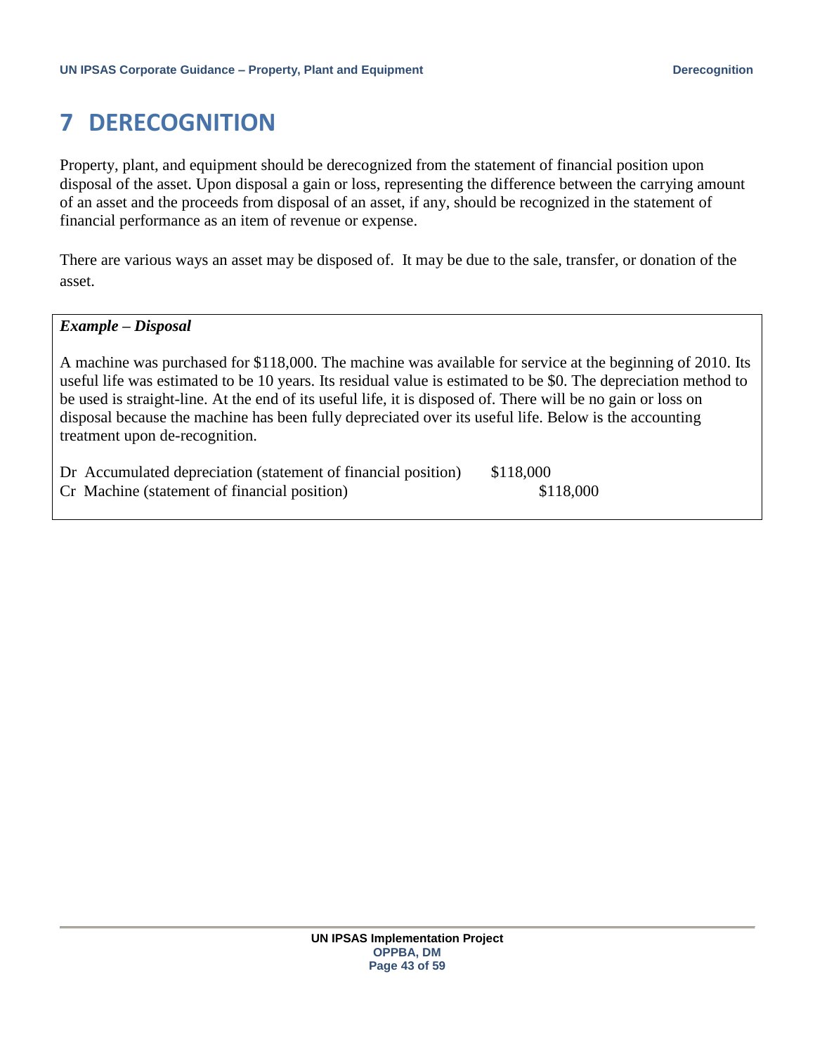# 7 DERECOGNITION

Property, plant, and equipment should be derecognized from the statement of financial position upon disposal of the asset. Upon disposal a gain or loss, representing the difference between the carrying amount of an asset and the proceeds from disposal of an asset, if any, should be recognized in the statement of financial performance as an item of revenue or expense.

There are various ways an asset may be disposed of. It may be due to the sale, transfer, or donation of the asset.

***Example – Disposal***

A machine was purchased for $118,000. The machine was available for service at the beginning of 2010. Its useful life was estimated to be 10 years. Its residual value is estimated to be $0. The depreciation method to be used is straight-line. At the end of its useful life, it is disposed of. There will be no gain or loss on disposal because the machine has been fully depreciated over its useful life. Below is the accounting treatment upon de-recognition.

| | Dr | Cr |
|---|---|---|
| Dr Accumulated depreciation (statement of financial position) | $118,000 | |
| Cr Machine (statement of financial position) | | $118,000 |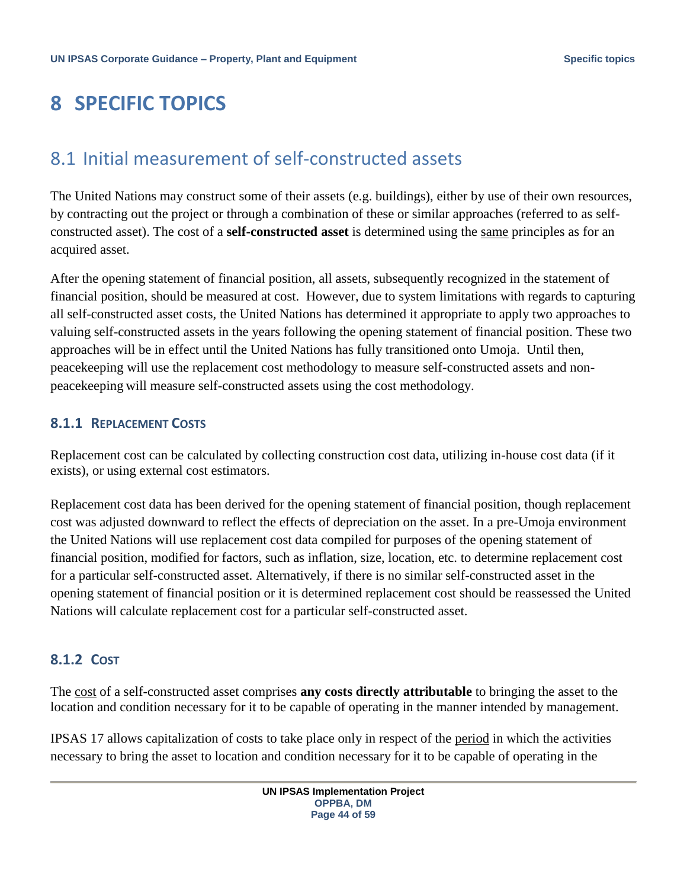# 8 SPECIFIC TOPICS

## 8.1 Initial measurement of self-constructed assets

The United Nations may construct some of their assets (e.g. buildings), either by use of their own resources, by contracting out the project or through a combination of these or similar approaches (referred to as self-constructed asset). The cost of a **self-constructed asset** is determined using the same principles as for an acquired asset.

After the opening statement of financial position, all assets, subsequently recognized in the statement of financial position, should be measured at cost. However, due to system limitations with regards to capturing all self-constructed asset costs, the United Nations has determined it appropriate to apply two approaches to valuing self-constructed assets in the years following the opening statement of financial position. These two approaches will be in effect until the United Nations has fully transitioned onto Umoja. Until then, peacekeeping will use the replacement cost methodology to measure self-constructed assets and non-peacekeeping will measure self-constructed assets using the cost methodology.

### 8.1.1 REPLACEMENT COSTS

Replacement cost can be calculated by collecting construction cost data, utilizing in-house cost data (if it exists), or using external cost estimators.

Replacement cost data has been derived for the opening statement of financial position, though replacement cost was adjusted downward to reflect the effects of depreciation on the asset. In a pre-Umoja environment the United Nations will use replacement cost data compiled for purposes of the opening statement of financial position, modified for factors, such as inflation, size, location, etc. to determine replacement cost for a particular self-constructed asset. Alternatively, if there is no similar self-constructed asset in the opening statement of financial position or it is determined replacement cost should be reassessed the United Nations will calculate replacement cost for a particular self-constructed asset.

### 8.1.2 COST

The cost of a self-constructed asset comprises **any costs directly attributable** to bringing the asset to the location and condition necessary for it to be capable of operating in the manner intended by management.

IPSAS 17 allows capitalization of costs to take place only in respect of the period in which the activities necessary to bring the asset to location and condition necessary for it to be capable of operating in the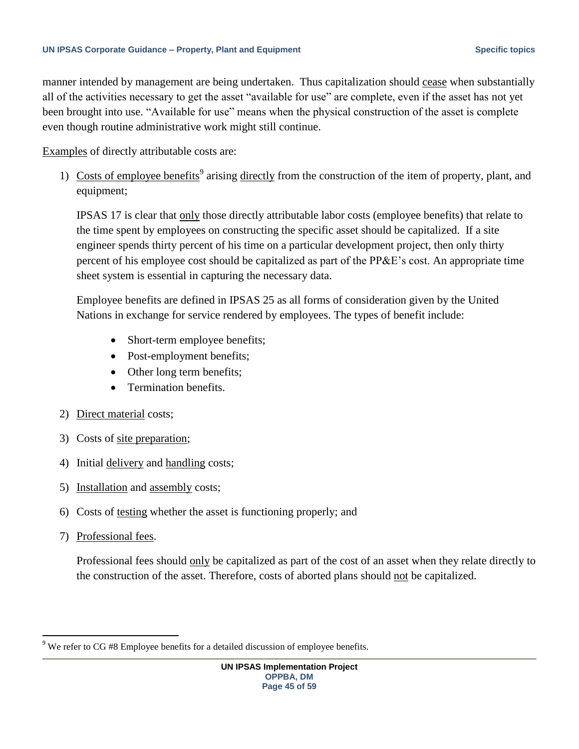manner intended by management are being undertaken. Thus capitalization should cease when substantially all of the activities necessary to get the asset "available for use" are complete, even if the asset has not yet been brought into use. "Available for use" means when the physical construction of the asset is complete even though routine administrative work might still continue.

Examples of directly attributable costs are:

1) Costs of employee benefits[9] arising directly from the construction of the item of property, plant, and equipment;

   IPSAS 17 is clear that only those directly attributable labor costs (employee benefits) that relate to the time spent by employees on constructing the specific asset should be capitalized. If a site engineer spends thirty percent of his time on a particular development project, then only thirty percent of his employee cost should be capitalized as part of the PP&E's cost. An appropriate time sheet system is essential in capturing the necessary data.

   Employee benefits are defined in IPSAS 25 as all forms of consideration given by the United Nations in exchange for service rendered by employees. The types of benefit include:

   - Short-term employee benefits;
   - Post-employment benefits;
   - Other long term benefits;
   - Termination benefits.

2) Direct material costs;

3) Costs of site preparation;

4) Initial delivery and handling costs;

5) Installation and assembly costs;

6) Costs of testing whether the asset is functioning properly; and

7) Professional fees.

   Professional fees should only be capitalized as part of the cost of an asset when they relate directly to the construction of the asset. Therefore, costs of aborted plans should not be capitalized.

[9] We refer to CG #8 Employee benefits for a detailed discussion of employee benefits.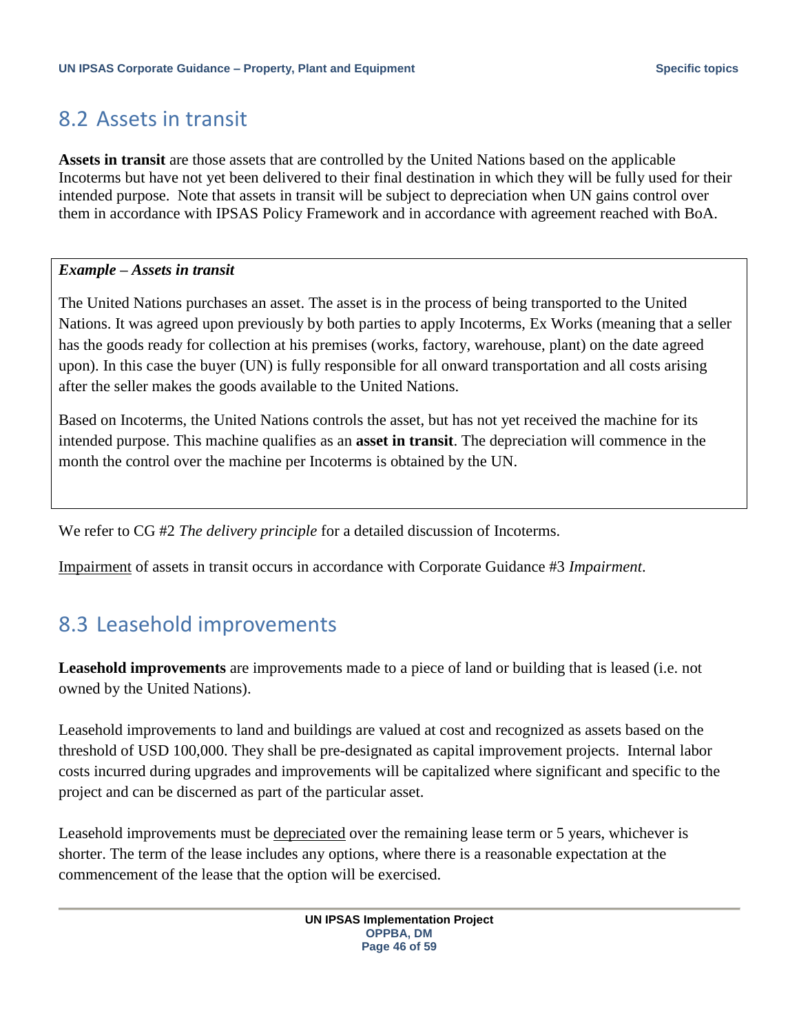## 8.2 Assets in transit

**Assets in transit** are those assets that are controlled by the United Nations based on the applicable Incoterms but have not yet been delivered to their final destination in which they will be fully used for their intended purpose. Note that assets in transit will be subject to depreciation when UN gains control over them in accordance with IPSAS Policy Framework and in accordance with agreement reached with BoA.

> ***Example – Assets in transit***
>
> The United Nations purchases an asset. The asset is in the process of being transported to the United Nations. It was agreed upon previously by both parties to apply Incoterms, Ex Works (meaning that a seller has the goods ready for collection at his premises (works, factory, warehouse, plant) on the date agreed upon). In this case the buyer (UN) is fully responsible for all onward transportation and all costs arising after the seller makes the goods available to the United Nations.
>
> Based on Incoterms, the United Nations controls the asset, but has not yet received the machine for its intended purpose. This machine qualifies as an **asset in transit**. The depreciation will commence in the month the control over the machine per Incoterms is obtained by the UN.

We refer to CG #2 *The delivery principle* for a detailed discussion of Incoterms.

Impairment of assets in transit occurs in accordance with Corporate Guidance #3 *Impairment*.

## 8.3 Leasehold improvements

**Leasehold improvements** are improvements made to a piece of land or building that is leased (i.e. not owned by the United Nations).

Leasehold improvements to land and buildings are valued at cost and recognized as assets based on the threshold of USD 100,000. They shall be pre-designated as capital improvement projects. Internal labor costs incurred during upgrades and improvements will be capitalized where significant and specific to the project and can be discerned as part of the particular asset.

Leasehold improvements must be depreciated over the remaining lease term or 5 years, whichever is shorter. The term of the lease includes any options, where there is a reasonable expectation at the commencement of the lease that the option will be exercised.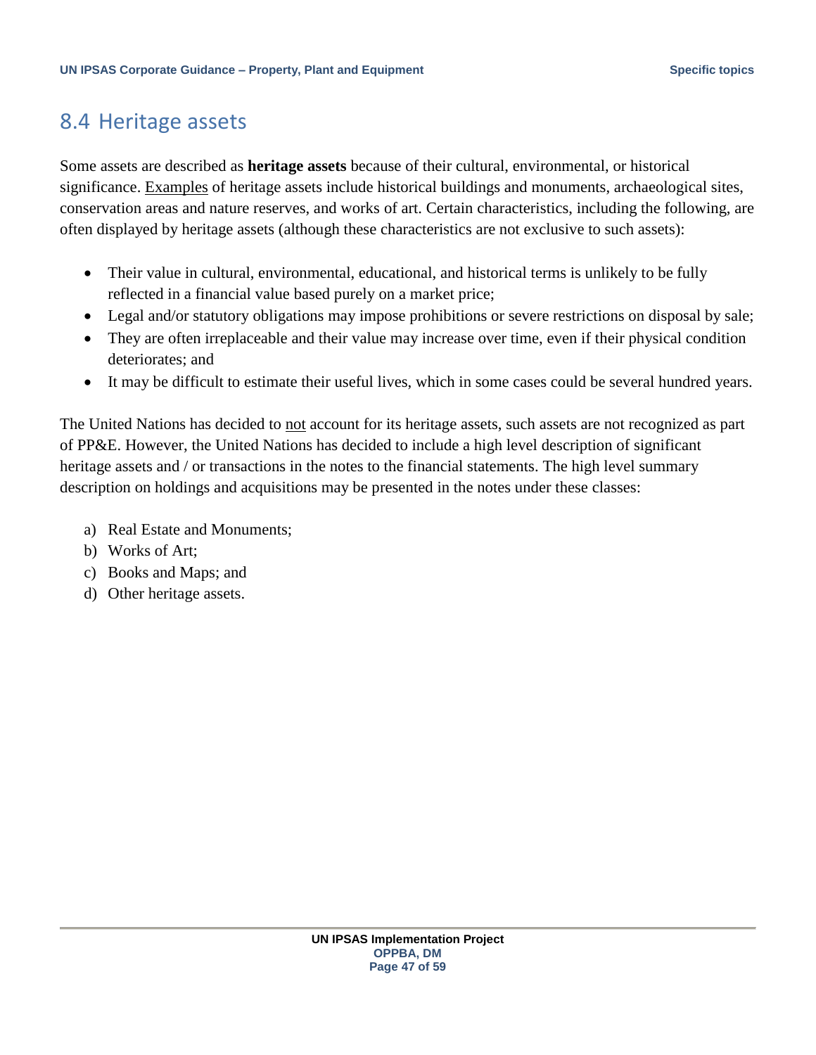## 8.4 Heritage assets

Some assets are described as **heritage assets** because of their cultural, environmental, or historical significance. Examples of heritage assets include historical buildings and monuments, archaeological sites, conservation areas and nature reserves, and works of art. Certain characteristics, including the following, are often displayed by heritage assets (although these characteristics are not exclusive to such assets):

- Their value in cultural, environmental, educational, and historical terms is unlikely to be fully reflected in a financial value based purely on a market price;
- Legal and/or statutory obligations may impose prohibitions or severe restrictions on disposal by sale;
- They are often irreplaceable and their value may increase over time, even if their physical condition deteriorates; and
- It may be difficult to estimate their useful lives, which in some cases could be several hundred years.

The United Nations has decided to not account for its heritage assets, such assets are not recognized as part of PP&E. However, the United Nations has decided to include a high level description of significant heritage assets and / or transactions in the notes to the financial statements. The high level summary description on holdings and acquisitions may be presented in the notes under these classes:

a) Real Estate and Monuments;
b) Works of Art;
c) Books and Maps; and
d) Other heritage assets.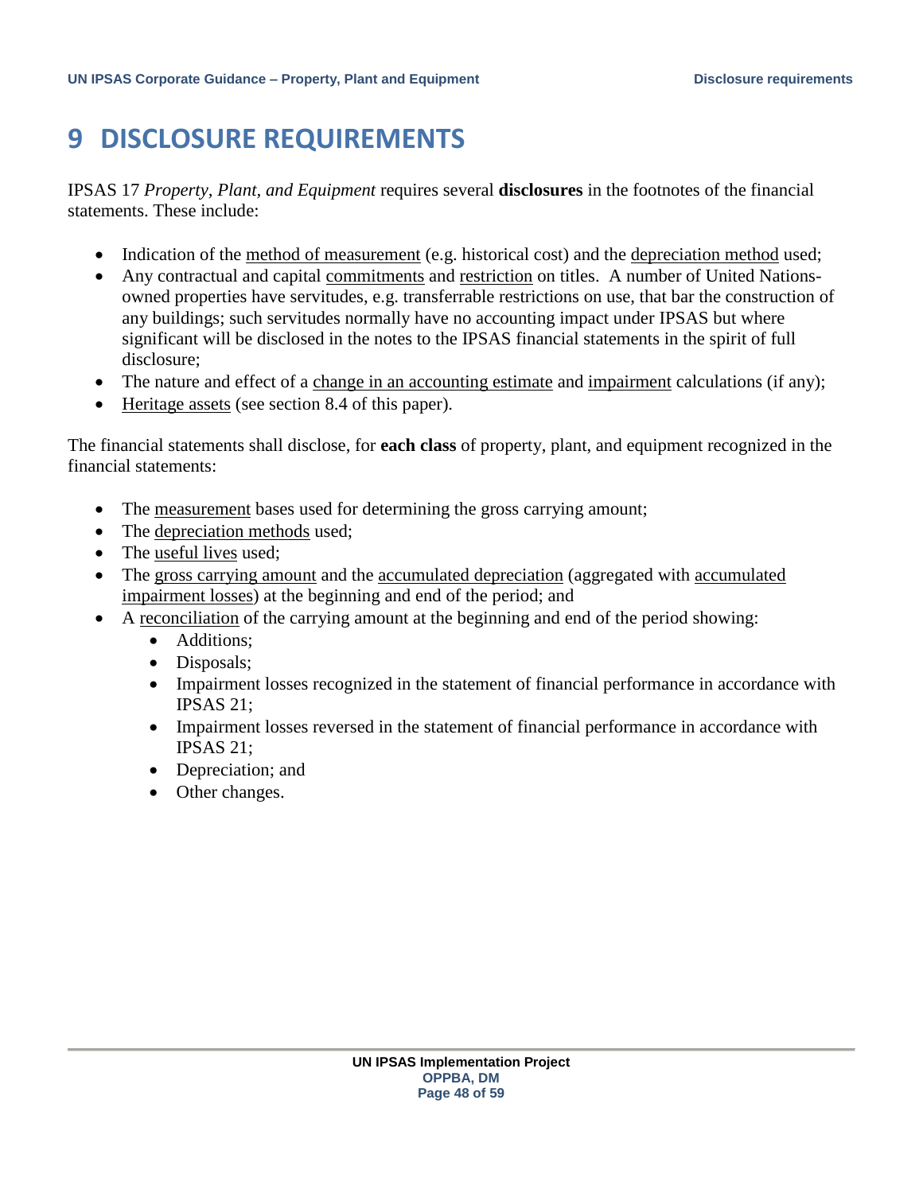# 9 DISCLOSURE REQUIREMENTS

IPSAS 17 *Property, Plant, and Equipment* requires several **disclosures** in the footnotes of the financial statements. These include:

- Indication of the method of measurement (e.g. historical cost) and the depreciation method used;
- Any contractual and capital commitments and restriction on titles. A number of United Nations-owned properties have servitudes, e.g. transferrable restrictions on use, that bar the construction of any buildings; such servitudes normally have no accounting impact under IPSAS but where significant will be disclosed in the notes to the IPSAS financial statements in the spirit of full disclosure;
- The nature and effect of a change in an accounting estimate and impairment calculations (if any);
- Heritage assets (see section 8.4 of this paper).

The financial statements shall disclose, for **each class** of property, plant, and equipment recognized in the financial statements:

- The measurement bases used for determining the gross carrying amount;
- The depreciation methods used;
- The useful lives used;
- The gross carrying amount and the accumulated depreciation (aggregated with accumulated impairment losses) at the beginning and end of the period; and
- A reconciliation of the carrying amount at the beginning and end of the period showing:
  - Additions;
  - Disposals;
  - Impairment losses recognized in the statement of financial performance in accordance with IPSAS 21;
  - Impairment losses reversed in the statement of financial performance in accordance with IPSAS 21;
  - Depreciation; and
  - Other changes.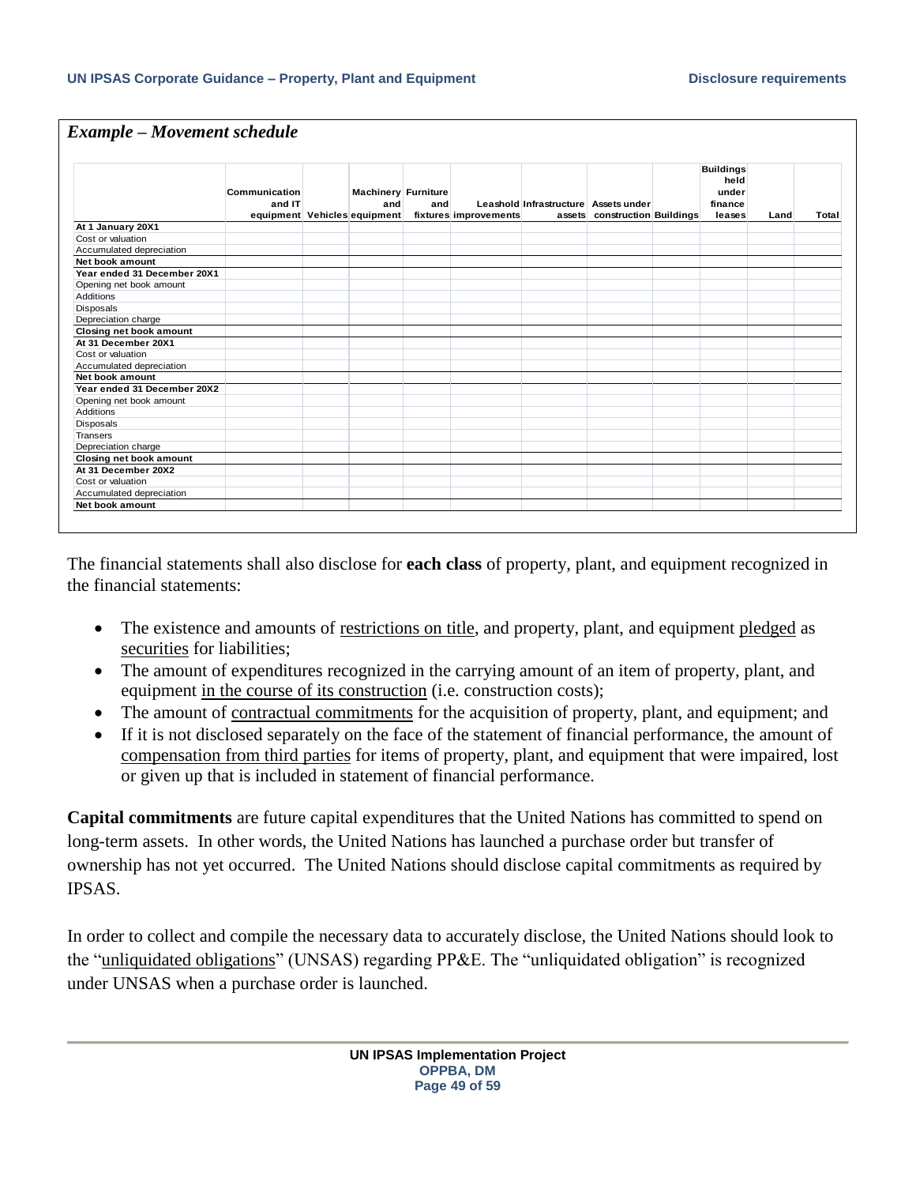*Example – Movement schedule*

| | Communication and IT equipment | Vehicles | Machinery and equipment | Furniture and fixtures | Leashold improvements | Infrastructure assets | Assets under construction | Buildings | Buildings held under finance leases | Land | Total |
|---|---|---|---|---|---|---|---|---|---|---|---|
| **At 1 January 20X1** | | | | | | | | | | | |
| Cost or valuation | | | | | | | | | | | |
| Accumulated depreciation | | | | | | | | | | | |
| **Net book amount** | | | | | | | | | | | |
| **Year ended 31 December 20X1** | | | | | | | | | | | |
| Opening net book amount | | | | | | | | | | | |
| Additions | | | | | | | | | | | |
| Disposals | | | | | | | | | | | |
| Depreciation charge | | | | | | | | | | | |
| **Closing net book amount** | | | | | | | | | | | |
| **At 31 December 20X1** | | | | | | | | | | | |
| Cost or valuation | | | | | | | | | | | |
| Accumulated depreciation | | | | | | | | | | | |
| **Net book amount** | | | | | | | | | | | |
| **Year ended 31 December 20X2** | | | | | | | | | | | |
| Opening net book amount | | | | | | | | | | | |
| Additions | | | | | | | | | | | |
| Disposals | | | | | | | | | | | |
| Transers | | | | | | | | | | | |
| Depreciation charge | | | | | | | | | | | |
| **Closing net book amount** | | | | | | | | | | | |
| **At 31 December 20X2** | | | | | | | | | | | |
| Cost or valuation | | | | | | | | | | | |
| Accumulated depreciation | | | | | | | | | | | |
| **Net book amount** | | | | | | | | | | | |

The financial statements shall also disclose for **each class** of property, plant, and equipment recognized in the financial statements:

- The existence and amounts of restrictions on title, and property, plant, and equipment pledged as securities for liabilities;
- The amount of expenditures recognized in the carrying amount of an item of property, plant, and equipment in the course of its construction (i.e. construction costs);
- The amount of contractual commitments for the acquisition of property, plant, and equipment; and
- If it is not disclosed separately on the face of the statement of financial performance, the amount of compensation from third parties for items of property, plant, and equipment that were impaired, lost or given up that is included in statement of financial performance.

**Capital commitments** are future capital expenditures that the United Nations has committed to spend on long-term assets. In other words, the United Nations has launched a purchase order but transfer of ownership has not yet occurred. The United Nations should disclose capital commitments as required by IPSAS.

In order to collect and compile the necessary data to accurately disclose, the United Nations should look to the "unliquidated obligations" (UNSAS) regarding PP&E. The "unliquidated obligation" is recognized under UNSAS when a purchase order is launched.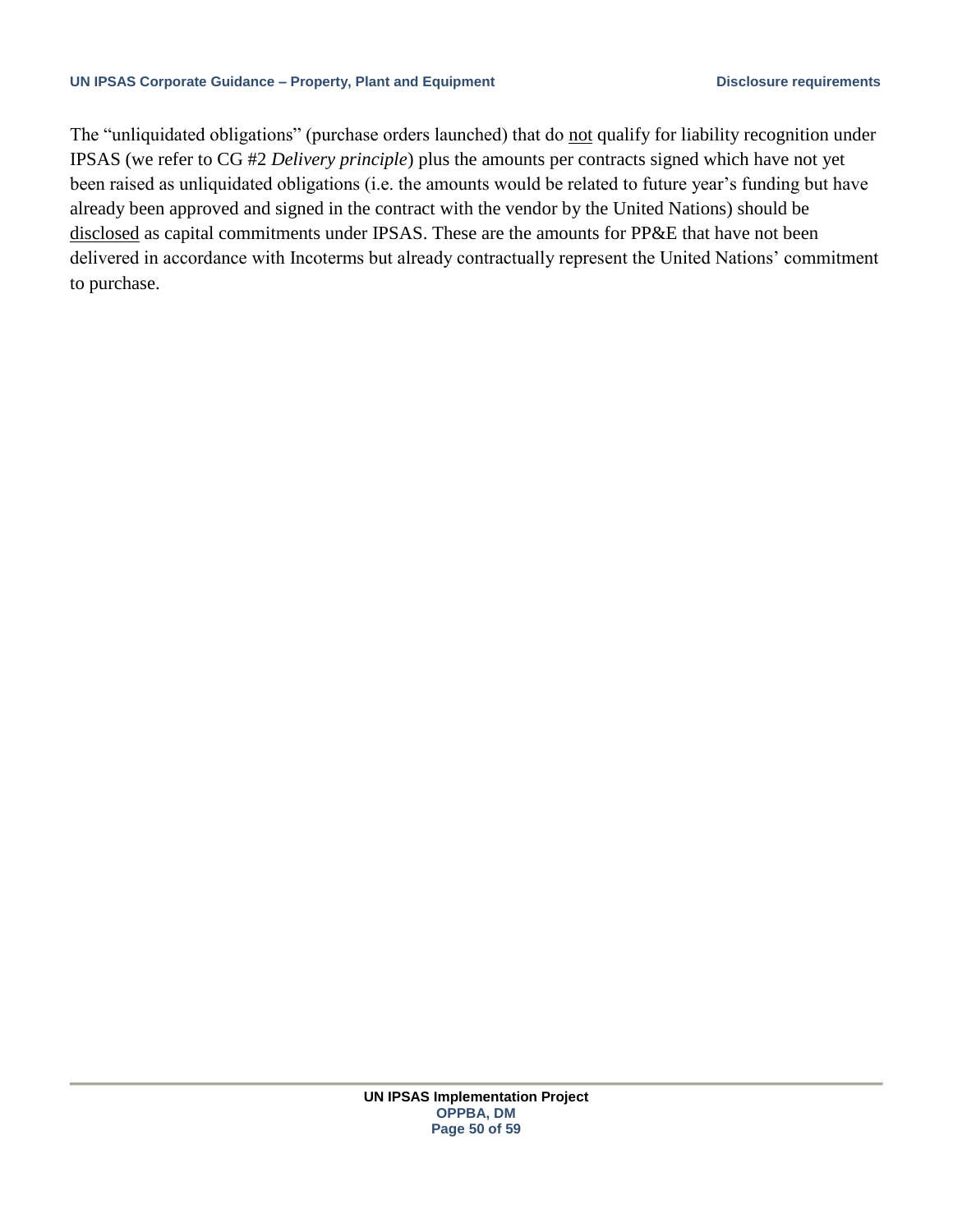The “unliquidated obligations” (purchase orders launched) that do not qualify for liability recognition under IPSAS (we refer to CG #2 *Delivery principle*) plus the amounts per contracts signed which have not yet been raised as unliquidated obligations (i.e. the amounts would be related to future year’s funding but have already been approved and signed in the contract with the vendor by the United Nations) should be disclosed as capital commitments under IPSAS. These are the amounts for PP&E that have not been delivered in accordance with Incoterms but already contractually represent the United Nations’ commitment to purchase.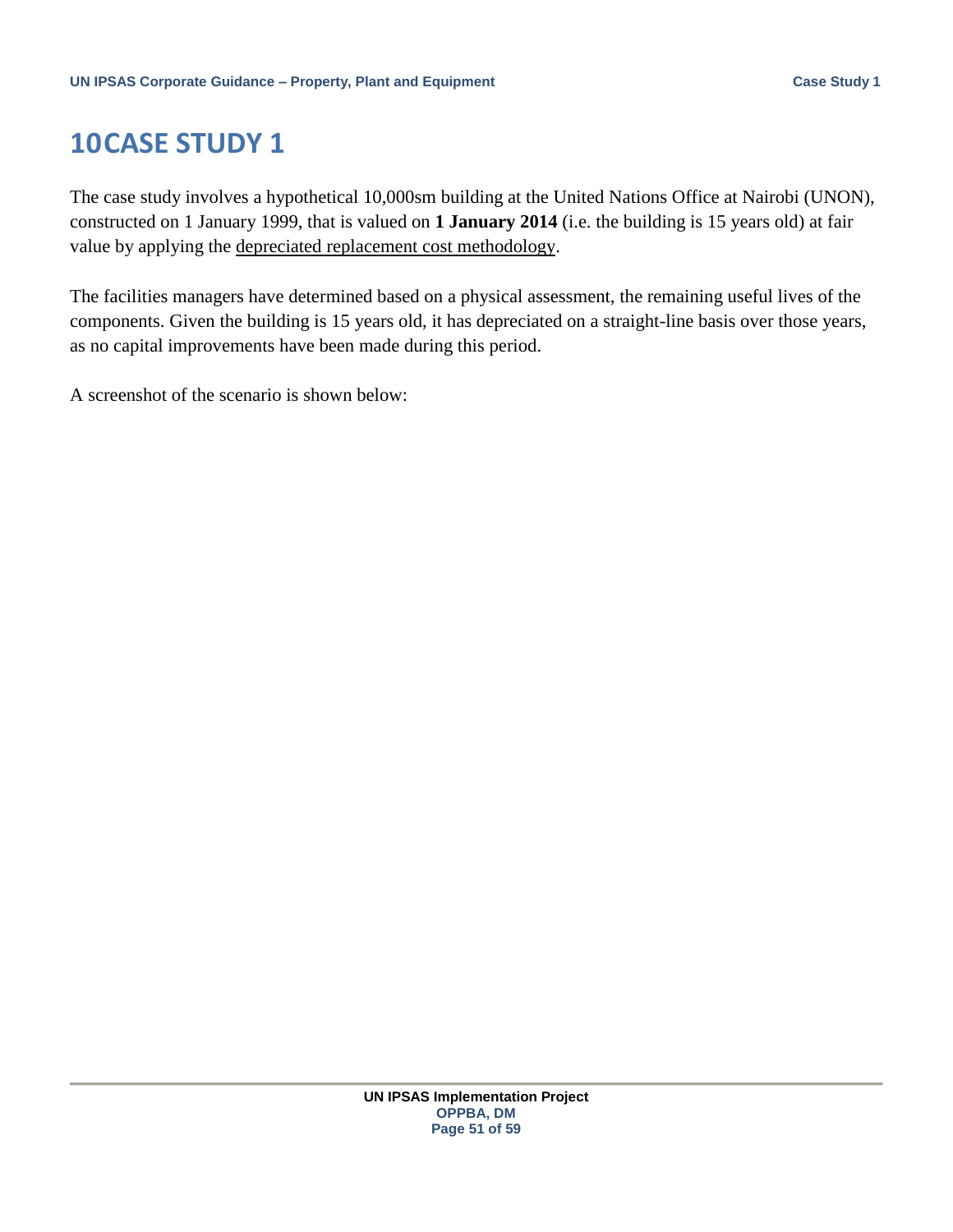# 10 CASE STUDY 1

The case study involves a hypothetical 10,000sm building at the United Nations Office at Nairobi (UNON), constructed on 1 January 1999, that is valued on **1 January 2014** (i.e. the building is 15 years old) at fair value by applying the depreciated replacement cost methodology.

The facilities managers have determined based on a physical assessment, the remaining useful lives of the components. Given the building is 15 years old, it has depreciated on a straight-line basis over those years, as no capital improvements have been made during this period.

A screenshot of the scenario is shown below: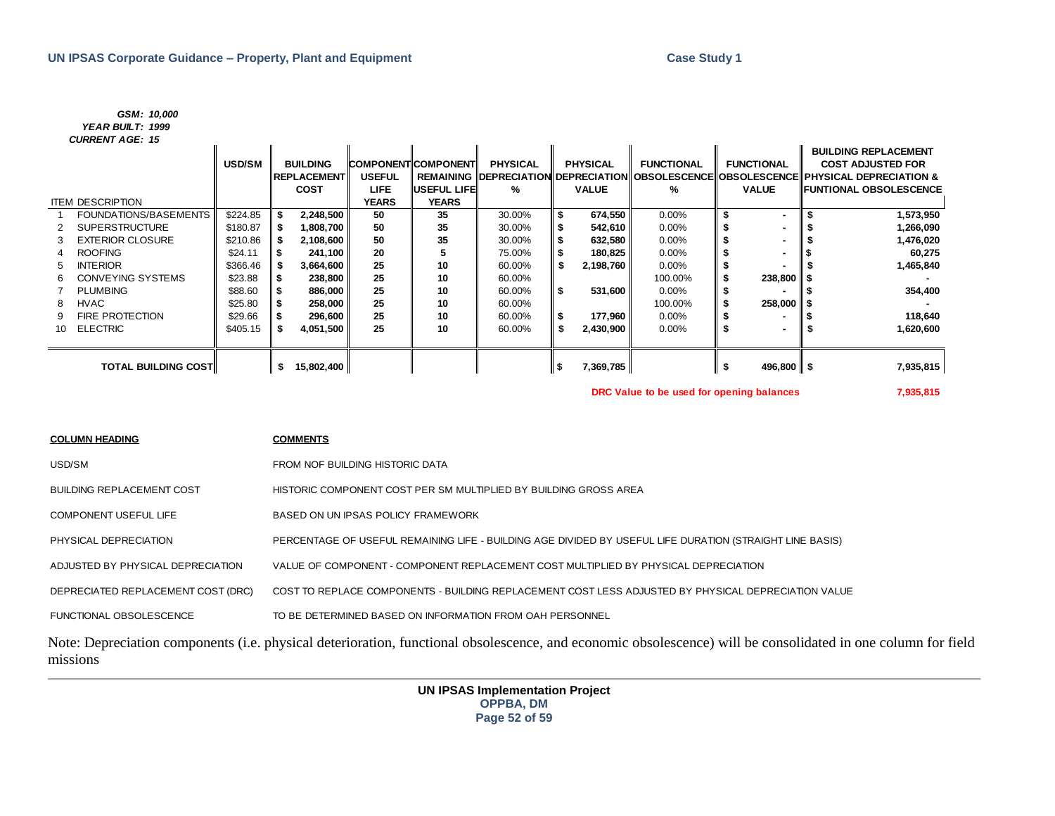***GSM: 10,000***
***YEAR BUILT: 1999***
***CURRENT AGE: 15***

| ITEM | DESCRIPTION | USD/SM | BUILDING REPLACEMENT COST | COMPONENT USEFUL LIFE YEARS | COMPONENT REMAINING USEFUL LIFE YEARS | PHYSICAL DEPRECIATION % | PHYSICAL DEPRECIATION VALUE | FUNCTIONAL OBSOLESCENCE % | FUNCTIONAL OBSOLESCENCE VALUE | BUILDING REPLACEMENT COST ADJUSTED FOR PHYSICAL DEPRECIATION & FUNTIONAL OBSOLESCENCE |
|---|---|---|---|---|---|---|---|---|---|---|
| 1 | FOUNDATIONS/BASEMENTS | $224.85 | $ 2,248,500 | 50 | 35 | 30.00% | $ 674,550 | 0.00% | $ - | $ 1,573,950 |
| 2 | SUPERSTRUCTURE | $180.87 | $ 1,808,700 | 50 | 35 | 30.00% | $ 542,610 | 0.00% | $ - | $ 1,266,090 |
| 3 | EXTERIOR CLOSURE | $210.86 | $ 2,108,600 | 50 | 35 | 30.00% | $ 632,580 | 0.00% | $ - | $ 1,476,020 |
| 4 | ROOFING | $24.11 | $ 241,100 | 20 | 5 | 75.00% | $ 180,825 | 0.00% | $ - | $ 60,275 |
| 5 | INTERIOR | $366.46 | $ 3,664,600 | 25 | 10 | 60.00% | $ 2,198,760 | 0.00% | $ - | $ 1,465,840 |
| 6 | CONVEYING SYSTEMS | $23.88 | $ 238,800 | 25 | 10 | 60.00% | | 100.00% | $ 238,800 | $ - |
| 7 | PLUMBING | $88.60 | $ 886,000 | 25 | 10 | 60.00% | $ 531,600 | 0.00% | $ - | $ 354,400 |
| 8 | HVAC | $25.80 | $ 258,000 | 25 | 10 | 60.00% | | 100.00% | $ 258,000 | $ - |
| 9 | FIRE PROTECTION | $29.66 | $ 296,600 | 25 | 10 | 60.00% | $ 177,960 | 0.00% | $ - | $ 118,640 |
| 10 | ELECTRIC | $405.15 | $ 4,051,500 | 25 | 10 | 60.00% | $ 2,430,900 | 0.00% | $ - | $ 1,620,600 |
| | **TOTAL BUILDING COST** | | $ 15,802,400 | | | | $ 7,369,785 | | $ 496,800 | $ 7,935,815 |

**DRC Value to be used for opening balances** **7,935,815**

| COLUMN HEADING | COMMENTS |
|---|---|
| USD/SM | FROM NOF BUILDING HISTORIC DATA |
| BUILDING REPLACEMENT COST | HISTORIC COMPONENT COST PER SM MULTIPLIED BY BUILDING GROSS AREA |
| COMPONENT USEFUL LIFE | BASED ON UN IPSAS POLICY FRAMEWORK |
| PHYSICAL DEPRECIATION | PERCENTAGE OF USEFUL REMAINING LIFE - BUILDING AGE DIVIDED BY USEFUL LIFE DURATION (STRAIGHT LINE BASIS) |
| ADJUSTED BY PHYSICAL DEPRECIATION | VALUE OF COMPONENT - COMPONENT REPLACEMENT COST MULTIPLIED BY PHYSICAL DEPRECIATION |
| DEPRECIATED REPLACEMENT COST (DRC) | COST TO REPLACE COMPONENTS - BUILDING REPLACEMENT COST LESS ADJUSTED BY PHYSICAL DEPRECIATION VALUE |
| FUNCTIONAL OBSOLESCENCE | TO BE DETERMINED BASED ON INFORMATION FROM OAH PERSONNEL |

Note: Depreciation components (i.e. physical deterioration, functional obsolescence, and economic obsolescence) will be consolidated in one column for field missions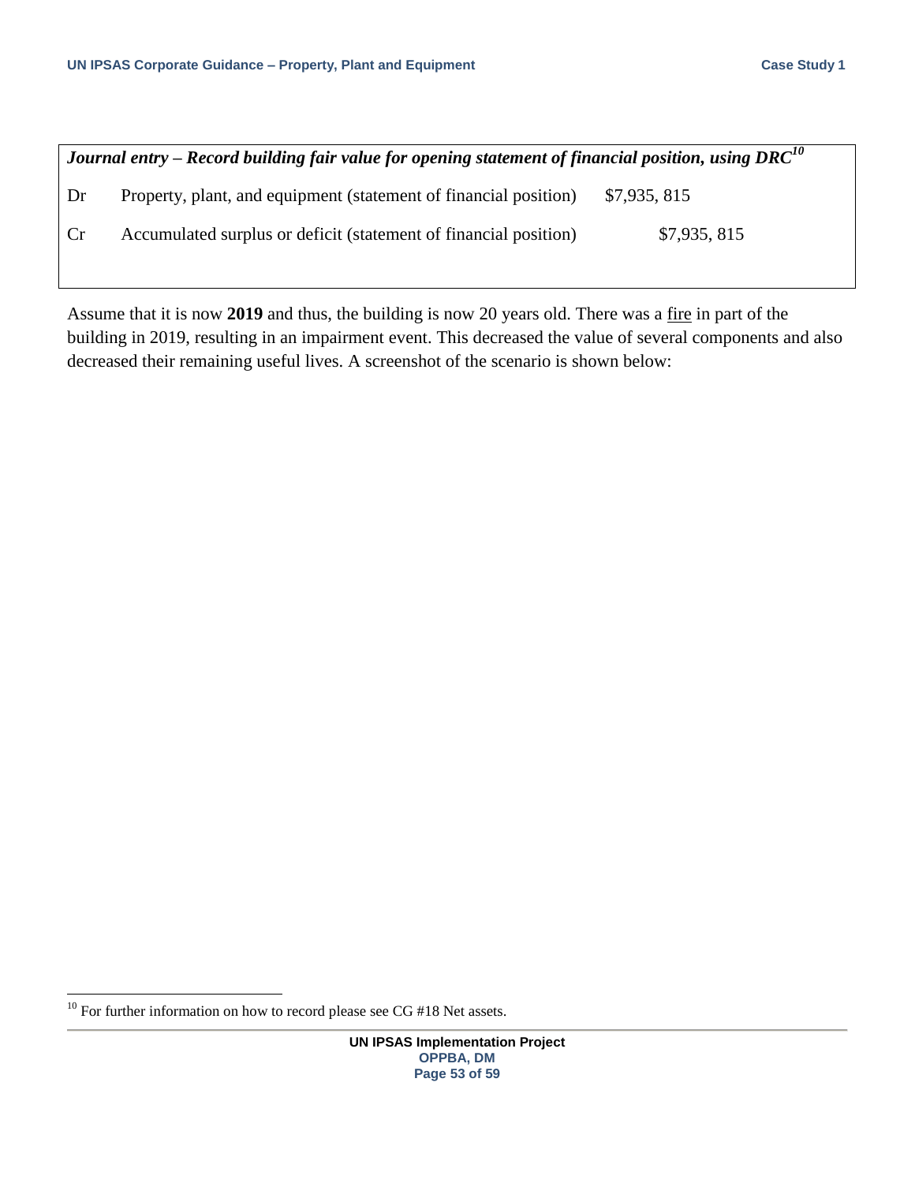*Journal entry – Record building fair value for opening statement of financial position, using DRC*[10]

| | | | |
|---|---|---|---|
| Dr | Property, plant, and equipment (statement of financial position) | $7,935, 815 | |
| Cr | Accumulated surplus or deficit (statement of financial position) | | $7,935, 815 |

Assume that it is now **2019** and thus, the building is now 20 years old. There was a fire in part of the building in 2019, resulting in an impairment event. This decreased the value of several components and also decreased their remaining useful lives. A screenshot of the scenario is shown below:

[10] For further information on how to record please see CG #18 Net assets.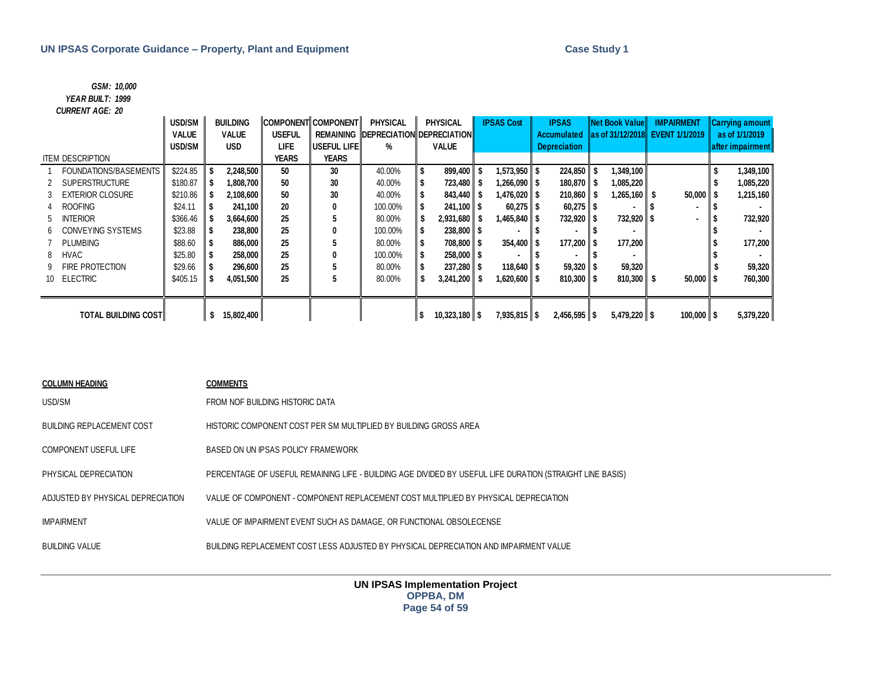*GSM: 10,000*
*YEAR BUILT: 1999*
*CURRENT AGE: 20*

| | ITEM DESCRIPTION | USD/SM VALUE USD/SM | BUILDING VALUE USD | COMPONENT USEFUL LIFE YEARS | COMPONENT REMAINING USEFUL LIFE YEARS | PHYSICAL DEPRECIATION % | PHYSICAL DEPRECIATION VALUE | IPSAS Cost | IPSAS Accumulated Depreciation | Net Book Value as of 31/12/2018 | IMPAIRMENT EVENT 1/1/2019 | Carrying amount as of 1/1/2019 after impairment |
|---|---|---|---|---|---|---|---|---|---|---|---|---|
| 1 | FOUNDATIONS/BASEMENTS | $224.85 | $ 2,248,500 | 50 | 30 | 40.00% | $ 899,400 | $ 1,573,950 | $ 224,850 | $ 1,349,100 | | $ 1,349,100 |
| 2 | SUPERSTRUCTURE | $180.87 | $ 1,808,700 | 50 | 30 | 40.00% | $ 723,480 | $ 1,266,090 | $ 180,870 | $ 1,085,220 | | $ 1,085,220 |
| 3 | EXTERIOR CLOSURE | $210.86 | $ 2,108,600 | 50 | 30 | 40.00% | $ 843,440 | $ 1,476,020 | $ 210,860 | $ 1,265,160 | $ 50,000 | $ 1,215,160 |
| 4 | ROOFING | $24.11 | $ 241,100 | 20 | 0 | 100.00% | $ 241,100 | $ 60,275 | $ 60,275 | $ - | $ - | $ - |
| 5 | INTERIOR | $366.46 | $ 3,664,600 | 25 | 5 | 80.00% | $ 2,931,680 | $ 1,465,840 | $ 732,920 | $ 732,920 | $ - | $ 732,920 |
| 6 | CONVEYING SYSTEMS | $23.88 | $ 238,800 | 25 | 0 | 100.00% | $ 238,800 | $ - | $ - | $ - | | $ - |
| 7 | PLUMBING | $88.60 | $ 886,000 | 25 | 5 | 80.00% | $ 708,800 | $ 354,400 | $ 177,200 | $ 177,200 | | $ 177,200 |
| 8 | HVAC | $25.80 | $ 258,000 | 25 | 0 | 100.00% | $ 258,000 | $ - | $ - | $ - | | $ - |
| 9 | FIRE PROTECTION | $29.66 | $ 296,600 | 25 | 5 | 80.00% | $ 237,280 | $ 118,640 | $ 59,320 | $ 59,320 | | $ 59,320 |
| 10 | ELECTRIC | $405.15 | $ 4,051,500 | 25 | 5 | 80.00% | $ 3,241,200 | $ 1,620,600 | $ 810,300 | $ 810,300 | $ 50,000 | $ 760,300 |
| | **TOTAL BUILDING COST** | | $ 15,802,400 | | | | $ 10,323,180 | $ 7,935,815 | $ 2,456,595 | $ 5,479,220 | $ 100,000 | $ 5,379,220 |

| COLUMN HEADING | COMMENTS |
|---|---|
| USD/SM | FROM NOF BUILDING HISTORIC DATA |
| BUILDING REPLACEMENT COST | HISTORIC COMPONENT COST PER SM MULTIPLIED BY BUILDING GROSS AREA |
| COMPONENT USEFUL LIFE | BASED ON UN IPSAS POLICY FRAMEWORK |
| PHYSICAL DEPRECIATION | PERCENTAGE OF USEFUL REMAINING LIFE - BUILDING AGE DIVIDED BY USEFUL LIFE DURATION (STRAIGHT LINE BASIS) |
| ADJUSTED BY PHYSICAL DEPRECIATION | VALUE OF COMPONENT - COMPONENT REPLACEMENT COST MULTIPLIED BY PHYSICAL DEPRECIATION |
| IMPAIRMENT | VALUE OF IMPAIRMENT EVENT SUCH AS DAMAGE, OR FUNCTIONAL OBSOLECENSE |
| BUILDING VALUE | BUILDING REPLACEMENT COST LESS ADJUSTED BY PHYSICAL DEPRECIATION AND IMPAIRMENT VALUE |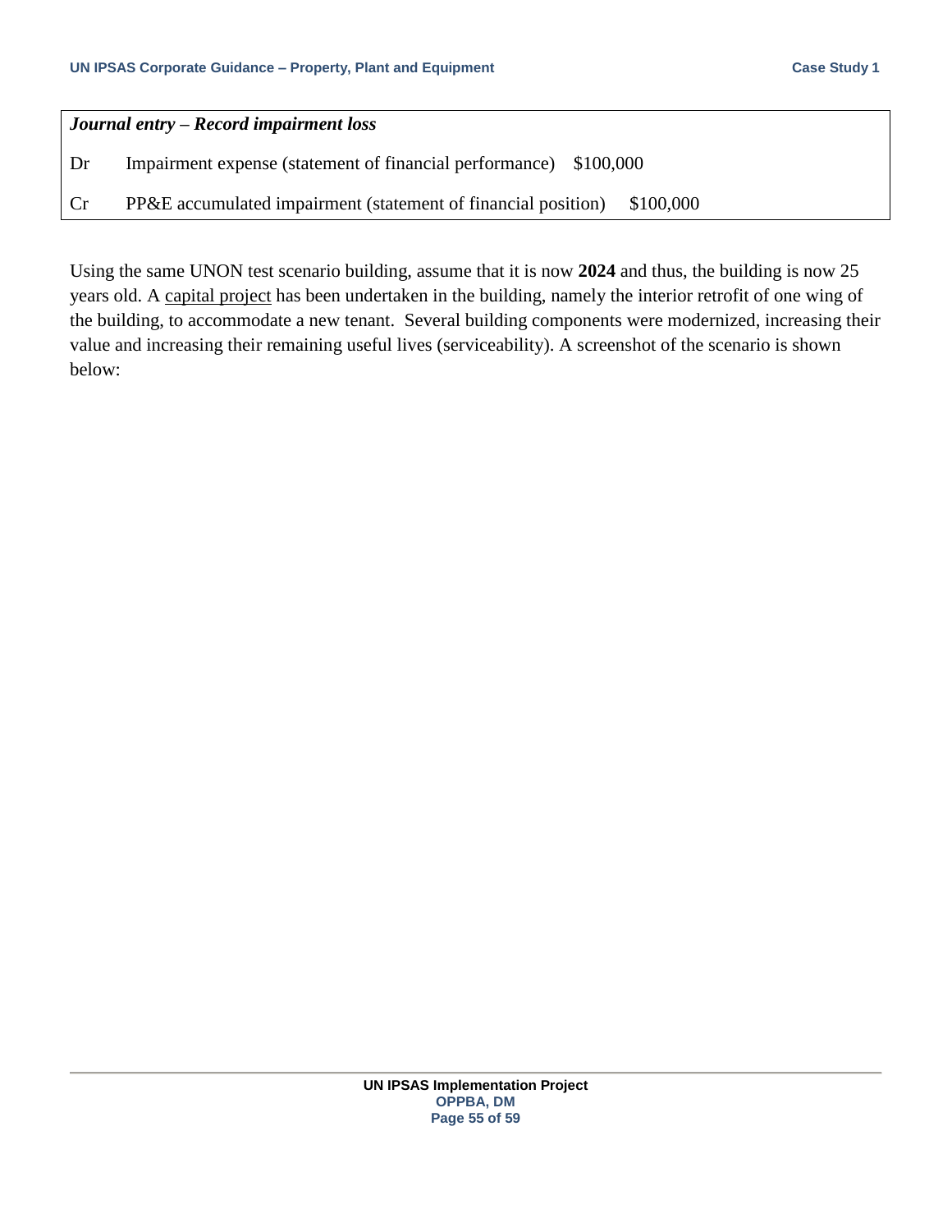| *Journal entry – Record impairment loss* | | |
|---|---|---|
| Dr | Impairment expense (statement of financial performance) | $100,000 |
| Cr | PP&E accumulated impairment (statement of financial position) | $100,000 |

Using the same UNON test scenario building, assume that it is now **2024** and thus, the building is now 25 years old. A capital project has been undertaken in the building, namely the interior retrofit of one wing of the building, to accommodate a new tenant. Several building components were modernized, increasing their value and increasing their remaining useful lives (serviceability). A screenshot of the scenario is shown below: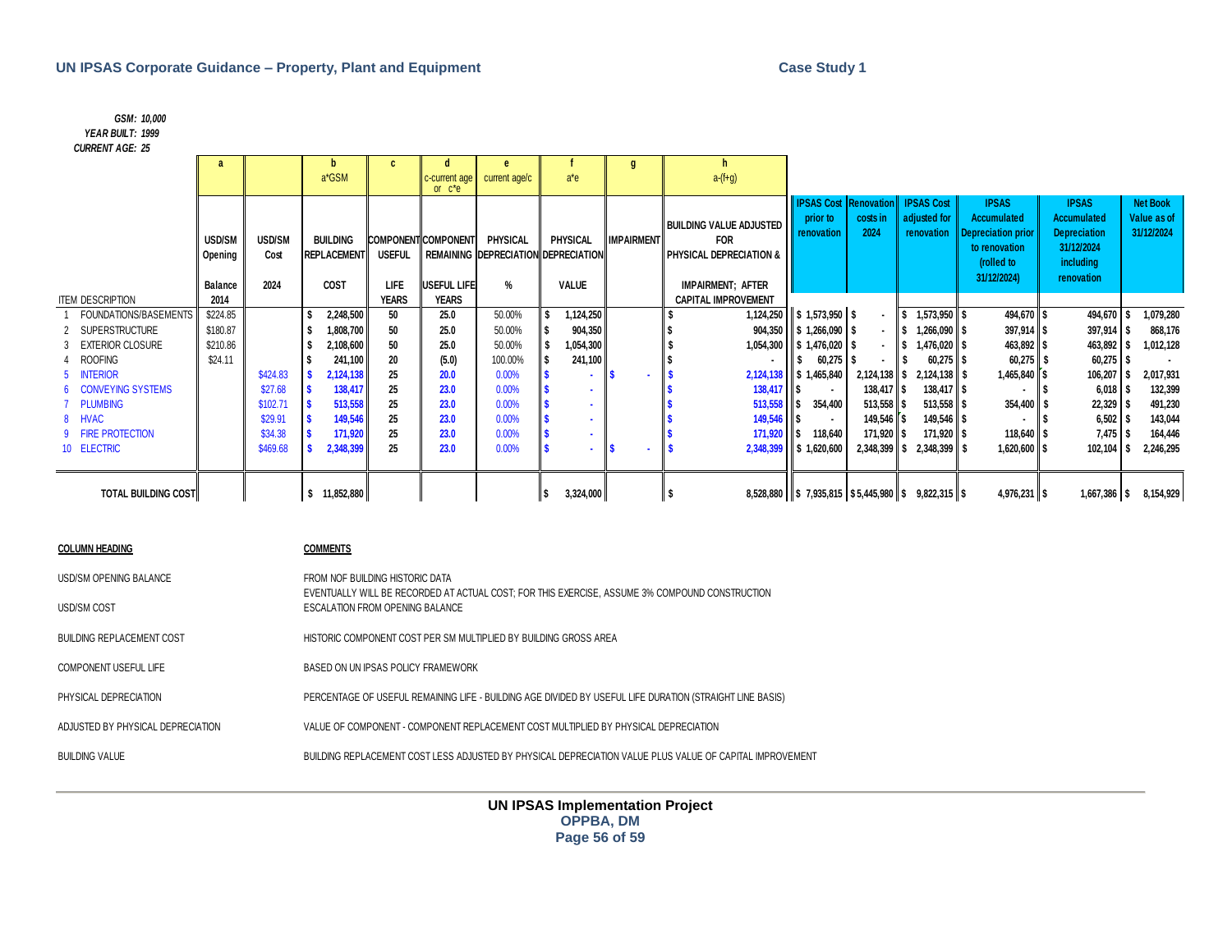*GSM: 10,000*
*YEAR BUILT: 1999*
*CURRENT AGE: 25*

| | a | | b | c | d | e | f | g | h | | | | | | |
|---|---|---|---|---|---|---|---|---|---|---|---|---|---|---|---|
| | | | a*GSM | | c-current age or c*e | current age/c | a*e | | a-(f+g) | | | | | | |
| ITEM DESCRIPTION | USD/SM Opening Balance 2014 | USD/SM Cost 2024 | BUILDING REPLACEMENT COST | COMPONENT USEFUL LIFE YEARS | COMPONENT REMAINING USEFUL LIFE YEARS | PHYSICAL DEPRECIATION % | PHYSICAL DEPRECIATION VALUE | IMPAIRMENT | BUILDING VALUE ADJUSTED FOR PHYSICAL DEPRECIATION & IMPAIRMENT; AFTER CAPITAL IMPROVEMENT | IPSAS Cost prior to renovation | Renovation costs in 2024 | IPSAS Cost adjusted for renovation | IPSAS Accumulated Depreciation prior to renovation (rolled to 31/12/2024) | IPSAS Accumulated Depreciation 31/12/2024 including renovation | Net Book Value as of 31/12/2024 |
| 1 FOUNDATIONS/BASEMENTS | $224.85 | | $ 2,248,500 | 50 | 25.0 | 50.00% | $ 1,124,250 | | $ 1,124,250 | $ 1,573,950 | $ - | $ 1,573,950 | $ 494,670 | $ 494,670 | $ 1,079,280 |
| 2 SUPERSTRUCTURE | $180.87 | | $ 1,808,700 | 50 | 25.0 | 50.00% | $ 904,350 | | $ 904,350 | $ 1,266,090 | $ - | $ 1,266,090 | $ 397,914 | $ 397,914 | $ 868,176 |
| 3 EXTERIOR CLOSURE | $210.86 | | $ 2,108,600 | 50 | 25.0 | 50.00% | $ 1,054,300 | | $ 1,054,300 | $ 1,476,020 | $ - | $ 1,476,020 | $ 463,892 | $ 463,892 | $ 1,012,128 |
| 4 ROOFING | $24.11 | | $ 241,100 | 20 | (5.0) | 100.00% | $ 241,100 | | $ - | $ 60,275 | $ - | $ 60,275 | $ 60,275 | $ 60,275 | $ - |
| 5 INTERIOR | | $424.83 | $ 2,124,138 | 25 | 20.0 | 0.00% | $ - | $ - | $ 2,124,138 | $ 1,465,840 | 2,124,138 | $ 2,124,138 | $ 1,465,840 | $ 106,207 | $ 2,017,931 |
| 6 CONVEYING SYSTEMS | | $27.68 | $ 138,417 | 25 | 23.0 | 0.00% | $ - | | $ 138,417 | $ - | 138,417 | $ 138,417 | $ - | $ 6,018 | $ 132,399 |
| 7 PLUMBING | | $102.71 | $ 513,558 | 25 | 23.0 | 0.00% | $ - | | $ 513,558 | $ 354,400 | 513,558 | $ 513,558 | $ 354,400 | $ 22,329 | $ 491,230 |
| 8 HVAC | | $29.91 | $ 149,546 | 25 | 23.0 | 0.00% | $ - | | $ 149,546 | $ - | 149,546 | $ 149,546 | $ - | $ 6,502 | $ 143,044 |
| 9 FIRE PROTECTION | | $34.38 | $ 171,920 | 25 | 23.0 | 0.00% | $ - | | $ 171,920 | $ 118,640 | 171,920 | $ 171,920 | $ 118,640 | $ 7,475 | $ 164,446 |
| 10 ELECTRIC | | $469.68 | $ 2,348,399 | 25 | 23.0 | 0.00% | $ - | $ - | $ 2,348,399 | $ 1,620,600 | 2,348,399 | $ 2,348,399 | $ 1,620,600 | $ 102,104 | $ 2,246,295 |
| TOTAL BUILDING COST | | | $ 11,852,880 | | | | $ 3,324,000 | | $ 8,528,880 | $ 7,935,815 | $ 5,445,980 | $ 9,822,315 | $ 4,976,231 | $ 1,667,386 | $ 8,154,929 |

| COLUMN HEADING | COMMENTS |
|---|---|
| USD/SM OPENING BALANCE | FROM NOF BUILDING HISTORIC DATA |
| USD/SM COST | EVENTUALLY WILL BE RECORDED AT ACTUAL COST; FOR THIS EXERCISE, ASSUME 3% COMPOUND CONSTRUCTION ESCALATION FROM OPENING BALANCE |
| BUILDING REPLACEMENT COST | HISTORIC COMPONENT COST PER SM MULTIPLIED BY BUILDING GROSS AREA |
| COMPONENT USEFUL LIFE | BASED ON UN IPSAS POLICY FRAMEWORK |
| PHYSICAL DEPRECIATION | PERCENTAGE OF USEFUL REMAINING LIFE - BUILDING AGE DIVIDED BY USEFUL LIFE DURATION (STRAIGHT LINE BASIS) |
| ADJUSTED BY PHYSICAL DEPRECIATION | VALUE OF COMPONENT - COMPONENT REPLACEMENT COST MULTIPLIED BY PHYSICAL DEPRECIATION |
| BUILDING VALUE | BUILDING REPLACEMENT COST LESS ADJUSTED BY PHYSICAL DEPRECIATION VALUE PLUS VALUE OF CAPITAL IMPROVEMENT |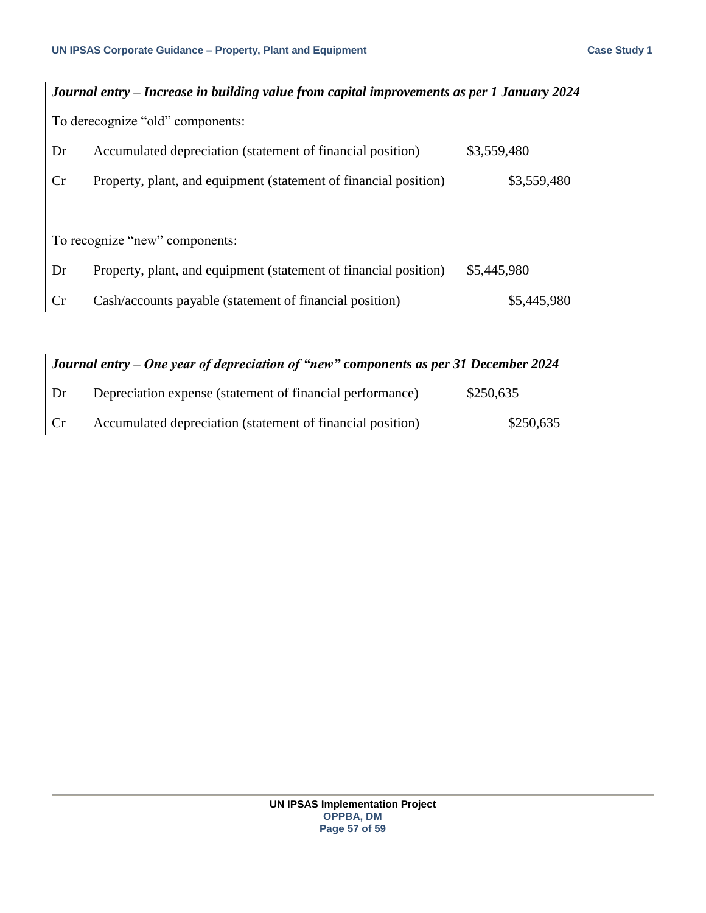| ***Journal entry – Increase in building value from capital improvements as per 1 January 2024*** | | | |
|---|---|---|---|
| To derecognize "old" components: | | | |
| Dr | Accumulated depreciation (statement of financial position) | $3,559,480 | |
| Cr | Property, plant, and equipment (statement of financial position) | | $3,559,480 |
| | | | |
| To recognize "new" components: | | | |
| Dr | Property, plant, and equipment (statement of financial position) | $5,445,980 | |
| Cr | Cash/accounts payable (statement of financial position) | | $5,445,980 |

| ***Journal entry – One year of depreciation of "new" components as per 31 December 2024*** | | | |
|---|---|---|---|
| Dr | Depreciation expense (statement of financial performance) | $250,635 | |
| Cr | Accumulated depreciation (statement of financial position) | | $250,635 |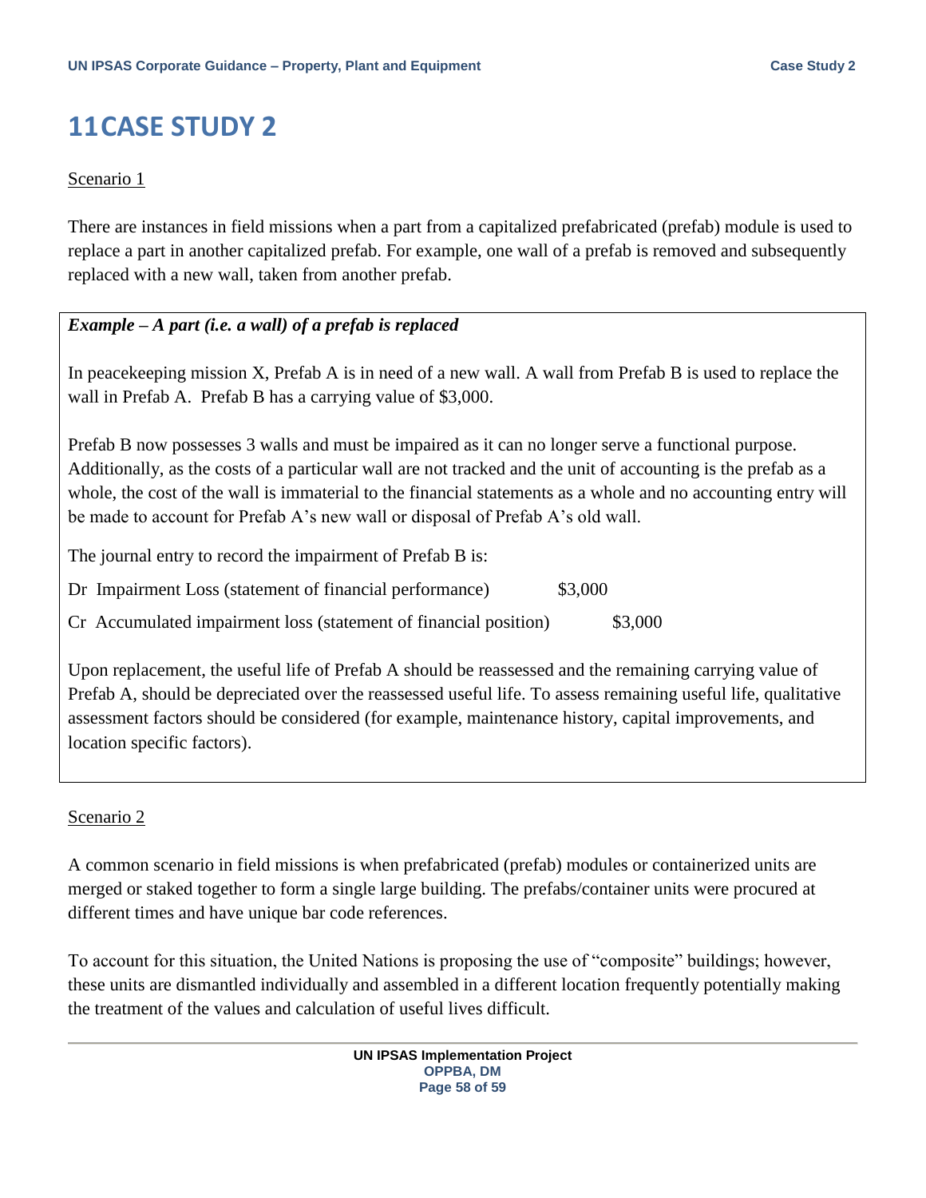# 11 CASE STUDY 2

Scenario 1

There are instances in field missions when a part from a capitalized prefabricated (prefab) module is used to replace a part in another capitalized prefab. For example, one wall of a prefab is removed and subsequently replaced with a new wall, taken from another prefab.

***Example – A part (i.e. a wall) of a prefab is replaced***

In peacekeeping mission X, Prefab A is in need of a new wall. A wall from Prefab B is used to replace the wall in Prefab A. Prefab B has a carrying value of $3,000.

Prefab B now possesses 3 walls and must be impaired as it can no longer serve a functional purpose. Additionally, as the costs of a particular wall are not tracked and the unit of accounting is the prefab as a whole, the cost of the wall is immaterial to the financial statements as a whole and no accounting entry will be made to account for Prefab A's new wall or disposal of Prefab A's old wall.

The journal entry to record the impairment of Prefab B is:

| | Dr | Cr |
|---|---|---|
| Dr Impairment Loss (statement of financial performance) | $3,000 | |
| Cr Accumulated impairment loss (statement of financial position) | | $3,000 |

Upon replacement, the useful life of Prefab A should be reassessed and the remaining carrying value of Prefab A, should be depreciated over the reassessed useful life. To assess remaining useful life, qualitative assessment factors should be considered (for example, maintenance history, capital improvements, and location specific factors).

Scenario 2

A common scenario in field missions is when prefabricated (prefab) modules or containerized units are merged or staked together to form a single large building. The prefabs/container units were procured at different times and have unique bar code references.

To account for this situation, the United Nations is proposing the use of "composite" buildings; however, these units are dismantled individually and assembled in a different location frequently potentially making the treatment of the values and calculation of useful lives difficult.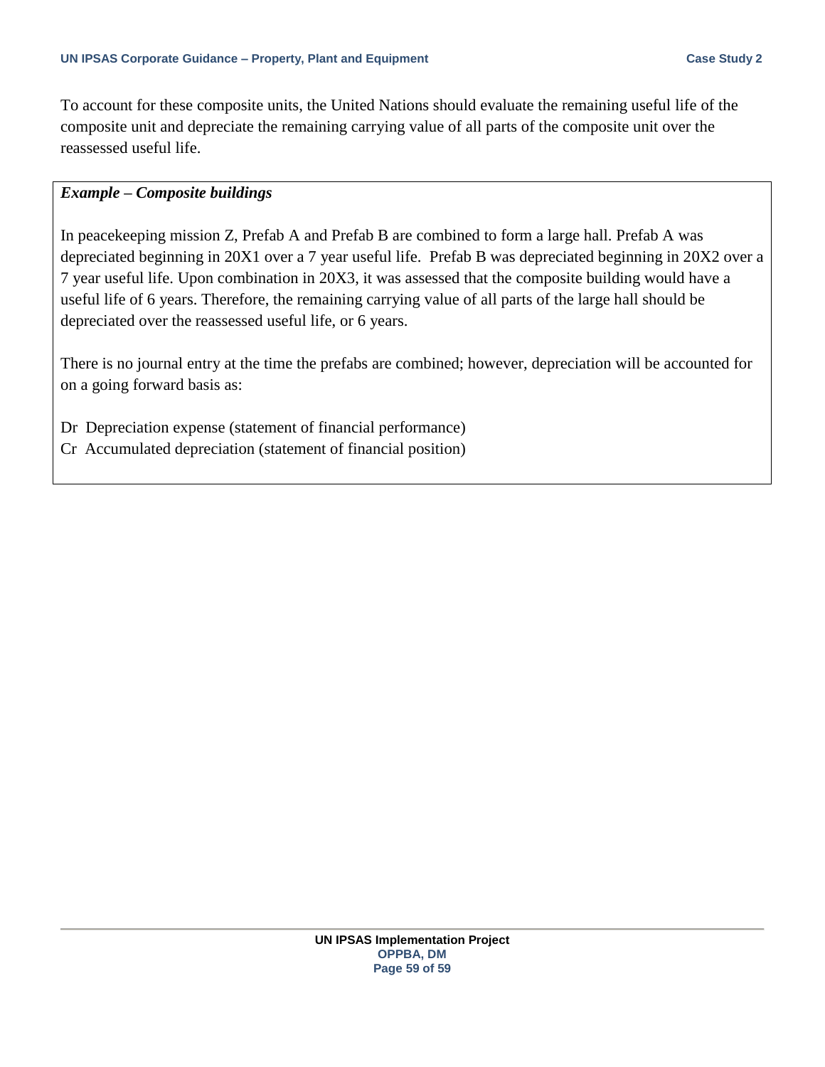To account for these composite units, the United Nations should evaluate the remaining useful life of the composite unit and depreciate the remaining carrying value of all parts of the composite unit over the reassessed useful life.

***Example – Composite buildings***

In peacekeeping mission Z, Prefab A and Prefab B are combined to form a large hall. Prefab A was depreciated beginning in 20X1 over a 7 year useful life. Prefab B was depreciated beginning in 20X2 over a 7 year useful life. Upon combination in 20X3, it was assessed that the composite building would have a useful life of 6 years. Therefore, the remaining carrying value of all parts of the large hall should be depreciated over the reassessed useful life, or 6 years.

There is no journal entry at the time the prefabs are combined; however, depreciation will be accounted for on a going forward basis as:

Dr Depreciation expense (statement of financial performance)
Cr Accumulated depreciation (statement of financial position)